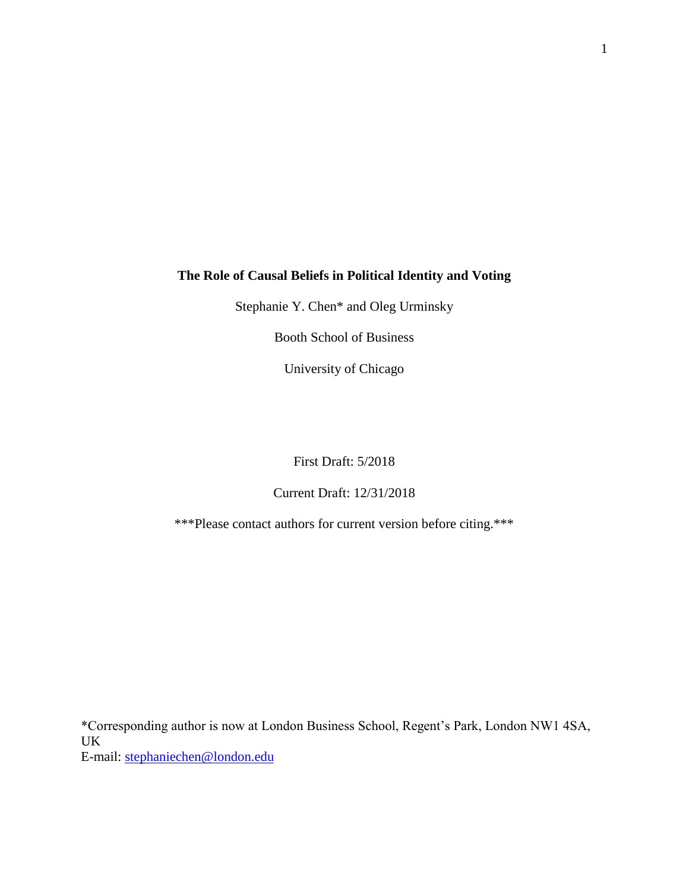# The Role of Causal Beliefs in Political Identity and Voting

Stephanie Y. Chen* and Oleg Urminsky

Booth School of Business

University of Chicago

First Draft: 5/2018

Current Draft: 12/31/2018

***Please contact authors for current version before citing.***

*Corresponding author is now at London Business School, Regent's Park, London NW1 4SA, UK
E-mail: stephaniechen@london.edu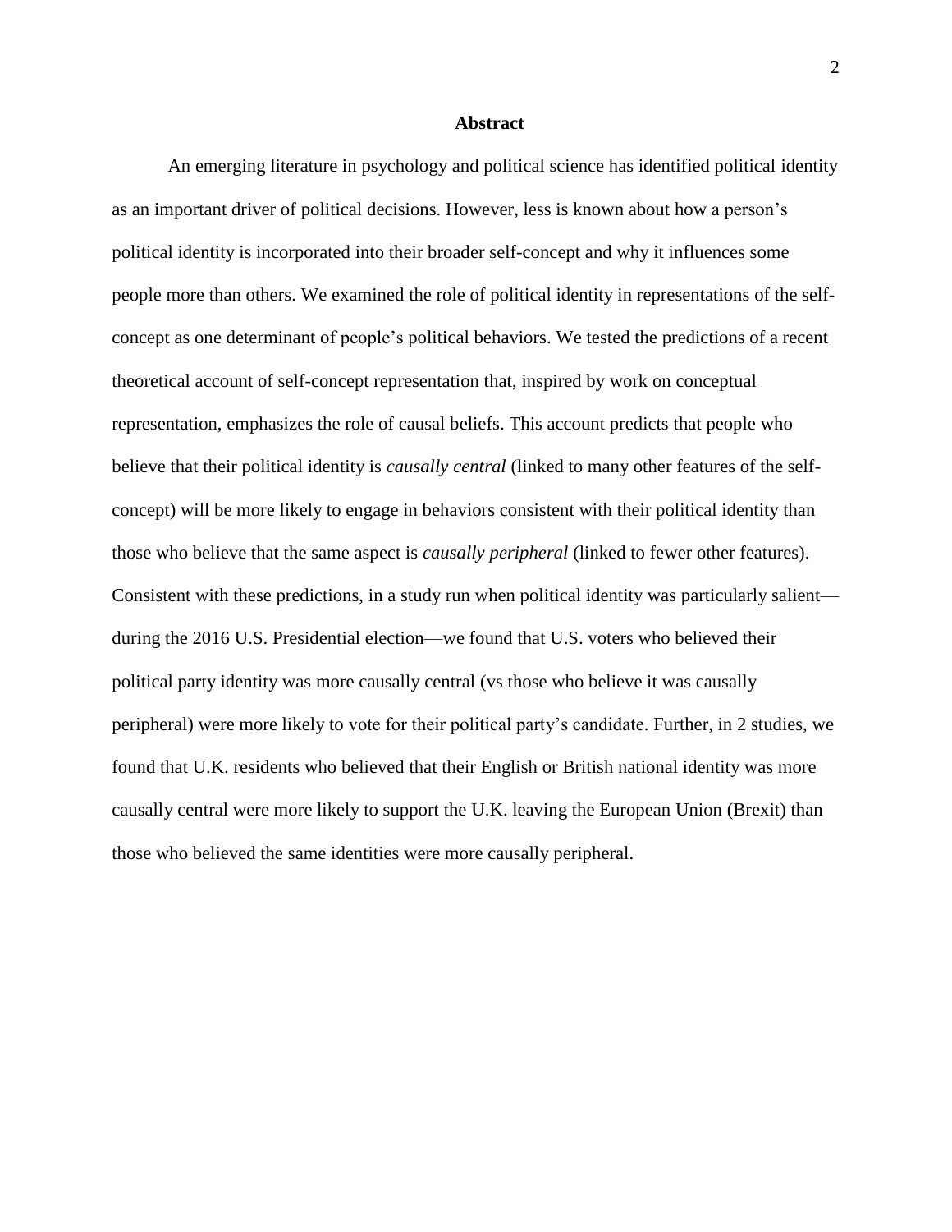## Abstract

An emerging literature in psychology and political science has identified political identity as an important driver of political decisions. However, less is known about how a person's political identity is incorporated into their broader self-concept and why it influences some people more than others. We examined the role of political identity in representations of the self-concept as one determinant of people's political behaviors. We tested the predictions of a recent theoretical account of self-concept representation that, inspired by work on conceptual representation, emphasizes the role of causal beliefs. This account predicts that people who believe that their political identity is *causally central* (linked to many other features of the self-concept) will be more likely to engage in behaviors consistent with their political identity than those who believe that the same aspect is *causally peripheral* (linked to fewer other features). Consistent with these predictions, in a study run when political identity was particularly salient—during the 2016 U.S. Presidential election—we found that U.S. voters who believed their political party identity was more causally central (vs those who believe it was causally peripheral) were more likely to vote for their political party's candidate. Further, in 2 studies, we found that U.K. residents who believed that their English or British national identity was more causally central were more likely to support the U.K. leaving the European Union (Brexit) than those who believed the same identities were more causally peripheral.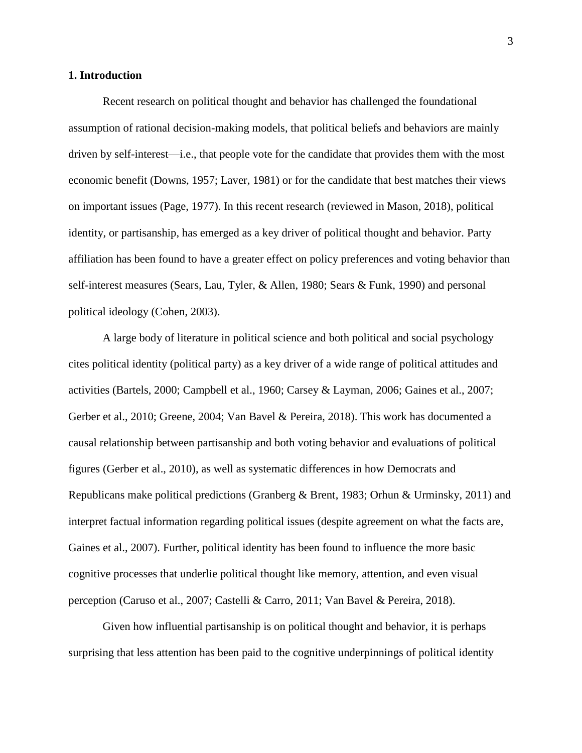## 1. Introduction

Recent research on political thought and behavior has challenged the foundational assumption of rational decision-making models, that political beliefs and behaviors are mainly driven by self-interest—i.e., that people vote for the candidate that provides them with the most economic benefit (Downs, 1957; Laver, 1981) or for the candidate that best matches their views on important issues (Page, 1977). In this recent research (reviewed in Mason, 2018), political identity, or partisanship, has emerged as a key driver of political thought and behavior. Party affiliation has been found to have a greater effect on policy preferences and voting behavior than self-interest measures (Sears, Lau, Tyler, & Allen, 1980; Sears & Funk, 1990) and personal political ideology (Cohen, 2003).

A large body of literature in political science and both political and social psychology cites political identity (political party) as a key driver of a wide range of political attitudes and activities (Bartels, 2000; Campbell et al., 1960; Carsey & Layman, 2006; Gaines et al., 2007; Gerber et al., 2010; Greene, 2004; Van Bavel & Pereira, 2018). This work has documented a causal relationship between partisanship and both voting behavior and evaluations of political figures (Gerber et al., 2010), as well as systematic differences in how Democrats and Republicans make political predictions (Granberg & Brent, 1983; Orhun & Urminsky, 2011) and interpret factual information regarding political issues (despite agreement on what the facts are, Gaines et al., 2007). Further, political identity has been found to influence the more basic cognitive processes that underlie political thought like memory, attention, and even visual perception (Caruso et al., 2007; Castelli & Carro, 2011; Van Bavel & Pereira, 2018).

Given how influential partisanship is on political thought and behavior, it is perhaps surprising that less attention has been paid to the cognitive underpinnings of political identity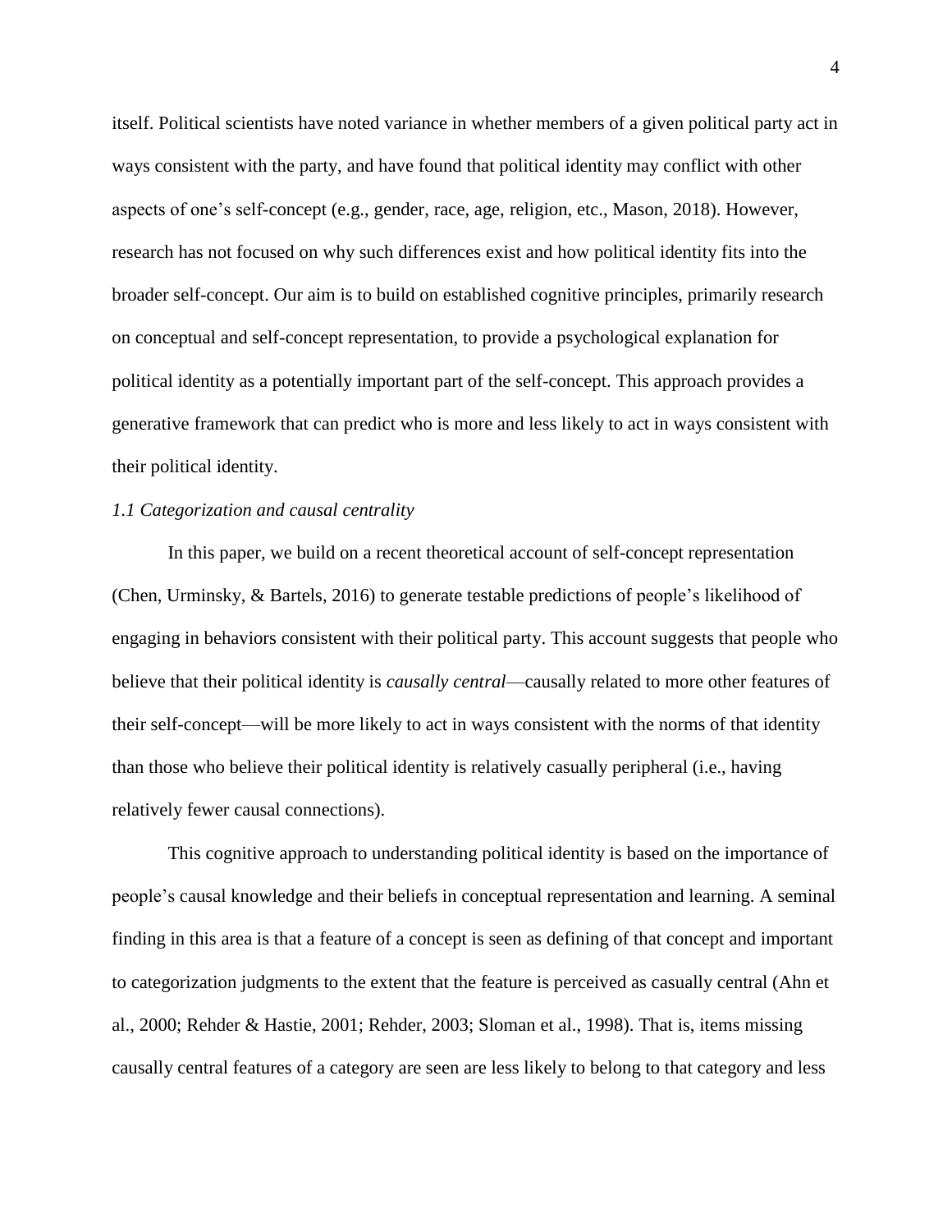itself. Political scientists have noted variance in whether members of a given political party act in ways consistent with the party, and have found that political identity may conflict with other aspects of one's self-concept (e.g., gender, race, age, religion, etc., Mason, 2018). However, research has not focused on why such differences exist and how political identity fits into the broader self-concept. Our aim is to build on established cognitive principles, primarily research on conceptual and self-concept representation, to provide a psychological explanation for political identity as a potentially important part of the self-concept. This approach provides a generative framework that can predict who is more and less likely to act in ways consistent with their political identity.

### *1.1 Categorization and causal centrality*

In this paper, we build on a recent theoretical account of self-concept representation (Chen, Urminsky, & Bartels, 2016) to generate testable predictions of people's likelihood of engaging in behaviors consistent with their political party. This account suggests that people who believe that their political identity is *causally central*—causally related to more other features of their self-concept—will be more likely to act in ways consistent with the norms of that identity than those who believe their political identity is relatively casually peripheral (i.e., having relatively fewer causal connections).

This cognitive approach to understanding political identity is based on the importance of people's causal knowledge and their beliefs in conceptual representation and learning. A seminal finding in this area is that a feature of a concept is seen as defining of that concept and important to categorization judgments to the extent that the feature is perceived as casually central (Ahn et al., 2000; Rehder & Hastie, 2001; Rehder, 2003; Sloman et al., 1998). That is, items missing causally central features of a category are seen are less likely to belong to that category and less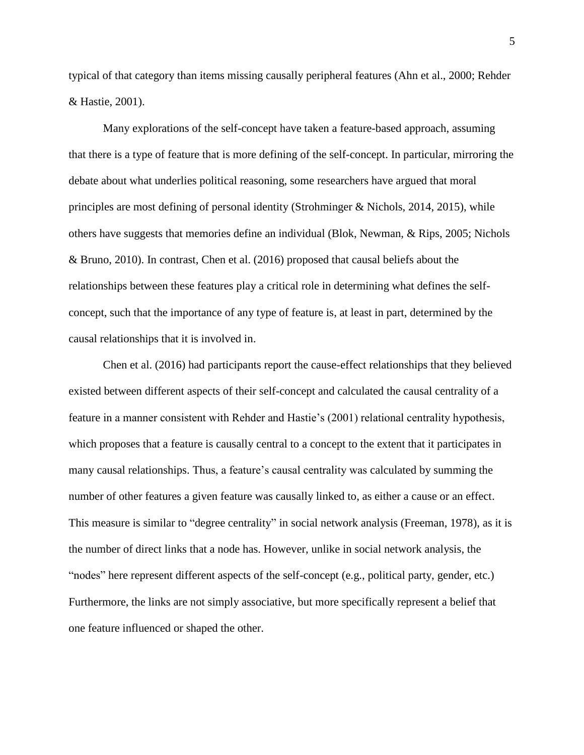typical of that category than items missing causally peripheral features (Ahn et al., 2000; Rehder & Hastie, 2001).

Many explorations of the self-concept have taken a feature-based approach, assuming that there is a type of feature that is more defining of the self-concept. In particular, mirroring the debate about what underlies political reasoning, some researchers have argued that moral principles are most defining of personal identity (Strohminger & Nichols, 2014, 2015), while others have suggests that memories define an individual (Blok, Newman, & Rips, 2005; Nichols & Bruno, 2010). In contrast, Chen et al. (2016) proposed that causal beliefs about the relationships between these features play a critical role in determining what defines the self-concept, such that the importance of any type of feature is, at least in part, determined by the causal relationships that it is involved in.

Chen et al. (2016) had participants report the cause-effect relationships that they believed existed between different aspects of their self-concept and calculated the causal centrality of a feature in a manner consistent with Rehder and Hastie's (2001) relational centrality hypothesis, which proposes that a feature is causally central to a concept to the extent that it participates in many causal relationships. Thus, a feature's causal centrality was calculated by summing the number of other features a given feature was causally linked to, as either a cause or an effect. This measure is similar to "degree centrality" in social network analysis (Freeman, 1978), as it is the number of direct links that a node has. However, unlike in social network analysis, the "nodes" here represent different aspects of the self-concept (e.g., political party, gender, etc.) Furthermore, the links are not simply associative, but more specifically represent a belief that one feature influenced or shaped the other.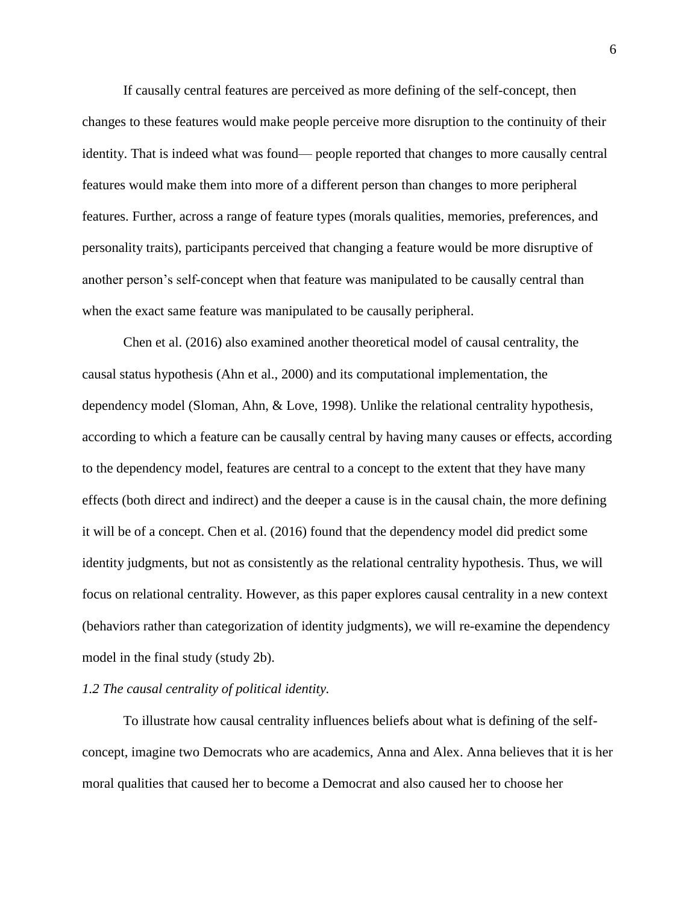If causally central features are perceived as more defining of the self-concept, then changes to these features would make people perceive more disruption to the continuity of their identity. That is indeed what was found— people reported that changes to more causally central features would make them into more of a different person than changes to more peripheral features. Further, across a range of feature types (morals qualities, memories, preferences, and personality traits), participants perceived that changing a feature would be more disruptive of another person's self-concept when that feature was manipulated to be causally central than when the exact same feature was manipulated to be causally peripheral.

Chen et al. (2016) also examined another theoretical model of causal centrality, the causal status hypothesis (Ahn et al., 2000) and its computational implementation, the dependency model (Sloman, Ahn, & Love, 1998). Unlike the relational centrality hypothesis, according to which a feature can be causally central by having many causes or effects, according to the dependency model, features are central to a concept to the extent that they have many effects (both direct and indirect) and the deeper a cause is in the causal chain, the more defining it will be of a concept. Chen et al. (2016) found that the dependency model did predict some identity judgments, but not as consistently as the relational centrality hypothesis. Thus, we will focus on relational centrality. However, as this paper explores causal centrality in a new context (behaviors rather than categorization of identity judgments), we will re-examine the dependency model in the final study (study 2b).

### *1.2 The causal centrality of political identity.*

To illustrate how causal centrality influences beliefs about what is defining of the self-concept, imagine two Democrats who are academics, Anna and Alex. Anna believes that it is her moral qualities that caused her to become a Democrat and also caused her to choose her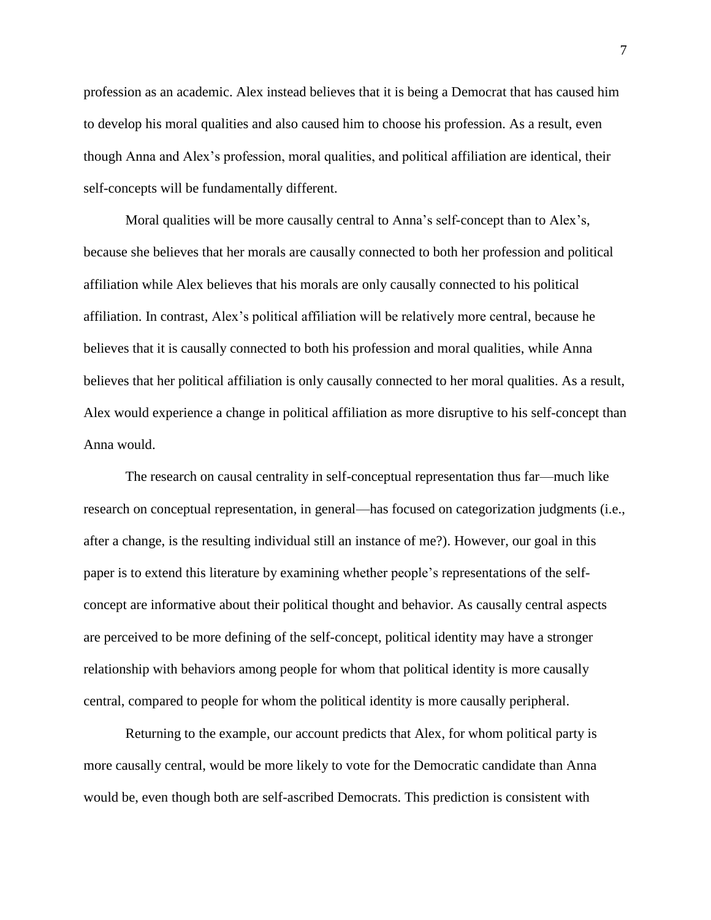profession as an academic. Alex instead believes that it is being a Democrat that has caused him to develop his moral qualities and also caused him to choose his profession. As a result, even though Anna and Alex's profession, moral qualities, and political affiliation are identical, their self-concepts will be fundamentally different.

Moral qualities will be more causally central to Anna's self-concept than to Alex's, because she believes that her morals are causally connected to both her profession and political affiliation while Alex believes that his morals are only causally connected to his political affiliation. In contrast, Alex's political affiliation will be relatively more central, because he believes that it is causally connected to both his profession and moral qualities, while Anna believes that her political affiliation is only causally connected to her moral qualities. As a result, Alex would experience a change in political affiliation as more disruptive to his self-concept than Anna would.

The research on causal centrality in self-conceptual representation thus far—much like research on conceptual representation, in general—has focused on categorization judgments (i.e., after a change, is the resulting individual still an instance of me?). However, our goal in this paper is to extend this literature by examining whether people's representations of the self-concept are informative about their political thought and behavior. As causally central aspects are perceived to be more defining of the self-concept, political identity may have a stronger relationship with behaviors among people for whom that political identity is more causally central, compared to people for whom the political identity is more causally peripheral.

Returning to the example, our account predicts that Alex, for whom political party is more causally central, would be more likely to vote for the Democratic candidate than Anna would be, even though both are self-ascribed Democrats. This prediction is consistent with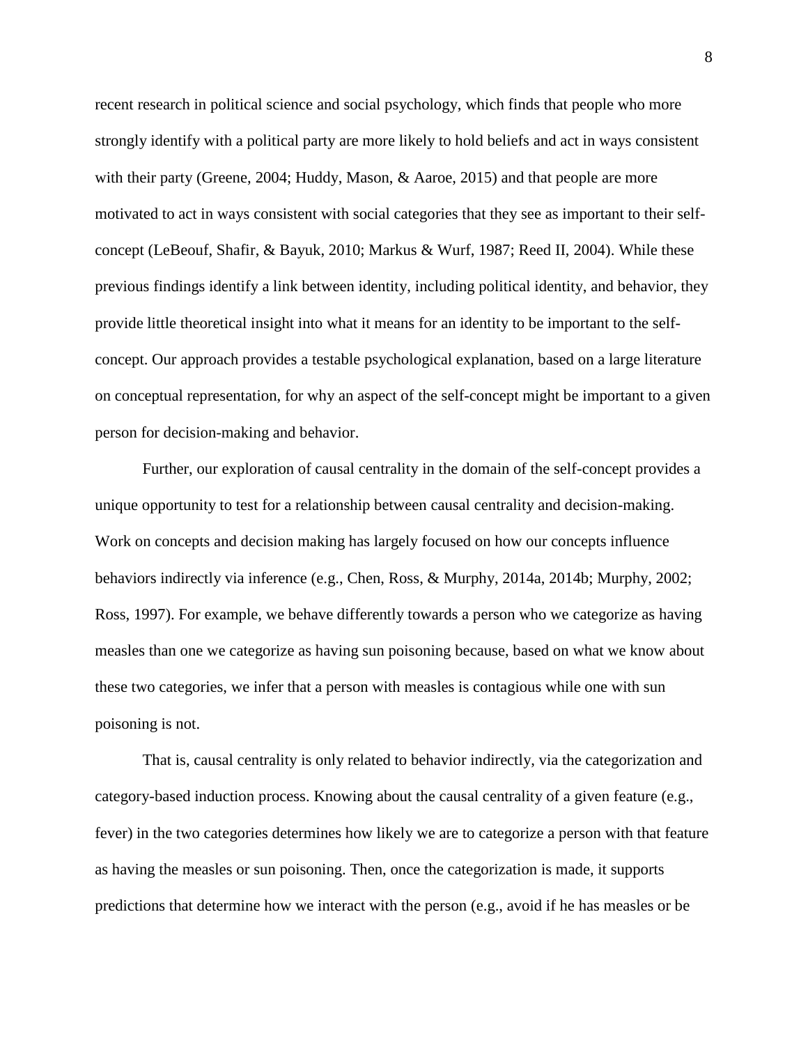recent research in political science and social psychology, which finds that people who more strongly identify with a political party are more likely to hold beliefs and act in ways consistent with their party (Greene, 2004; Huddy, Mason, & Aaroe, 2015) and that people are more motivated to act in ways consistent with social categories that they see as important to their self-concept (LeBeouf, Shafir, & Bayuk, 2010; Markus & Wurf, 1987; Reed II, 2004). While these previous findings identify a link between identity, including political identity, and behavior, they provide little theoretical insight into what it means for an identity to be important to the self-concept. Our approach provides a testable psychological explanation, based on a large literature on conceptual representation, for why an aspect of the self-concept might be important to a given person for decision-making and behavior.

Further, our exploration of causal centrality in the domain of the self-concept provides a unique opportunity to test for a relationship between causal centrality and decision-making. Work on concepts and decision making has largely focused on how our concepts influence behaviors indirectly via inference (e.g., Chen, Ross, & Murphy, 2014a, 2014b; Murphy, 2002; Ross, 1997). For example, we behave differently towards a person who we categorize as having measles than one we categorize as having sun poisoning because, based on what we know about these two categories, we infer that a person with measles is contagious while one with sun poisoning is not.

That is, causal centrality is only related to behavior indirectly, via the categorization and category-based induction process. Knowing about the causal centrality of a given feature (e.g., fever) in the two categories determines how likely we are to categorize a person with that feature as having the measles or sun poisoning. Then, once the categorization is made, it supports predictions that determine how we interact with the person (e.g., avoid if he has measles or be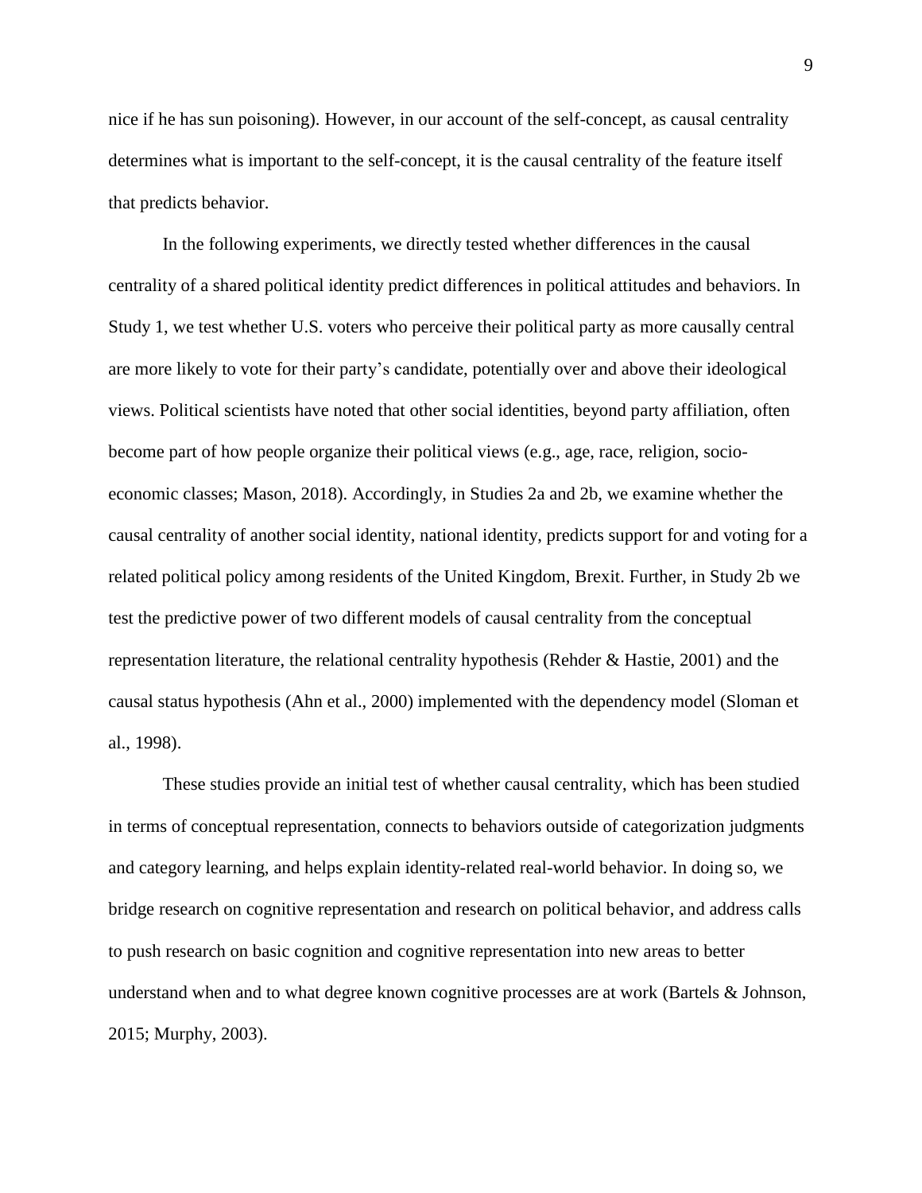nice if he has sun poisoning). However, in our account of the self-concept, as causal centrality determines what is important to the self-concept, it is the causal centrality of the feature itself that predicts behavior.

In the following experiments, we directly tested whether differences in the causal centrality of a shared political identity predict differences in political attitudes and behaviors. In Study 1, we test whether U.S. voters who perceive their political party as more causally central are more likely to vote for their party's candidate, potentially over and above their ideological views. Political scientists have noted that other social identities, beyond party affiliation, often become part of how people organize their political views (e.g., age, race, religion, socio-economic classes; Mason, 2018). Accordingly, in Studies 2a and 2b, we examine whether the causal centrality of another social identity, national identity, predicts support for and voting for a related political policy among residents of the United Kingdom, Brexit. Further, in Study 2b we test the predictive power of two different models of causal centrality from the conceptual representation literature, the relational centrality hypothesis (Rehder & Hastie, 2001) and the causal status hypothesis (Ahn et al., 2000) implemented with the dependency model (Sloman et al., 1998).

These studies provide an initial test of whether causal centrality, which has been studied in terms of conceptual representation, connects to behaviors outside of categorization judgments and category learning, and helps explain identity-related real-world behavior. In doing so, we bridge research on cognitive representation and research on political behavior, and address calls to push research on basic cognition and cognitive representation into new areas to better understand when and to what degree known cognitive processes are at work (Bartels & Johnson, 2015; Murphy, 2003).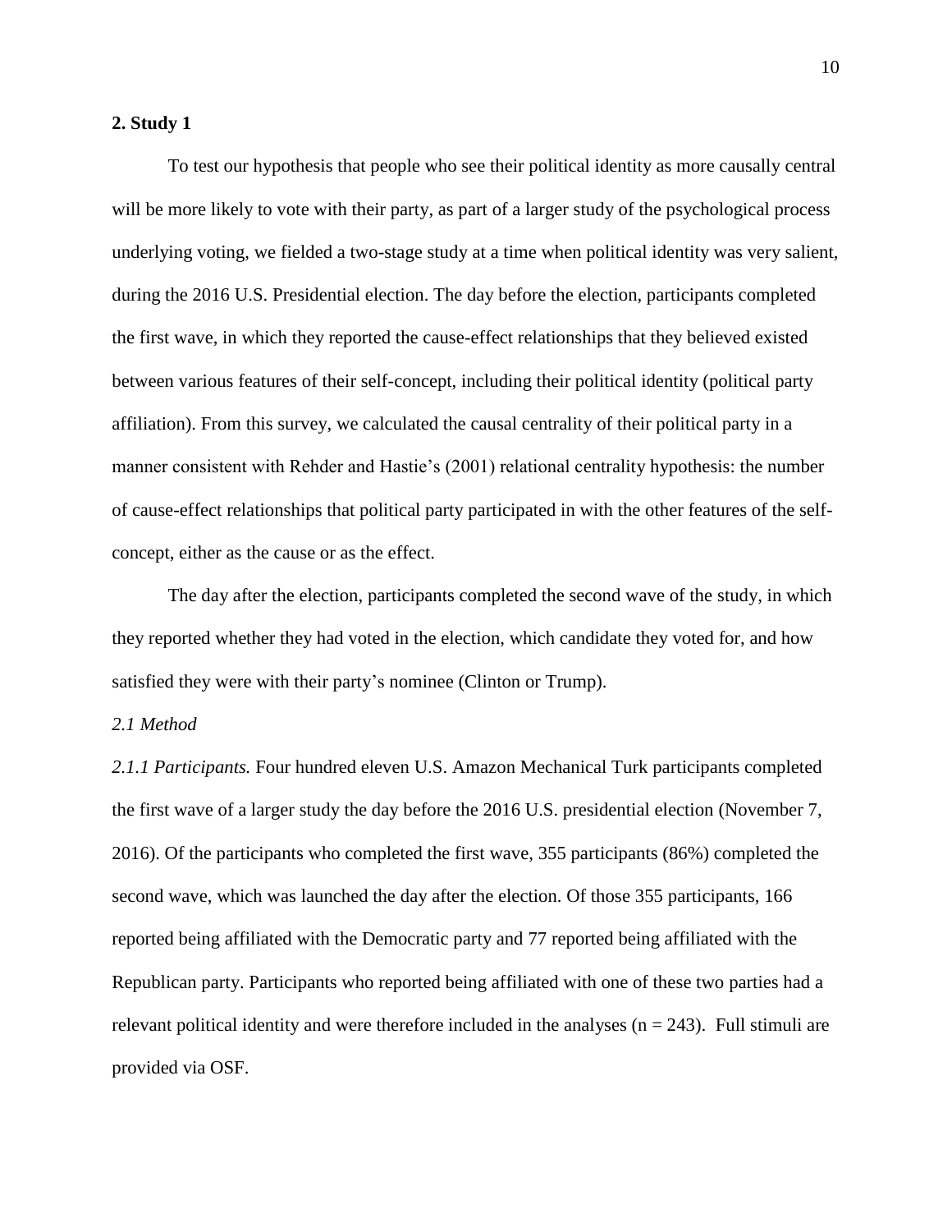## 2. Study 1

To test our hypothesis that people who see their political identity as more causally central will be more likely to vote with their party, as part of a larger study of the psychological process underlying voting, we fielded a two-stage study at a time when political identity was very salient, during the 2016 U.S. Presidential election. The day before the election, participants completed the first wave, in which they reported the cause-effect relationships that they believed existed between various features of their self-concept, including their political identity (political party affiliation). From this survey, we calculated the causal centrality of their political party in a manner consistent with Rehder and Hastie's (2001) relational centrality hypothesis: the number of cause-effect relationships that political party participated in with the other features of the self-concept, either as the cause or as the effect.

The day after the election, participants completed the second wave of the study, in which they reported whether they had voted in the election, which candidate they voted for, and how satisfied they were with their party's nominee (Clinton or Trump).

### *2.1 Method*

*2.1.1 Participants.* Four hundred eleven U.S. Amazon Mechanical Turk participants completed the first wave of a larger study the day before the 2016 U.S. presidential election (November 7, 2016). Of the participants who completed the first wave, 355 participants (86%) completed the second wave, which was launched the day after the election. Of those 355 participants, 166 reported being affiliated with the Democratic party and 77 reported being affiliated with the Republican party. Participants who reported being affiliated with one of these two parties had a relevant political identity and were therefore included in the analyses ($n = 243$). Full stimuli are provided via OSF.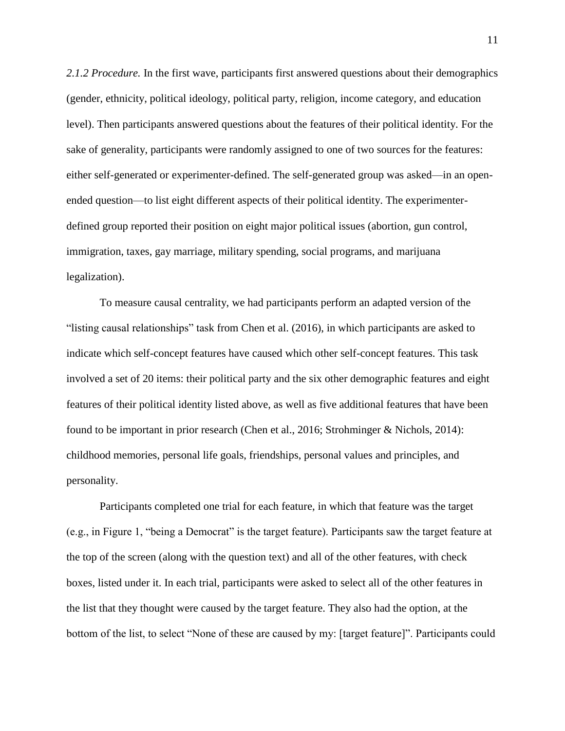*2.1.2 Procedure.* In the first wave, participants first answered questions about their demographics (gender, ethnicity, political ideology, political party, religion, income category, and education level). Then participants answered questions about the features of their political identity. For the sake of generality, participants were randomly assigned to one of two sources for the features: either self-generated or experimenter-defined. The self-generated group was asked—in an open-ended question—to list eight different aspects of their political identity. The experimenter-defined group reported their position on eight major political issues (abortion, gun control, immigration, taxes, gay marriage, military spending, social programs, and marijuana legalization).

To measure causal centrality, we had participants perform an adapted version of the "listing causal relationships" task from Chen et al. (2016), in which participants are asked to indicate which self-concept features have caused which other self-concept features. This task involved a set of 20 items: their political party and the six other demographic features and eight features of their political identity listed above, as well as five additional features that have been found to be important in prior research (Chen et al., 2016; Strohminger & Nichols, 2014): childhood memories, personal life goals, friendships, personal values and principles, and personality.

Participants completed one trial for each feature, in which that feature was the target (e.g., in Figure 1, "being a Democrat" is the target feature). Participants saw the target feature at the top of the screen (along with the question text) and all of the other features, with check boxes, listed under it. In each trial, participants were asked to select all of the other features in the list that they thought were caused by the target feature. They also had the option, at the bottom of the list, to select "None of these are caused by my: [target feature]". Participants could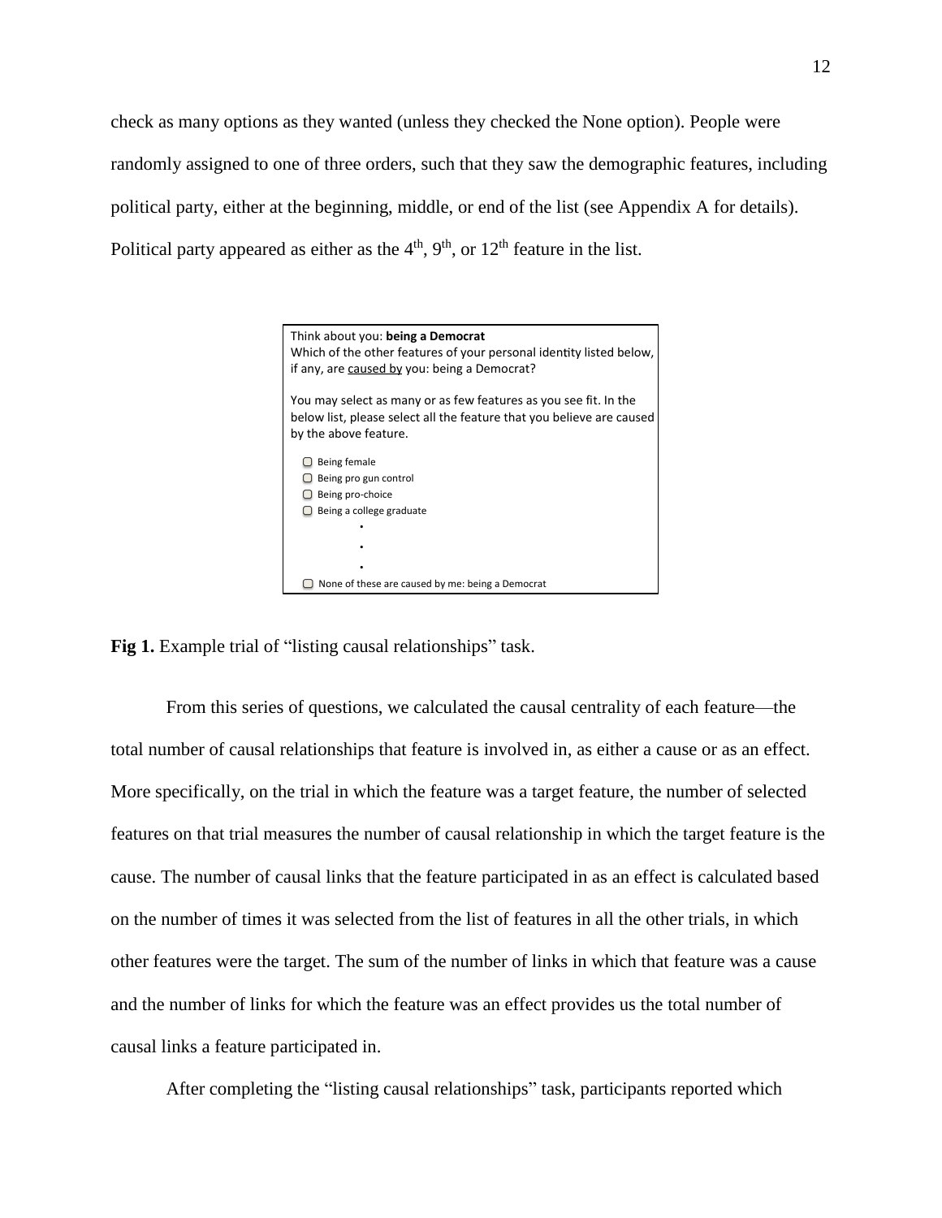check as many options as they wanted (unless they checked the None option). People were randomly assigned to one of three orders, such that they saw the demographic features, including political party, either at the beginning, middle, or end of the list (see Appendix A for details). Political party appeared as either as the 4th, 9th, or 12th feature in the list.

Think about you: **being a Democrat**
Which of the other features of your personal identity listed below, if any, are caused by you: being a Democrat?

You may select as many or as few features as you see fit. In the below list, please select all the feature that you believe are caused by the above feature.

- ▢ Being female
- ▢ Being pro gun control
- ▢ Being pro-choice
- ▢ Being a college graduate

.
.
.

- ▢ None of these are caused by me: being a Democrat

**Fig 1.** Example trial of "listing causal relationships" task.

From this series of questions, we calculated the causal centrality of each feature—the total number of causal relationships that feature is involved in, as either a cause or as an effect. More specifically, on the trial in which the feature was a target feature, the number of selected features on that trial measures the number of causal relationship in which the target feature is the cause. The number of causal links that the feature participated in as an effect is calculated based on the number of times it was selected from the list of features in all the other trials, in which other features were the target. The sum of the number of links in which that feature was a cause and the number of links for which the feature was an effect provides us the total number of causal links a feature participated in.

After completing the "listing causal relationships" task, participants reported which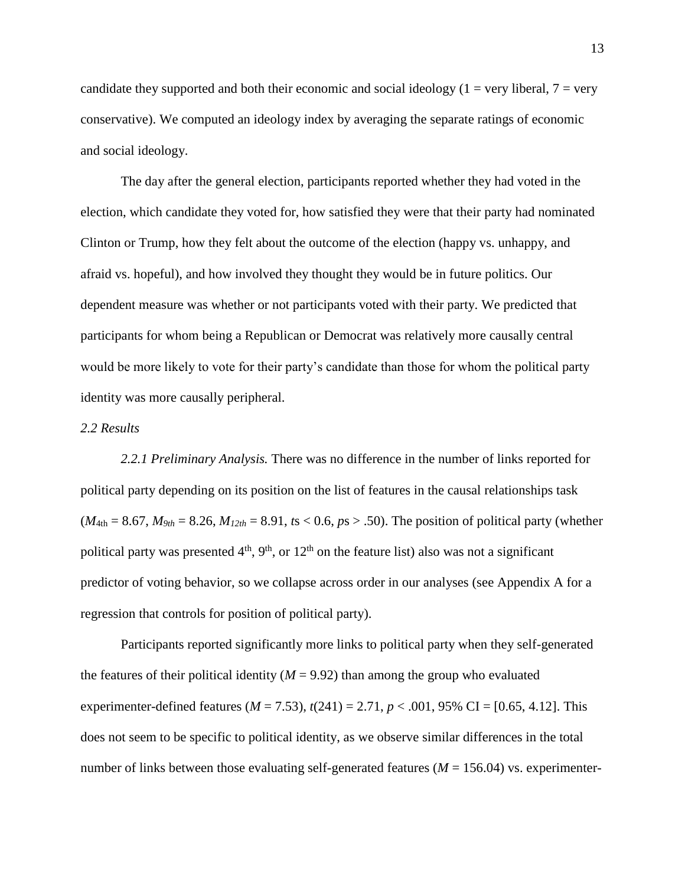candidate they supported and both their economic and social ideology (1 = very liberal, 7 = very conservative). We computed an ideology index by averaging the separate ratings of economic and social ideology.

The day after the general election, participants reported whether they had voted in the election, which candidate they voted for, how satisfied they were that their party had nominated Clinton or Trump, how they felt about the outcome of the election (happy vs. unhappy, and afraid vs. hopeful), and how involved they thought they would be in future politics. Our dependent measure was whether or not participants voted with their party. We predicted that participants for whom being a Republican or Democrat was relatively more causally central would be more likely to vote for their party's candidate than those for whom the political party identity was more causally peripheral.

### *2.2 Results*

*2.2.1 Preliminary Analysis.* There was no difference in the number of links reported for political party depending on its position on the list of features in the causal relationships task ($M_{4th} = 8.67$, $M_{9th} = 8.26$, $M_{12th} = 8.91$, $t$s < 0.6, $p$s > .50). The position of political party (whether political party was presented 4$^{th}$, 9$^{th}$, or 12$^{th}$ on the feature list) also was not a significant predictor of voting behavior, so we collapse across order in our analyses (see Appendix A for a regression that controls for position of political party).

Participants reported significantly more links to political party when they self-generated the features of their political identity ($M = 9.92$) than among the group who evaluated experimenter-defined features ($M = 7.53$), $t(241) = 2.71$, $p < .001$, 95% CI = [0.65, 4.12]. This does not seem to be specific to political identity, as we observe similar differences in the total number of links between those evaluating self-generated features ($M = 156.04$) vs. experimenter-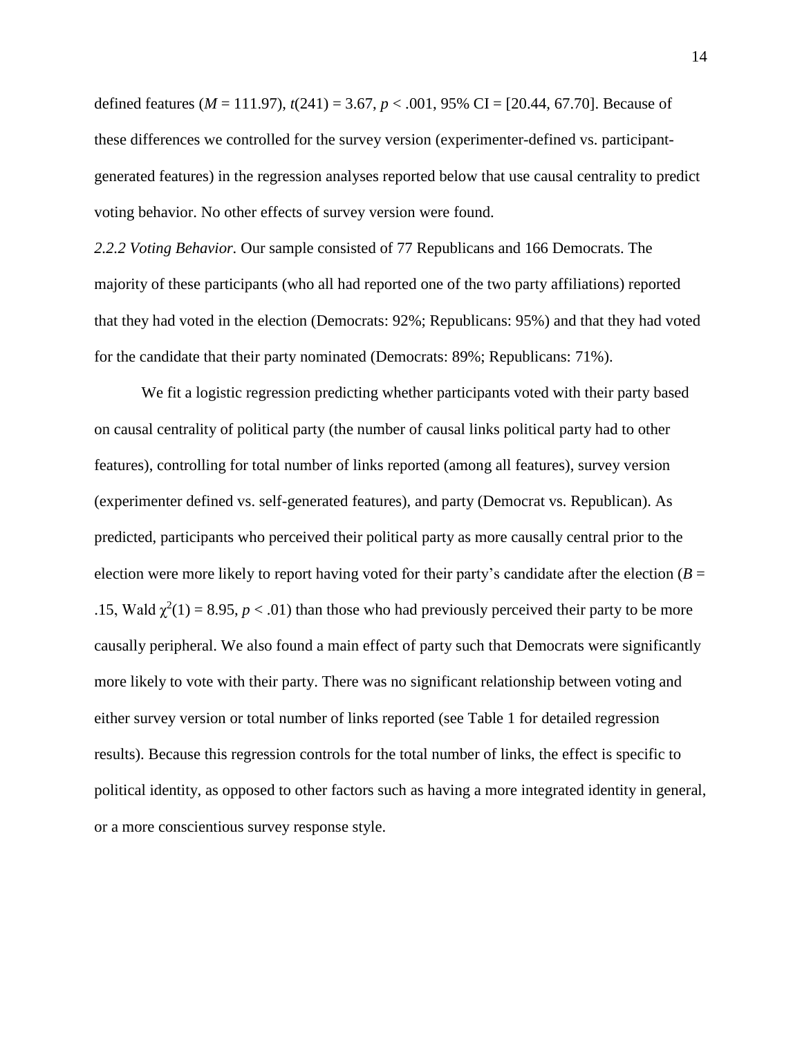defined features ($M$ = 111.97), $t(241) = 3.67$, $p < .001$, 95% CI = [20.44, 67.70]. Because of these differences we controlled for the survey version (experimenter-defined vs. participant-generated features) in the regression analyses reported below that use causal centrality to predict voting behavior. No other effects of survey version were found.

*2.2.2 Voting Behavior.* Our sample consisted of 77 Republicans and 166 Democrats. The majority of these participants (who all had reported one of the two party affiliations) reported that they had voted in the election (Democrats: 92%; Republicans: 95%) and that they had voted for the candidate that their party nominated (Democrats: 89%; Republicans: 71%).

We fit a logistic regression predicting whether participants voted with their party based on causal centrality of political party (the number of causal links political party had to other features), controlling for total number of links reported (among all features), survey version (experimenter defined vs. self-generated features), and party (Democrat vs. Republican). As predicted, participants who perceived their political party as more causally central prior to the election were more likely to report having voted for their party's candidate after the election ($B$ = .15, Wald $\chi^2(1) = 8.95$, $p < .01$) than those who had previously perceived their party to be more causally peripheral. We also found a main effect of party such that Democrats were significantly more likely to vote with their party. There was no significant relationship between voting and either survey version or total number of links reported (see Table 1 for detailed regression results). Because this regression controls for the total number of links, the effect is specific to political identity, as opposed to other factors such as having a more integrated identity in general, or a more conscientious survey response style.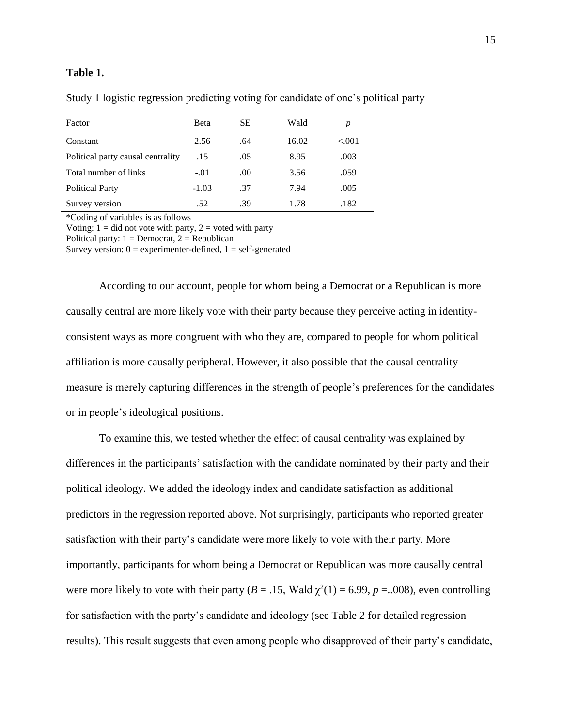**Table 1.**

Study 1 logistic regression predicting voting for candidate of one's political party

| Factor | Beta | SE | Wald | *p* |
|---|---|---|---|---|
| Constant | 2.56 | .64 | 16.02 | <.001 |
| Political party causal centrality | .15 | .05 | 8.95 | .003 |
| Total number of links | -.01 | .00 | 3.56 | .059 |
| Political Party | -1.03 | .37 | 7.94 | .005 |
| Survey version | .52 | .39 | 1.78 | .182 |

*Coding of variables is as follows

Voting: 1 = did not vote with party, 2 = voted with party

Political party: 1 = Democrat, 2 = Republican

Survey version: 0 = experimenter-defined, 1 = self-generated

According to our account, people for whom being a Democrat or a Republican is more causally central are more likely vote with their party because they perceive acting in identity-consistent ways as more congruent with who they are, compared to people for whom political affiliation is more causally peripheral. However, it also possible that the causal centrality measure is merely capturing differences in the strength of people's preferences for the candidates or in people's ideological positions.

To examine this, we tested whether the effect of causal centrality was explained by differences in the participants' satisfaction with the candidate nominated by their party and their political ideology. We added the ideology index and candidate satisfaction as additional predictors in the regression reported above. Not surprisingly, participants who reported greater satisfaction with their party's candidate were more likely to vote with their party. More importantly, participants for whom being a Democrat or Republican was more causally central were more likely to vote with their party ($B$ = .15, Wald $\chi^2(1)$ = 6.99, $p$ =..008), even controlling for satisfaction with the party's candidate and ideology (see Table 2 for detailed regression results). This result suggests that even among people who disapproved of their party's candidate,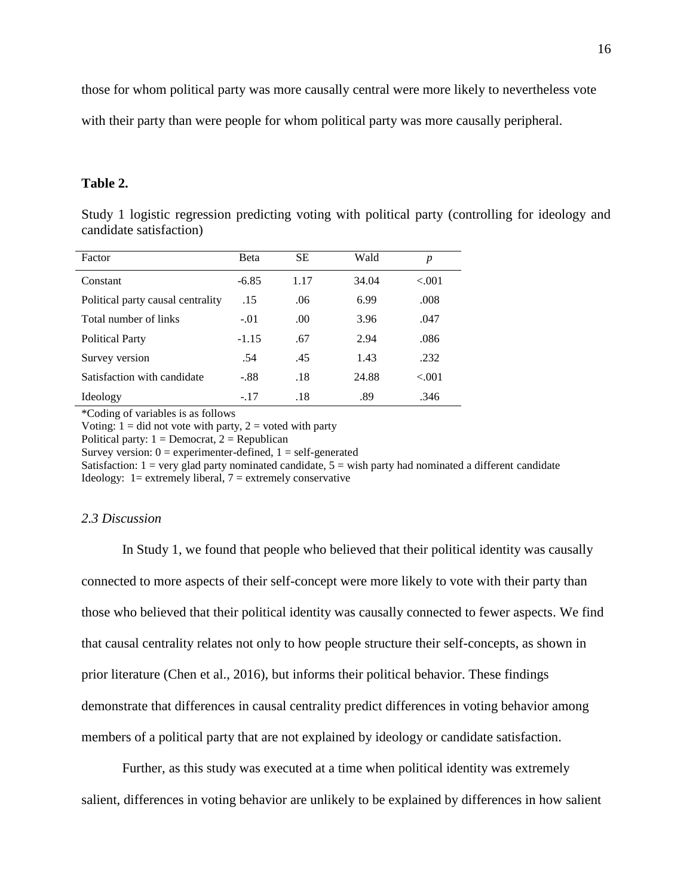those for whom political party was more causally central were more likely to nevertheless vote with their party than were people for whom political party was more causally peripheral.

**Table 2.**

Study 1 logistic regression predicting voting with political party (controlling for ideology and candidate satisfaction)

| Factor | Beta | SE | Wald | *p* |
|---|---|---|---|---|
| Constant | -6.85 | 1.17 | 34.04 | <.001 |
| Political party causal centrality | .15 | .06 | 6.99 | .008 |
| Total number of links | -.01 | .00 | 3.96 | .047 |
| Political Party | -1.15 | .67 | 2.94 | .086 |
| Survey version | .54 | .45 | 1.43 | .232 |
| Satisfaction with candidate | -.88 | .18 | 24.88 | <.001 |
| Ideology | -.17 | .18 | .89 | .346 |

*Coding of variables is as follows
Voting: 1 = did not vote with party, 2 = voted with party
Political party: 1 = Democrat, 2 = Republican
Survey version: 0 = experimenter-defined, 1 = self-generated
Satisfaction: 1 = very glad party nominated candidate, 5 = wish party had nominated a different candidate
Ideology: 1= extremely liberal, 7 = extremely conservative

### *2.3 Discussion*

In Study 1, we found that people who believed that their political identity was causally connected to more aspects of their self-concept were more likely to vote with their party than those who believed that their political identity was causally connected to fewer aspects. We find that causal centrality relates not only to how people structure their self-concepts, as shown in prior literature (Chen et al., 2016), but informs their political behavior. These findings demonstrate that differences in causal centrality predict differences in voting behavior among members of a political party that are not explained by ideology or candidate satisfaction.

Further, as this study was executed at a time when political identity was extremely salient, differences in voting behavior are unlikely to be explained by differences in how salient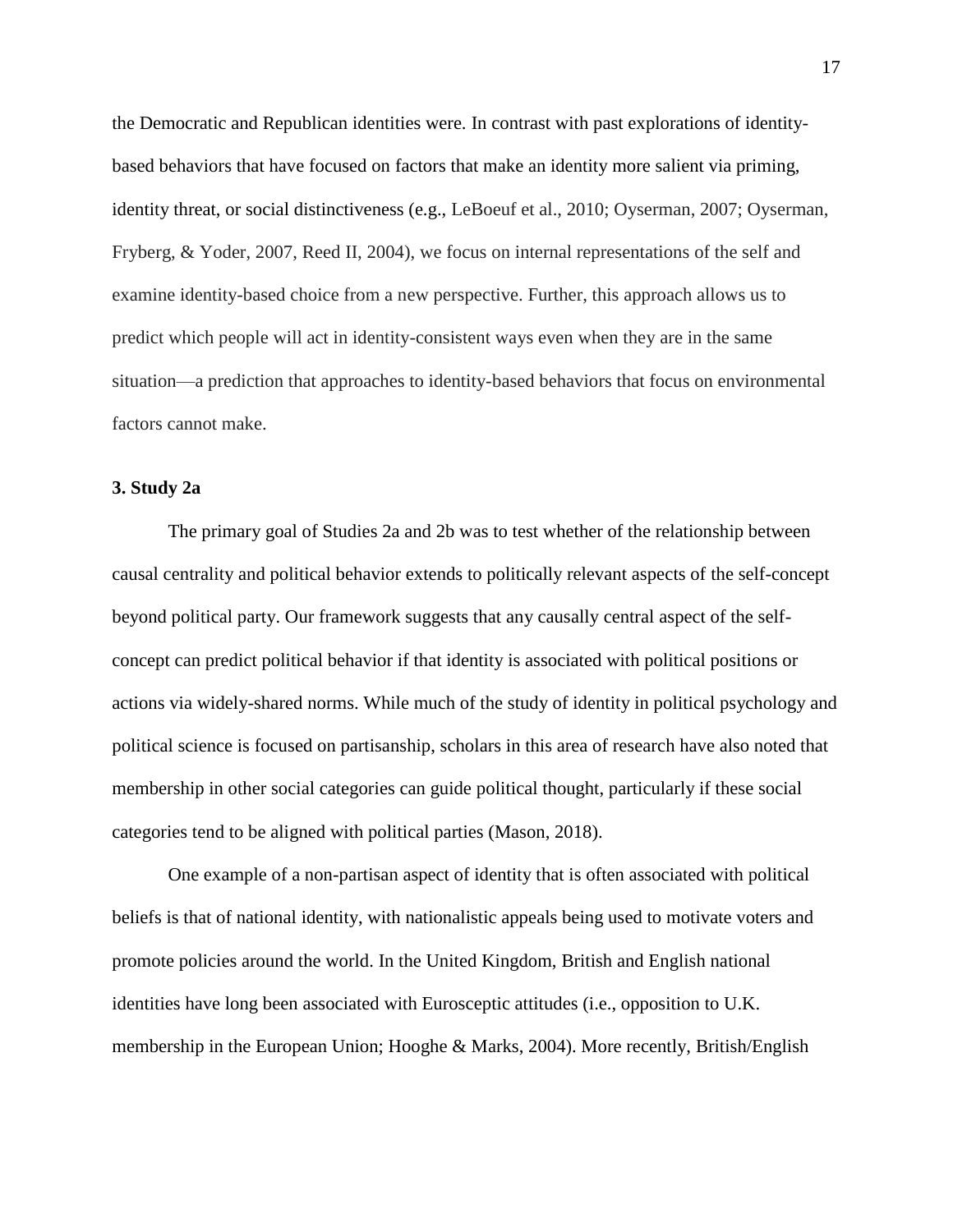the Democratic and Republican identities were. In contrast with past explorations of identity-based behaviors that have focused on factors that make an identity more salient via priming, identity threat, or social distinctiveness (e.g., LeBoeuf et al., 2010; Oyserman, 2007; Oyserman, Fryberg, & Yoder, 2007, Reed II, 2004), we focus on internal representations of the self and examine identity-based choice from a new perspective. Further, this approach allows us to predict which people will act in identity-consistent ways even when they are in the same situation—a prediction that approaches to identity-based behaviors that focus on environmental factors cannot make.

### 3. Study 2a

The primary goal of Studies 2a and 2b was to test whether of the relationship between causal centrality and political behavior extends to politically relevant aspects of the self-concept beyond political party. Our framework suggests that any causally central aspect of the self-concept can predict political behavior if that identity is associated with political positions or actions via widely-shared norms. While much of the study of identity in political psychology and political science is focused on partisanship, scholars in this area of research have also noted that membership in other social categories can guide political thought, particularly if these social categories tend to be aligned with political parties (Mason, 2018).

One example of a non-partisan aspect of identity that is often associated with political beliefs is that of national identity, with nationalistic appeals being used to motivate voters and promote policies around the world. In the United Kingdom, British and English national identities have long been associated with Eurosceptic attitudes (i.e., opposition to U.K. membership in the European Union; Hooghe & Marks, 2004). More recently, British/English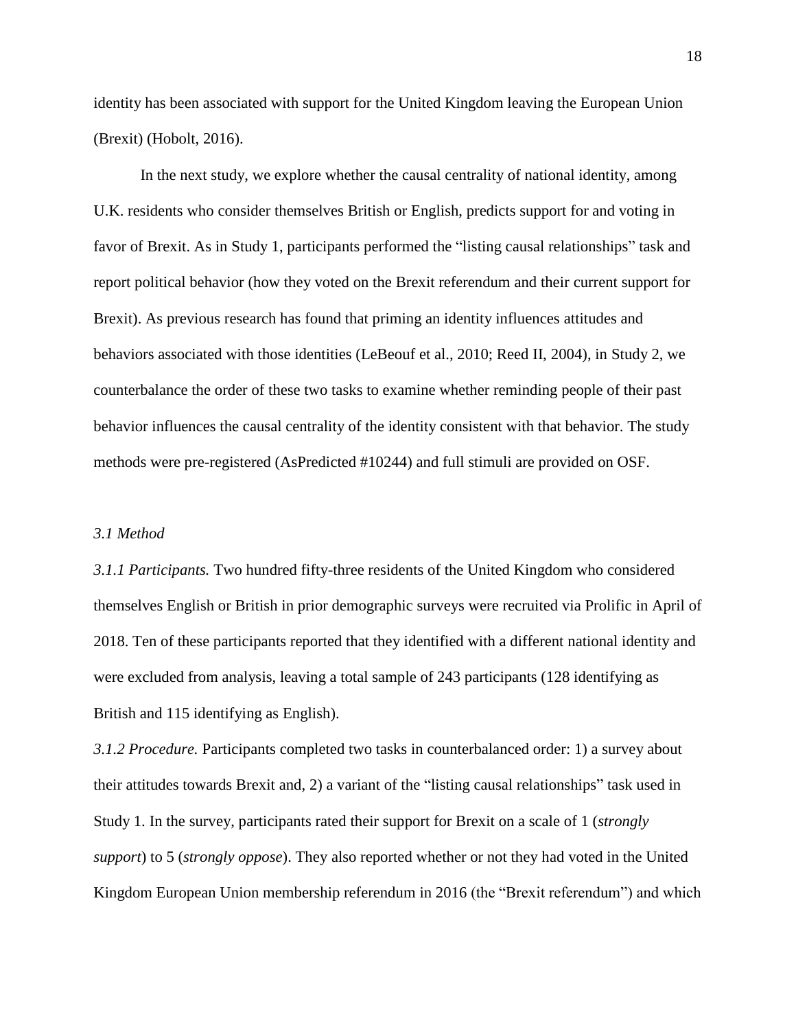identity has been associated with support for the United Kingdom leaving the European Union (Brexit) (Hobolt, 2016).

In the next study, we explore whether the causal centrality of national identity, among U.K. residents who consider themselves British or English, predicts support for and voting in favor of Brexit. As in Study 1, participants performed the "listing causal relationships" task and report political behavior (how they voted on the Brexit referendum and their current support for Brexit). As previous research has found that priming an identity influences attitudes and behaviors associated with those identities (LeBeouf et al., 2010; Reed II, 2004), in Study 2, we counterbalance the order of these two tasks to examine whether reminding people of their past behavior influences the causal centrality of the identity consistent with that behavior. The study methods were pre-registered (AsPredicted #10244) and full stimuli are provided on OSF.

*3.1 Method*

*3.1.1 Participants.* Two hundred fifty-three residents of the United Kingdom who considered themselves English or British in prior demographic surveys were recruited via Prolific in April of 2018. Ten of these participants reported that they identified with a different national identity and were excluded from analysis, leaving a total sample of 243 participants (128 identifying as British and 115 identifying as English).

*3.1.2 Procedure.* Participants completed two tasks in counterbalanced order: 1) a survey about their attitudes towards Brexit and, 2) a variant of the "listing causal relationships" task used in Study 1. In the survey, participants rated their support for Brexit on a scale of 1 (*strongly support*) to 5 (*strongly oppose*). They also reported whether or not they had voted in the United Kingdom European Union membership referendum in 2016 (the "Brexit referendum") and which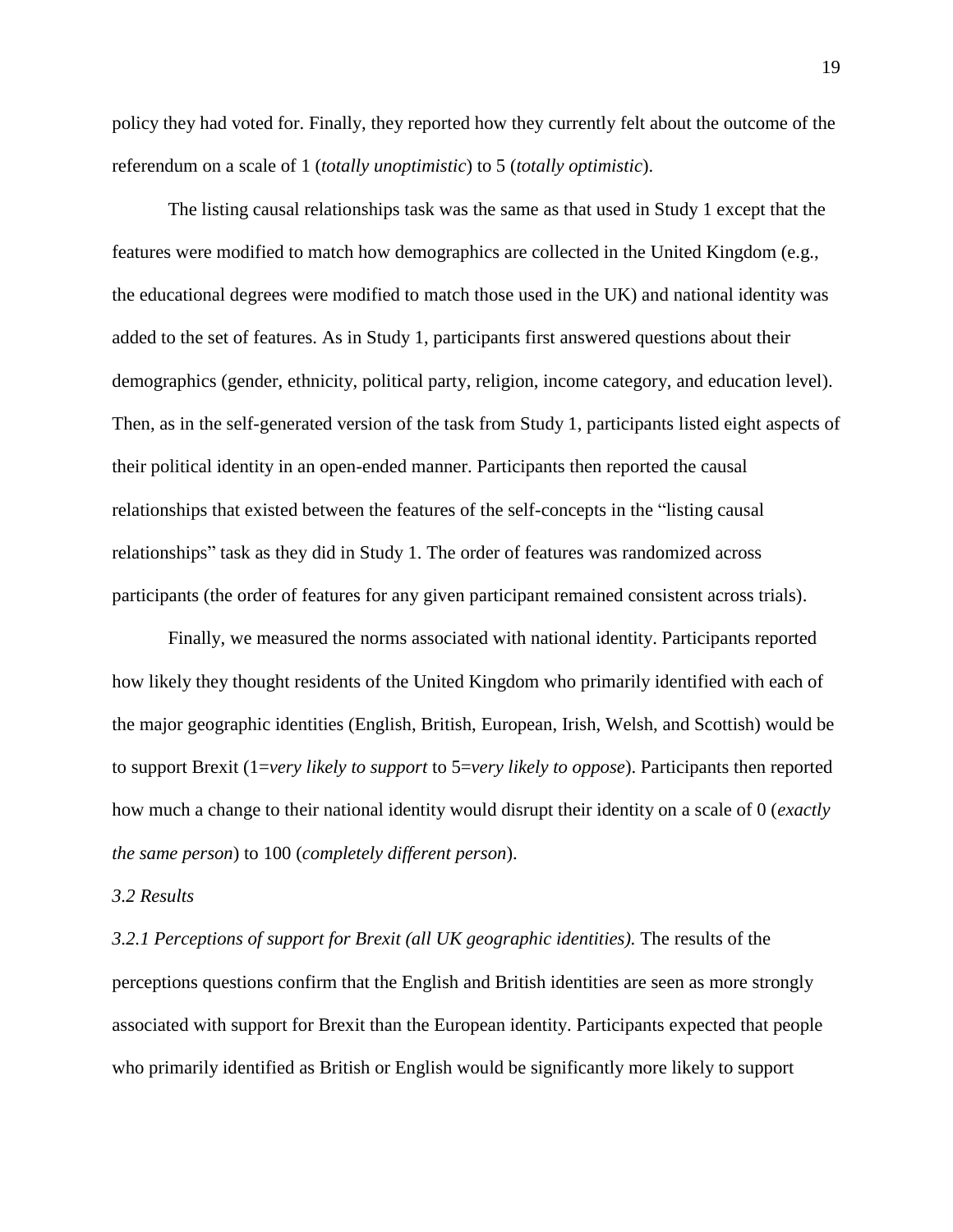policy they had voted for. Finally, they reported how they currently felt about the outcome of the referendum on a scale of 1 (*totally unoptimistic*) to 5 (*totally optimistic*).

The listing causal relationships task was the same as that used in Study 1 except that the features were modified to match how demographics are collected in the United Kingdom (e.g., the educational degrees were modified to match those used in the UK) and national identity was added to the set of features. As in Study 1, participants first answered questions about their demographics (gender, ethnicity, political party, religion, income category, and education level). Then, as in the self-generated version of the task from Study 1, participants listed eight aspects of their political identity in an open-ended manner. Participants then reported the causal relationships that existed between the features of the self-concepts in the "listing causal relationships" task as they did in Study 1. The order of features was randomized across participants (the order of features for any given participant remained consistent across trials).

Finally, we measured the norms associated with national identity. Participants reported how likely they thought residents of the United Kingdom who primarily identified with each of the major geographic identities (English, British, European, Irish, Welsh, and Scottish) would be to support Brexit (1=*very likely to support* to 5=*very likely to oppose*). Participants then reported how much a change to their national identity would disrupt their identity on a scale of 0 (*exactly the same person*) to 100 (*completely different person*).

### *3.2 Results*

*3.2.1 Perceptions of support for Brexit (all UK geographic identities).* The results of the perceptions questions confirm that the English and British identities are seen as more strongly associated with support for Brexit than the European identity. Participants expected that people who primarily identified as British or English would be significantly more likely to support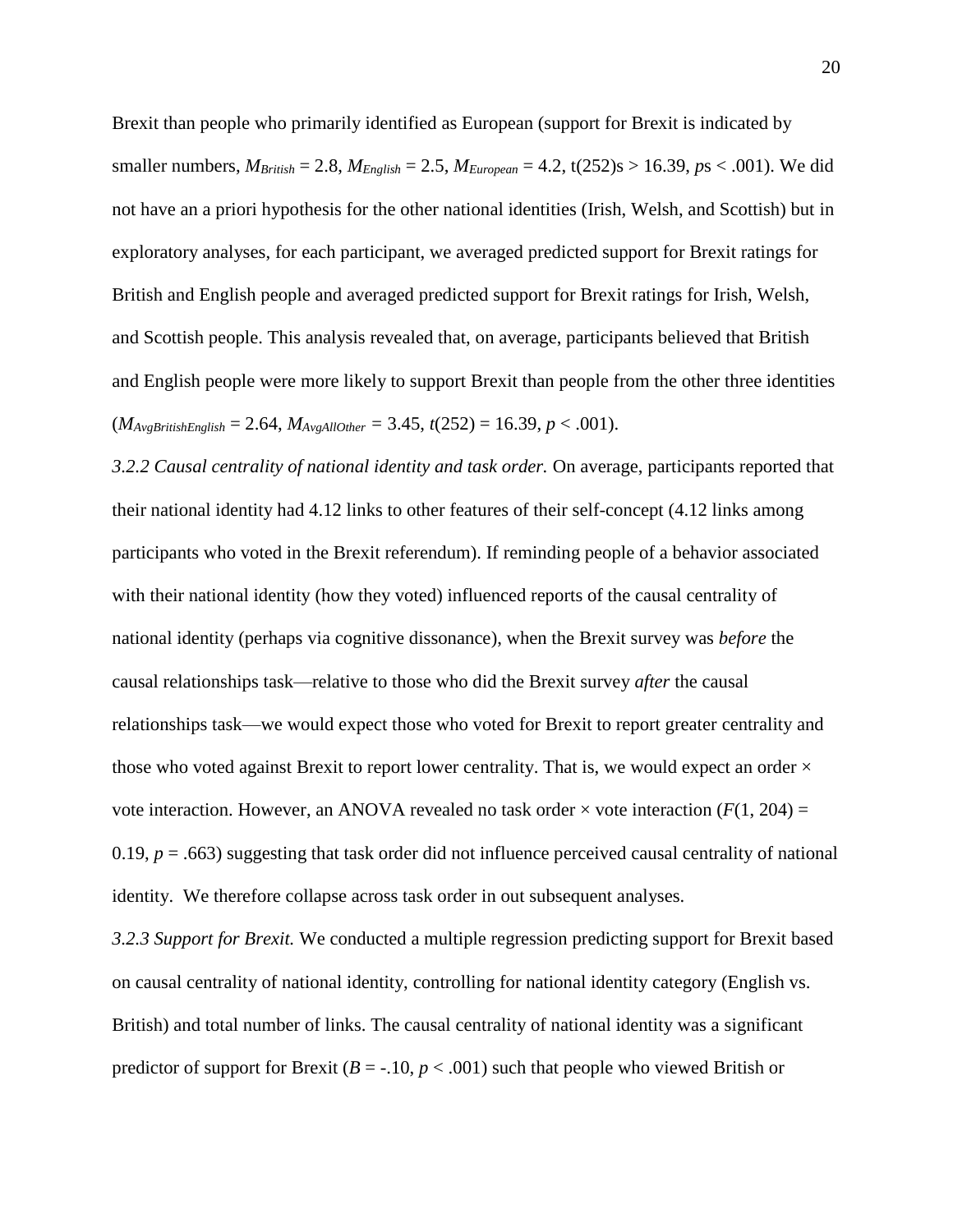Brexit than people who primarily identified as European (support for Brexit is indicated by smaller numbers, $M_{British}$ = 2.8, $M_{English}$ = 2.5, $M_{European}$ = 4.2, t(252)s > 16.39, *p*s < .001). We did not have an a priori hypothesis for the other national identities (Irish, Welsh, and Scottish) but in exploratory analyses, for each participant, we averaged predicted support for Brexit ratings for British and English people and averaged predicted support for Brexit ratings for Irish, Welsh, and Scottish people. This analysis revealed that, on average, participants believed that British and English people were more likely to support Brexit than people from the other three identities ($M_{AvgBritishEnglish}$ = 2.64, $M_{AvgAllOther}$ = 3.45, $t(252) = 16.39$, $p < .001$).

*3.2.2 Causal centrality of national identity and task order.* On average, participants reported that their national identity had 4.12 links to other features of their self-concept (4.12 links among participants who voted in the Brexit referendum). If reminding people of a behavior associated with their national identity (how they voted) influenced reports of the causal centrality of national identity (perhaps via cognitive dissonance), when the Brexit survey was *before* the causal relationships task—relative to those who did the Brexit survey *after* the causal relationships task—we would expect those who voted for Brexit to report greater centrality and those who voted against Brexit to report lower centrality. That is, we would expect an order × vote interaction. However, an ANOVA revealed no task order × vote interaction ($F(1, 204) = 0.19$, $p = .663$) suggesting that task order did not influence perceived causal centrality of national identity. We therefore collapse across task order in out subsequent analyses.

*3.2.3 Support for Brexit.* We conducted a multiple regression predicting support for Brexit based on causal centrality of national identity, controlling for national identity category (English vs. British) and total number of links. The causal centrality of national identity was a significant predictor of support for Brexit ($B = -.10$, $p < .001$) such that people who viewed British or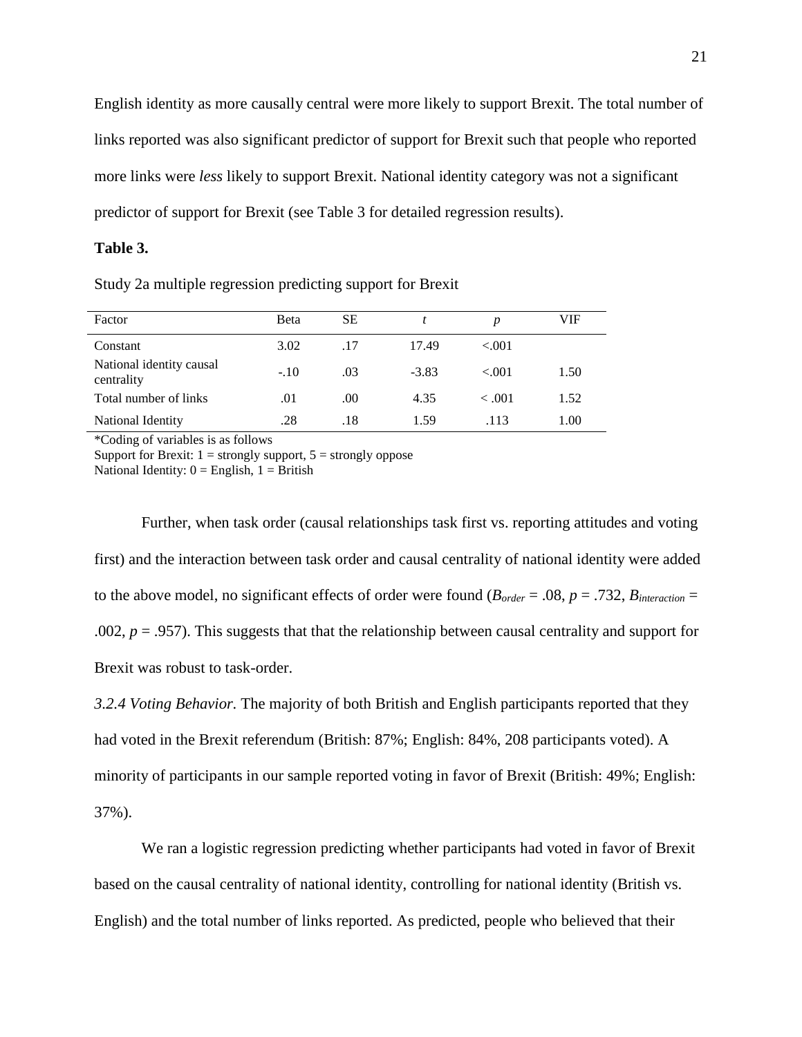English identity as more causally central were more likely to support Brexit. The total number of links reported was also significant predictor of support for Brexit such that people who reported more links were *less* likely to support Brexit. National identity category was not a significant predictor of support for Brexit (see Table 3 for detailed regression results).

**Table 3.**

Study 2a multiple regression predicting support for Brexit

| Factor | Beta | SE | *t* | *p* | VIF |
|---|---|---|---|---|---|
| Constant | 3.02 | .17 | 17.49 | <.001 | |
| National identity causal centrality | -.10 | .03 | -3.83 | <.001 | 1.50 |
| Total number of links | .01 | .00 | 4.35 | < .001 | 1.52 |
| National Identity | .28 | .18 | 1.59 | .113 | 1.00 |

*Coding of variables is as follows
Support for Brexit: 1 = strongly support, 5 = strongly oppose
National Identity: 0 = English, 1 = British

Further, when task order (causal relationships task first vs. reporting attitudes and voting first) and the interaction between task order and causal centrality of national identity were added to the above model, no significant effects of order were found ($B_{order}$ = .08, $p$ = .732, $B_{interaction}$ = .002, $p$ = .957). This suggests that that the relationship between causal centrality and support for Brexit was robust to task-order.

*3.2.4 Voting Behavior.* The majority of both British and English participants reported that they had voted in the Brexit referendum (British: 87%; English: 84%, 208 participants voted). A minority of participants in our sample reported voting in favor of Brexit (British: 49%; English: 37%).

We ran a logistic regression predicting whether participants had voted in favor of Brexit based on the causal centrality of national identity, controlling for national identity (British vs. English) and the total number of links reported. As predicted, people who believed that their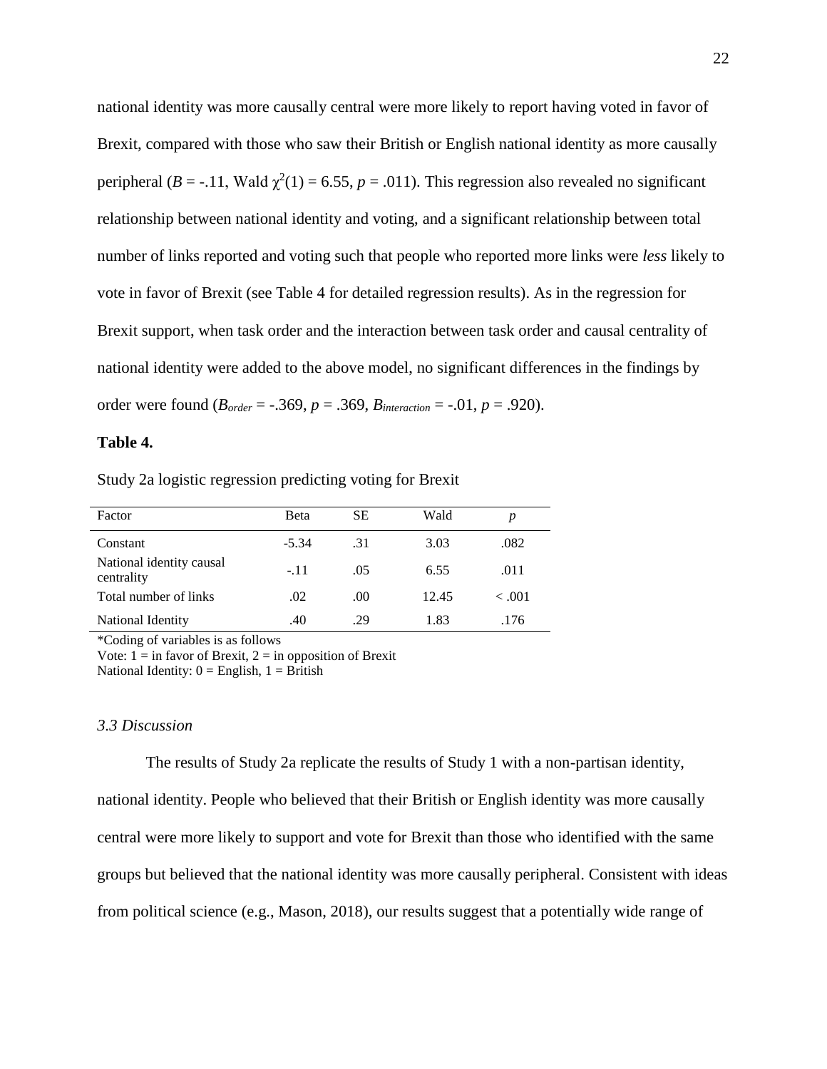national identity was more causally central were more likely to report having voted in favor of Brexit, compared with those who saw their British or English national identity as more causally peripheral ($B$ = -.11, Wald $\chi^2(1)$ = 6.55, $p$ = .011). This regression also revealed no significant relationship between national identity and voting, and a significant relationship between total number of links reported and voting such that people who reported more links were *less* likely to vote in favor of Brexit (see Table 4 for detailed regression results). As in the regression for Brexit support, when task order and the interaction between task order and causal centrality of national identity were added to the above model, no significant differences in the findings by order were found ($B_{order}$ = -.369, $p$ = .369, $B_{interaction}$ = -.01, $p$ = .920).

**Table 4.**

Study 2a logistic regression predicting voting for Brexit

| Factor | Beta | SE | Wald | *p* |
|---|---|---|---|---|
| Constant | -5.34 | .31 | 3.03 | .082 |
| National identity causal centrality | -.11 | .05 | 6.55 | .011 |
| Total number of links | .02 | .00 | 12.45 | < .001 |
| National Identity | .40 | .29 | 1.83 | .176 |

*Coding of variables is as follows
Vote: 1 = in favor of Brexit, 2 = in opposition of Brexit
National Identity: 0 = English, 1 = British

### *3.3 Discussion*

The results of Study 2a replicate the results of Study 1 with a non-partisan identity, national identity. People who believed that their British or English identity was more causally central were more likely to support and vote for Brexit than those who identified with the same groups but believed that the national identity was more causally peripheral. Consistent with ideas from political science (e.g., Mason, 2018), our results suggest that a potentially wide range of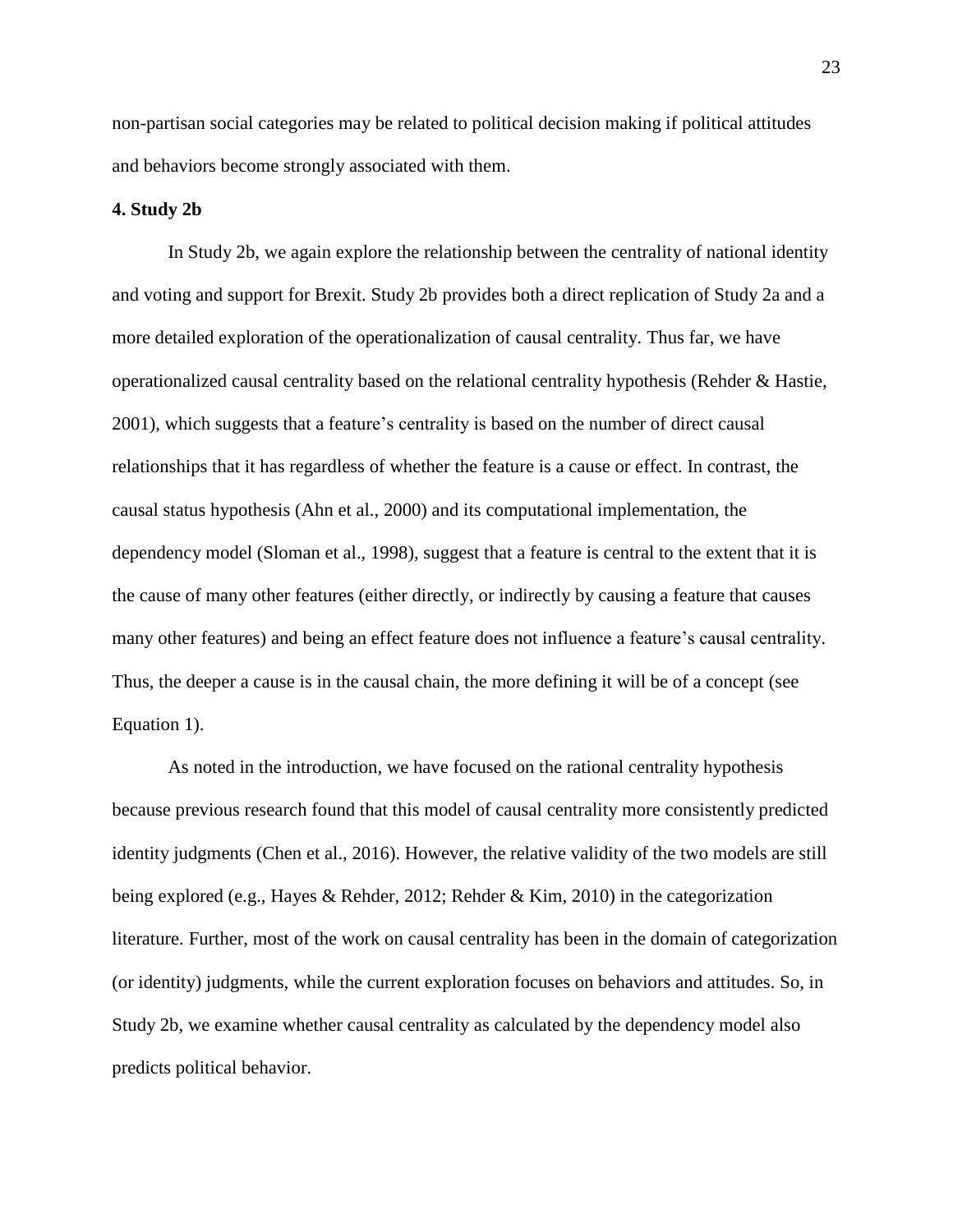non-partisan social categories may be related to political decision making if political attitudes and behaviors become strongly associated with them.

## 4. Study 2b

In Study 2b, we again explore the relationship between the centrality of national identity and voting and support for Brexit. Study 2b provides both a direct replication of Study 2a and a more detailed exploration of the operationalization of causal centrality. Thus far, we have operationalized causal centrality based on the relational centrality hypothesis (Rehder & Hastie, 2001), which suggests that a feature's centrality is based on the number of direct causal relationships that it has regardless of whether the feature is a cause or effect. In contrast, the causal status hypothesis (Ahn et al., 2000) and its computational implementation, the dependency model (Sloman et al., 1998), suggest that a feature is central to the extent that it is the cause of many other features (either directly, or indirectly by causing a feature that causes many other features) and being an effect feature does not influence a feature's causal centrality. Thus, the deeper a cause is in the causal chain, the more defining it will be of a concept (see Equation 1).

As noted in the introduction, we have focused on the rational centrality hypothesis because previous research found that this model of causal centrality more consistently predicted identity judgments (Chen et al., 2016). However, the relative validity of the two models are still being explored (e.g., Hayes & Rehder, 2012; Rehder & Kim, 2010) in the categorization literature. Further, most of the work on causal centrality has been in the domain of categorization (or identity) judgments, while the current exploration focuses on behaviors and attitudes. So, in Study 2b, we examine whether causal centrality as calculated by the dependency model also predicts political behavior.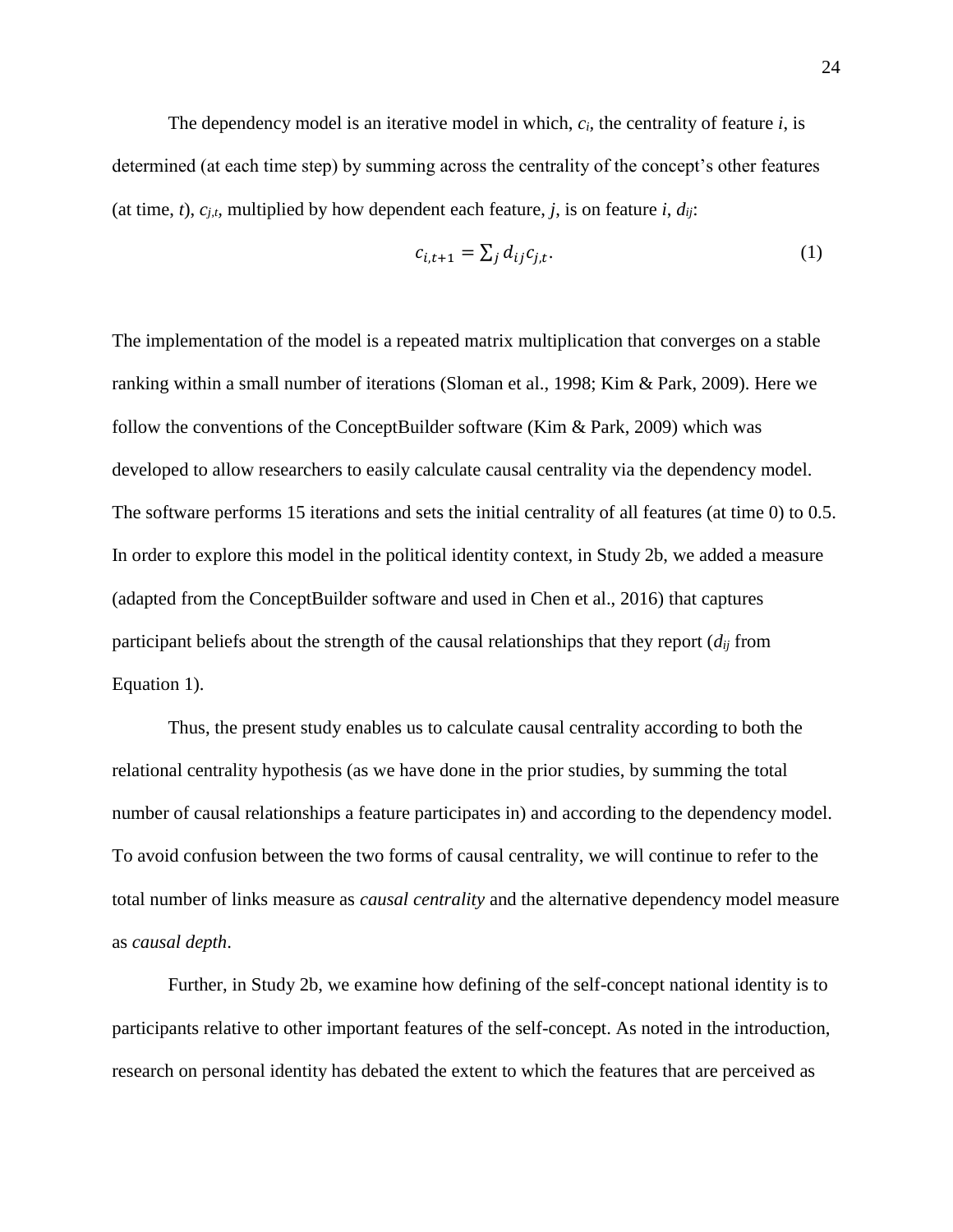The dependency model is an iterative model in which, $c_i$, the centrality of feature *i*, is determined (at each time step) by summing across the centrality of the concept's other features (at time, *t*), $c_{j,t}$, multiplied by how dependent each feature, *j*, is on feature *i*, $d_{ij}$:

$$c_{i,t+1} = \sum_j d_{ij} c_{j,t}. \tag{1}$$

The implementation of the model is a repeated matrix multiplication that converges on a stable ranking within a small number of iterations (Sloman et al., 1998; Kim & Park, 2009). Here we follow the conventions of the ConceptBuilder software (Kim & Park, 2009) which was developed to allow researchers to easily calculate causal centrality via the dependency model. The software performs 15 iterations and sets the initial centrality of all features (at time 0) to 0.5. In order to explore this model in the political identity context, in Study 2b, we added a measure (adapted from the ConceptBuilder software and used in Chen et al., 2016) that captures participant beliefs about the strength of the causal relationships that they report ($d_{ij}$ from Equation 1).

Thus, the present study enables us to calculate causal centrality according to both the relational centrality hypothesis (as we have done in the prior studies, by summing the total number of causal relationships a feature participates in) and according to the dependency model. To avoid confusion between the two forms of causal centrality, we will continue to refer to the total number of links measure as *causal centrality* and the alternative dependency model measure as *causal depth*.

Further, in Study 2b, we examine how defining of the self-concept national identity is to participants relative to other important features of the self-concept. As noted in the introduction, research on personal identity has debated the extent to which the features that are perceived as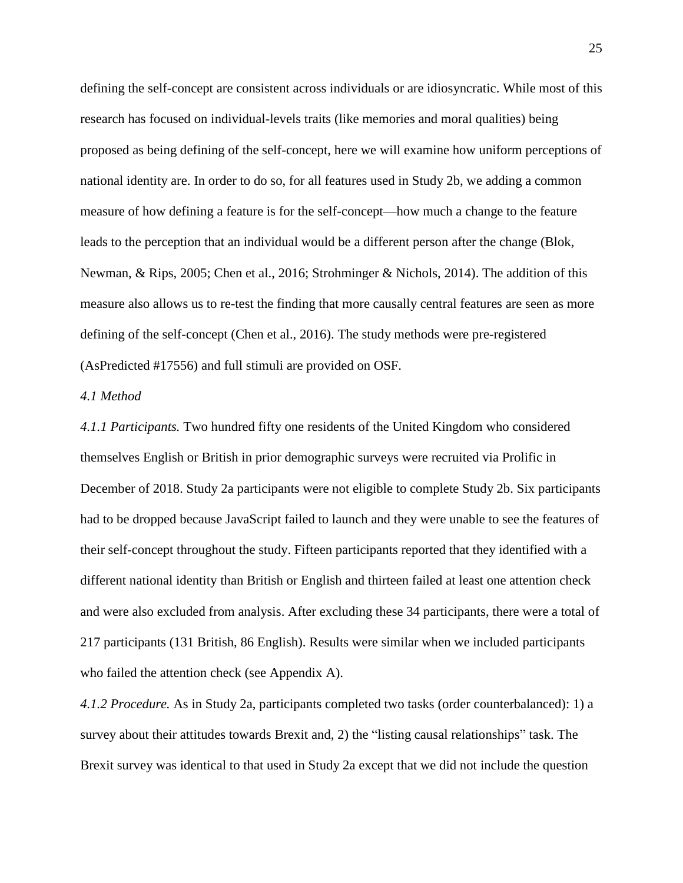defining the self-concept are consistent across individuals or are idiosyncratic. While most of this research has focused on individual-levels traits (like memories and moral qualities) being proposed as being defining of the self-concept, here we will examine how uniform perceptions of national identity are. In order to do so, for all features used in Study 2b, we adding a common measure of how defining a feature is for the self-concept—how much a change to the feature leads to the perception that an individual would be a different person after the change (Blok, Newman, & Rips, 2005; Chen et al., 2016; Strohminger & Nichols, 2014). The addition of this measure also allows us to re-test the finding that more causally central features are seen as more defining of the self-concept (Chen et al., 2016). The study methods were pre-registered (AsPredicted #17556) and full stimuli are provided on OSF.

### *4.1 Method*

*4.1.1 Participants.* Two hundred fifty one residents of the United Kingdom who considered themselves English or British in prior demographic surveys were recruited via Prolific in December of 2018. Study 2a participants were not eligible to complete Study 2b. Six participants had to be dropped because JavaScript failed to launch and they were unable to see the features of their self-concept throughout the study. Fifteen participants reported that they identified with a different national identity than British or English and thirteen failed at least one attention check and were also excluded from analysis. After excluding these 34 participants, there were a total of 217 participants (131 British, 86 English). Results were similar when we included participants who failed the attention check (see Appendix A).

*4.1.2 Procedure.* As in Study 2a, participants completed two tasks (order counterbalanced): 1) a survey about their attitudes towards Brexit and, 2) the "listing causal relationships" task. The Brexit survey was identical to that used in Study 2a except that we did not include the question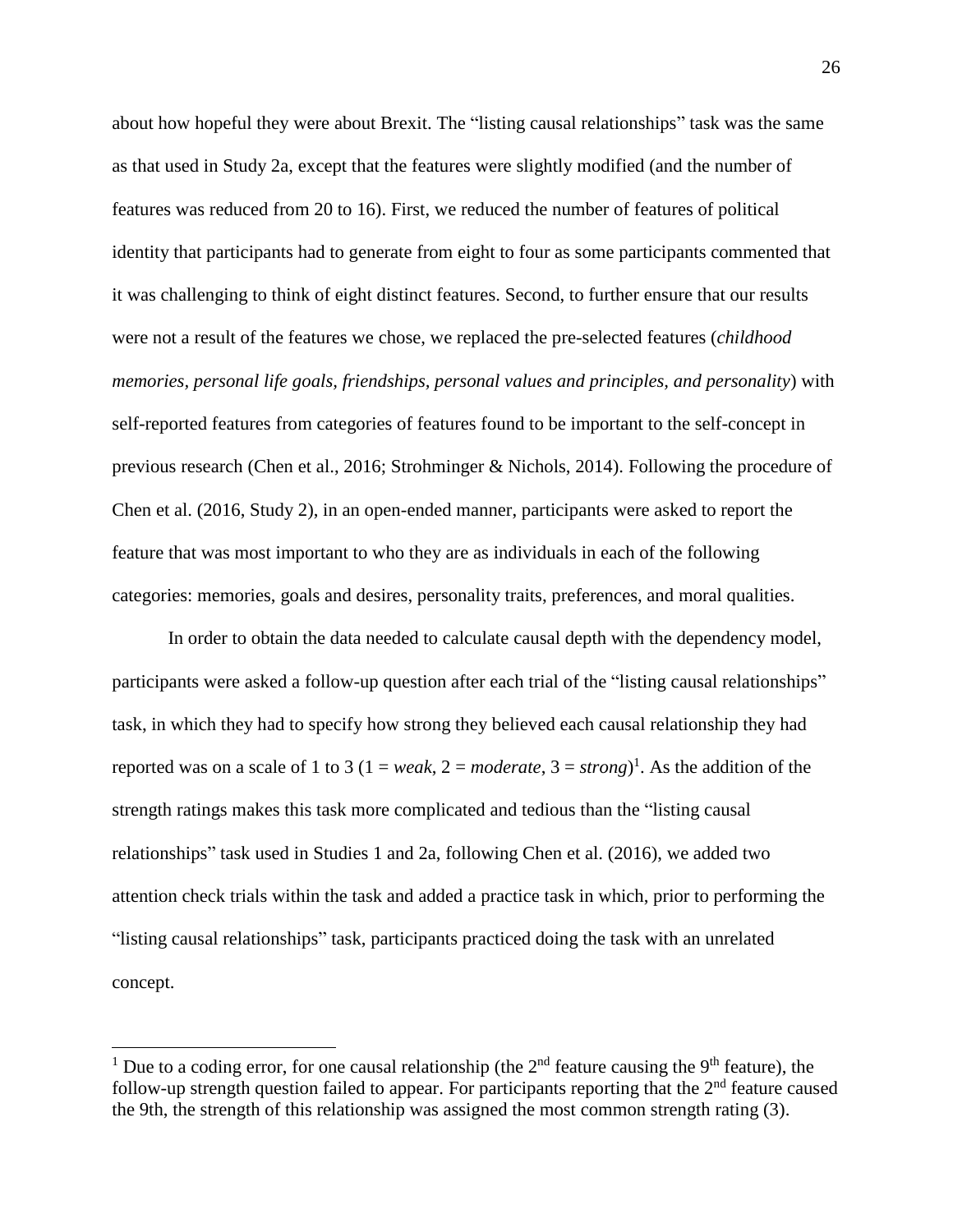about how hopeful they were about Brexit. The "listing causal relationships" task was the same as that used in Study 2a, except that the features were slightly modified (and the number of features was reduced from 20 to 16). First, we reduced the number of features of political identity that participants had to generate from eight to four as some participants commented that it was challenging to think of eight distinct features. Second, to further ensure that our results were not a result of the features we chose, we replaced the pre-selected features (*childhood memories*, *personal life goals*, *friendships*, *personal values and principles, and personality*) with self-reported features from categories of features found to be important to the self-concept in previous research (Chen et al., 2016; Strohminger & Nichols, 2014). Following the procedure of Chen et al. (2016, Study 2), in an open-ended manner, participants were asked to report the feature that was most important to who they are as individuals in each of the following categories: memories, goals and desires, personality traits, preferences, and moral qualities.

In order to obtain the data needed to calculate causal depth with the dependency model, participants were asked a follow-up question after each trial of the "listing causal relationships" task, in which they had to specify how strong they believed each causal relationship they had reported was on a scale of 1 to 3 (1 = *weak*, 2 = *moderate*, 3 = *strong*)[1]. As the addition of the strength ratings makes this task more complicated and tedious than the "listing causal relationships" task used in Studies 1 and 2a, following Chen et al. (2016), we added two attention check trials within the task and added a practice task in which, prior to performing the "listing causal relationships" task, participants practiced doing the task with an unrelated concept.

[1] Due to a coding error, for one causal relationship (the 2nd feature causing the 9th feature), the follow-up strength question failed to appear. For participants reporting that the 2nd feature caused the 9th, the strength of this relationship was assigned the most common strength rating (3).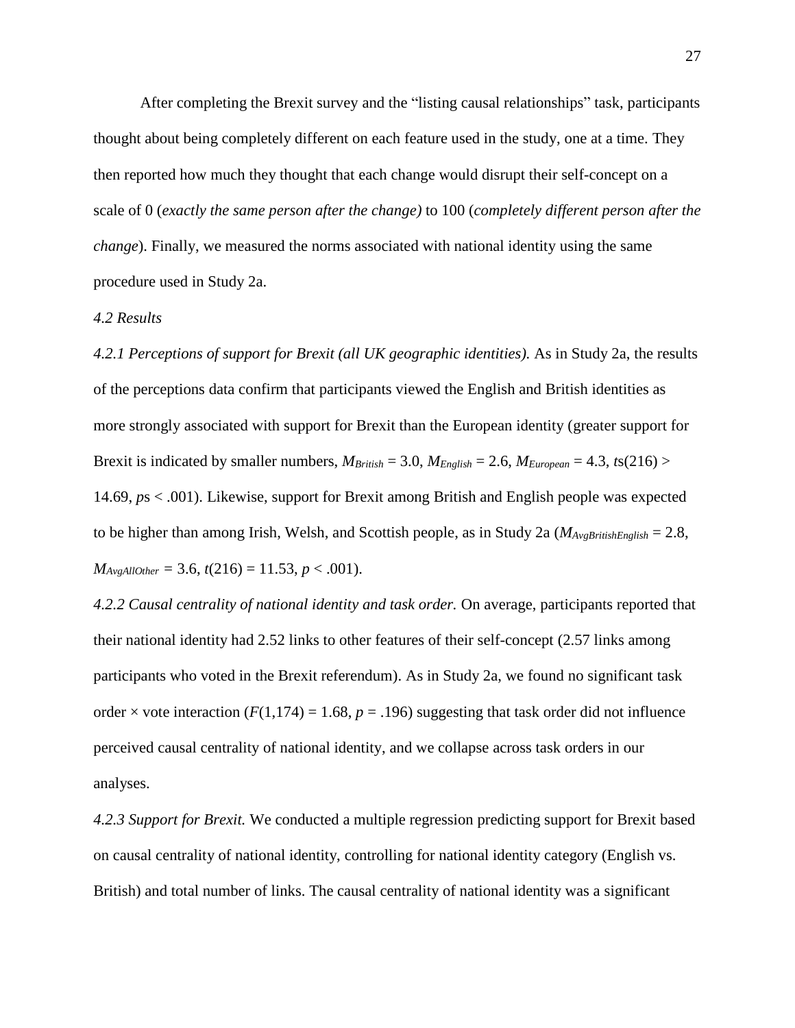After completing the Brexit survey and the "listing causal relationships" task, participants thought about being completely different on each feature used in the study, one at a time. They then reported how much they thought that each change would disrupt their self-concept on a scale of 0 (*exactly the same person after the change)* to 100 (*completely different person after the change*). Finally, we measured the norms associated with national identity using the same procedure used in Study 2a.

### *4.2 Results*

*4.2.1 Perceptions of support for Brexit (all UK geographic identities).* As in Study 2a, the results of the perceptions data confirm that participants viewed the English and British identities as more strongly associated with support for Brexit than the European identity (greater support for Brexit is indicated by smaller numbers, $M_{British} = 3.0$, $M_{English} = 2.6$, $M_{European} = 4.3$, $ts(216) > 14.69$, $ps < .001$). Likewise, support for Brexit among British and English people was expected to be higher than among Irish, Welsh, and Scottish people, as in Study 2a ($M_{AvgBritishEnglish} = 2.8$, $M_{AvgAllOther} = 3.6$, $t(216) = 11.53$, $p < .001$).

*4.2.2 Causal centrality of national identity and task order.* On average, participants reported that their national identity had 2.52 links to other features of their self-concept (2.57 links among participants who voted in the Brexit referendum). As in Study 2a, we found no significant task order × vote interaction ($F(1,174) = 1.68$, $p = .196$) suggesting that task order did not influence perceived causal centrality of national identity, and we collapse across task orders in our analyses.

*4.2.3 Support for Brexit.* We conducted a multiple regression predicting support for Brexit based on causal centrality of national identity, controlling for national identity category (English vs. British) and total number of links. The causal centrality of national identity was a significant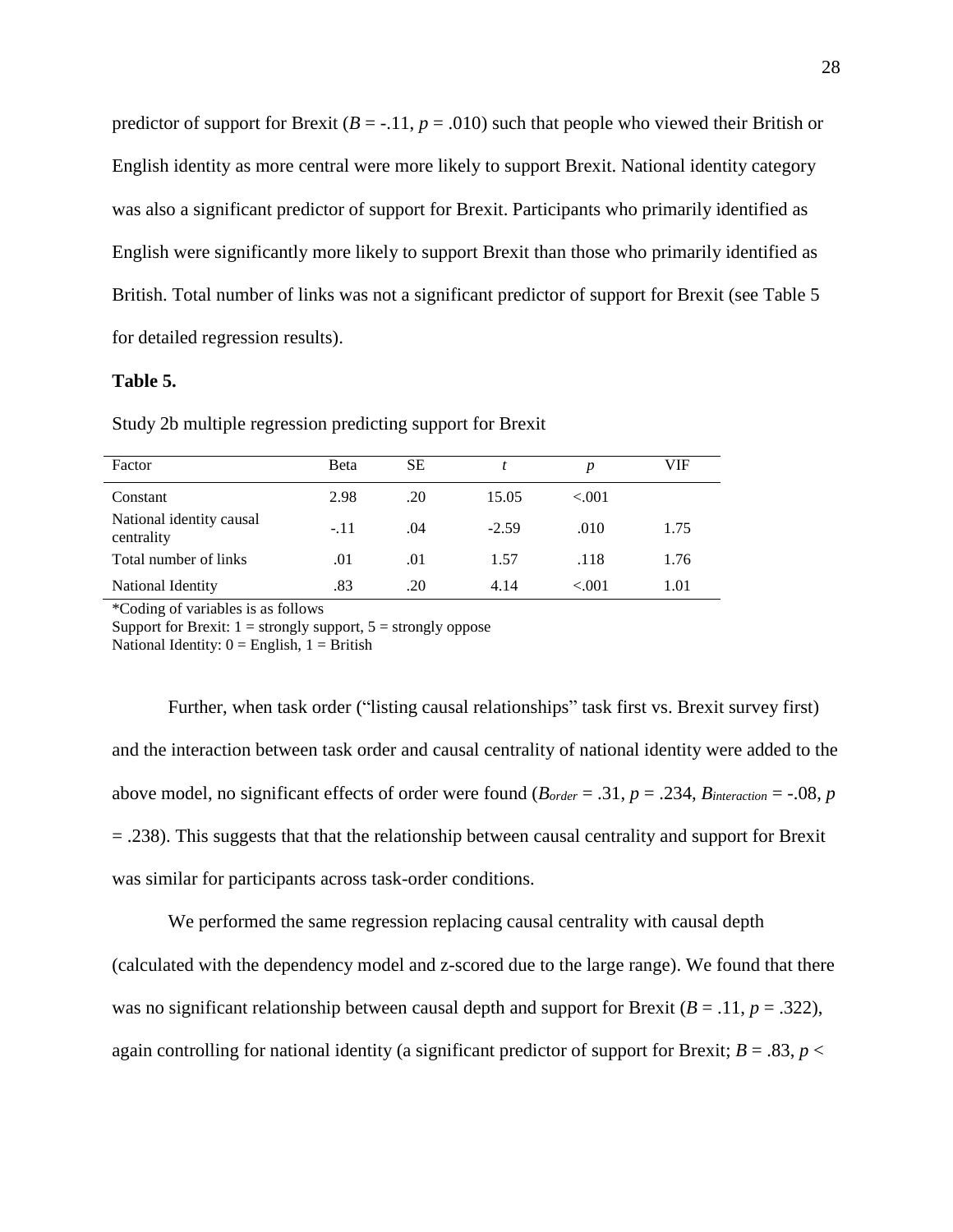predictor of support for Brexit (*B* = -.11, *p* = .010) such that people who viewed their British or English identity as more central were more likely to support Brexit. National identity category was also a significant predictor of support for Brexit. Participants who primarily identified as English were significantly more likely to support Brexit than those who primarily identified as British. Total number of links was not a significant predictor of support for Brexit (see Table 5 for detailed regression results).

**Table 5.**

Study 2b multiple regression predicting support for Brexit

| Factor | Beta | SE | *t* | *p* | VIF |
|---|---|---|---|---|---|
| Constant | 2.98 | .20 | 15.05 | <.001 | |
| National identity causal centrality | -.11 | .04 | -2.59 | .010 | 1.75 |
| Total number of links | .01 | .01 | 1.57 | .118 | 1.76 |
| National Identity | .83 | .20 | 4.14 | <.001 | 1.01 |

*Coding of variables is as follows
Support for Brexit: 1 = strongly support, 5 = strongly oppose
National Identity: 0 = English, 1 = British

Further, when task order ("listing causal relationships" task first vs. Brexit survey first) and the interaction between task order and causal centrality of national identity were added to the above model, no significant effects of order were found ($B_{order}$ = .31, *p* = .234, $B_{interaction}$ = -.08, *p* = .238). This suggests that that the relationship between causal centrality and support for Brexit was similar for participants across task-order conditions.

We performed the same regression replacing causal centrality with causal depth (calculated with the dependency model and z-scored due to the large range). We found that there was no significant relationship between causal depth and support for Brexit (*B* = .11, *p* = .322), again controlling for national identity (a significant predictor of support for Brexit; *B* = .83, *p* <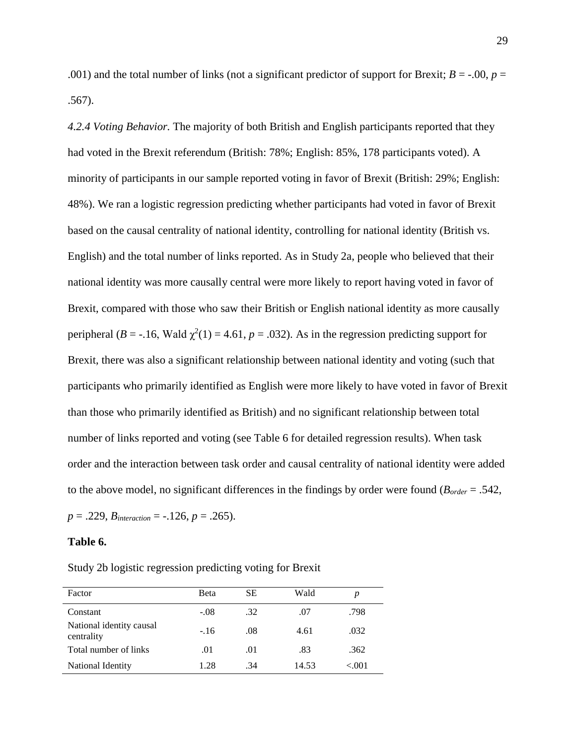.001) and the total number of links (not a significant predictor of support for Brexit; $B = -.00$, $p = .567$).

*4.2.4 Voting Behavior.* The majority of both British and English participants reported that they had voted in the Brexit referendum (British: 78%; English: 85%, 178 participants voted). A minority of participants in our sample reported voting in favor of Brexit (British: 29%; English: 48%). We ran a logistic regression predicting whether participants had voted in favor of Brexit based on the causal centrality of national identity, controlling for national identity (British vs. English) and the total number of links reported. As in Study 2a, people who believed that their national identity was more causally central were more likely to report having voted in favor of Brexit, compared with those who saw their British or English national identity as more causally peripheral ($B = -.16$, Wald $\chi^2(1) = 4.61$, $p = .032$). As in the regression predicting support for Brexit, there was also a significant relationship between national identity and voting (such that participants who primarily identified as English were more likely to have voted in favor of Brexit than those who primarily identified as British) and no significant relationship between total number of links reported and voting (see Table 6 for detailed regression results). When task order and the interaction between task order and causal centrality of national identity were added to the above model, no significant differences in the findings by order were found ($B_{order} = .542$, $p = .229$, $B_{interaction} = -.126$, $p = .265$).

**Table 6.**

Study 2b logistic regression predicting voting for Brexit

| Factor | Beta | SE | Wald | *p* |
|---|---|---|---|---|
| Constant | -.08 | .32 | .07 | .798 |
| National identity causal centrality | -.16 | .08 | 4.61 | .032 |
| Total number of links | .01 | .01 | .83 | .362 |
| National Identity | 1.28 | .34 | 14.53 | <.001 |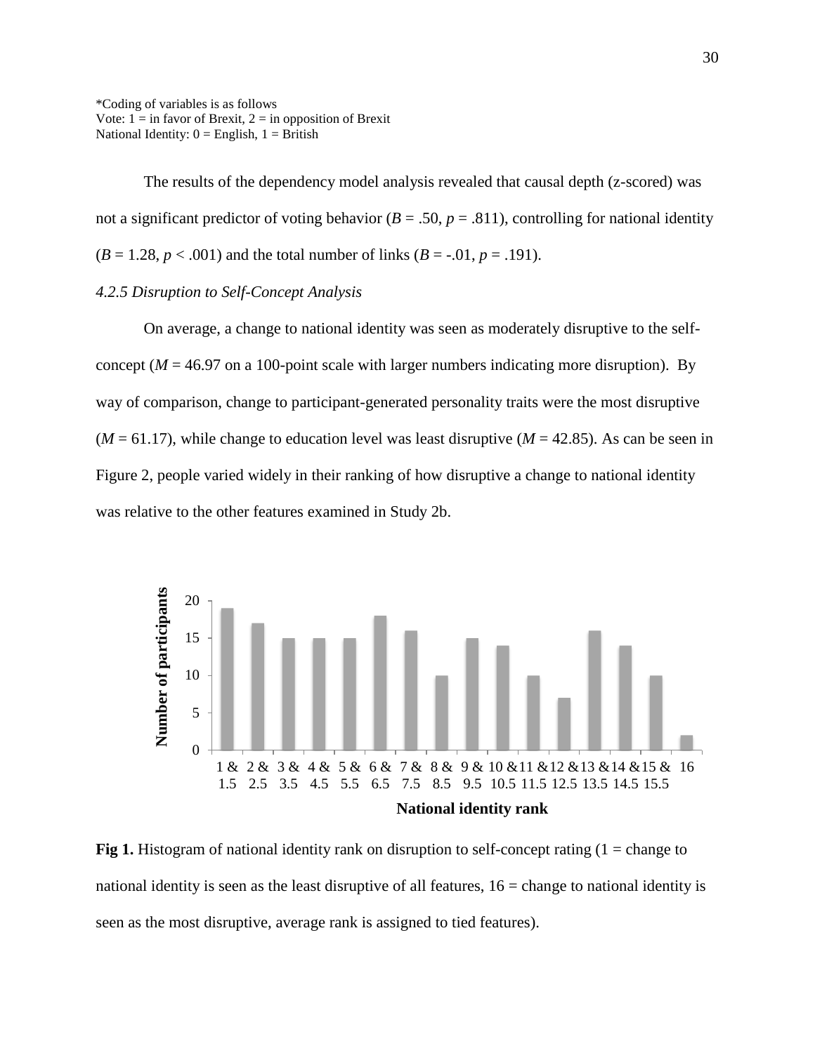*Coding of variables is as follows
Vote: 1 = in favor of Brexit, 2 = in opposition of Brexit
National Identity: 0 = English, 1 = British

The results of the dependency model analysis revealed that causal depth (z-scored) was not a significant predictor of voting behavior (*B* = .50, *p* = .811), controlling for national identity (*B* = 1.28, *p* < .001) and the total number of links (*B* = -.01, *p* = .191).

#### *4.2.5 Disruption to Self-Concept Analysis*

On average, a change to national identity was seen as moderately disruptive to the self-concept (*M* = 46.97 on a 100-point scale with larger numbers indicating more disruption). By way of comparison, change to participant-generated personality traits were the most disruptive (*M* = 61.17), while change to education level was least disruptive (*M* = 42.85). As can be seen in Figure 2, people varied widely in their ranking of how disruptive a change to national identity was relative to the other features examined in Study 2b.

| National identity rank | Number of participants |
|---|---|
| 1 & 1.5 | 19 |
| 2 & 2.5 | 17 |
| 3 & 3.5 | 15 |
| 4 & 4.5 | 15 |
| 5 & 5.5 | 15 |
| 6 & 6.5 | 18 |
| 7 & 7.5 | 16 |
| 8 & 8.5 | 10 |
| 9 & 9.5 | 15 |
| 10 & 10.5 | 14 |
| 11 & 11.5 | 10 |
| 12 & 12.5 | 7 |
| 13 & 13.5 | 16 |
| 14 & 14.5 | 14 |
| 15 & 15.5 | 10 |
| 16 | 2 |

**Fig 1.** Histogram of national identity rank on disruption to self-concept rating (1 = change to national identity is seen as the least disruptive of all features, 16 = change to national identity is seen as the most disruptive, average rank is assigned to tied features).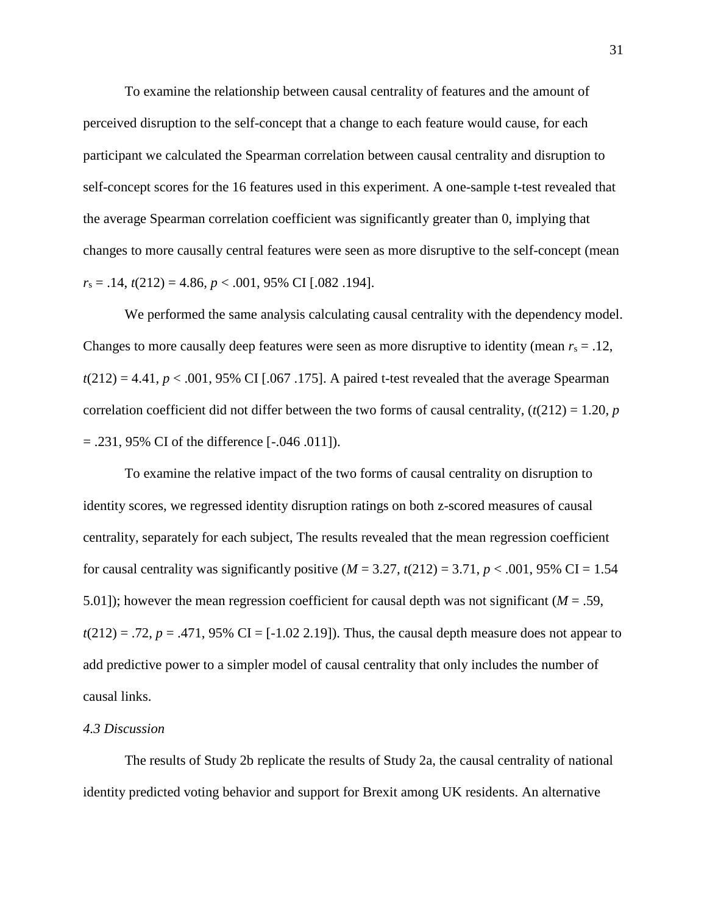To examine the relationship between causal centrality of features and the amount of perceived disruption to the self-concept that a change to each feature would cause, for each participant we calculated the Spearman correlation between causal centrality and disruption to self-concept scores for the 16 features used in this experiment. A one-sample t-test revealed that the average Spearman correlation coefficient was significantly greater than 0, implying that changes to more causally central features were seen as more disruptive to the self-concept (mean $r_s = .14$, $t(212) = 4.86$, $p < .001$, 95% CI [.082 .194].

We performed the same analysis calculating causal centrality with the dependency model. Changes to more causally deep features were seen as more disruptive to identity (mean $r_s = .12$, $t(212) = 4.41$, $p < .001$, 95% CI [.067 .175]. A paired t-test revealed that the average Spearman correlation coefficient did not differ between the two forms of causal centrality, ($t(212) = 1.20$, $p = .231$, 95% CI of the difference [-.046 .011]).

To examine the relative impact of the two forms of causal centrality on disruption to identity scores, we regressed identity disruption ratings on both z-scored measures of causal centrality, separately for each subject, The results revealed that the mean regression coefficient for causal centrality was significantly positive ($M = 3.27$, $t(212) = 3.71$, $p < .001$, 95% CI = 1.54 5.01]); however the mean regression coefficient for causal depth was not significant ($M = .59$, $t(212) = .72$, $p = .471$, 95% CI = [-1.02 2.19]). Thus, the causal depth measure does not appear to add predictive power to a simpler model of causal centrality that only includes the number of causal links.

### *4.3 Discussion*

The results of Study 2b replicate the results of Study 2a, the causal centrality of national identity predicted voting behavior and support for Brexit among UK residents. An alternative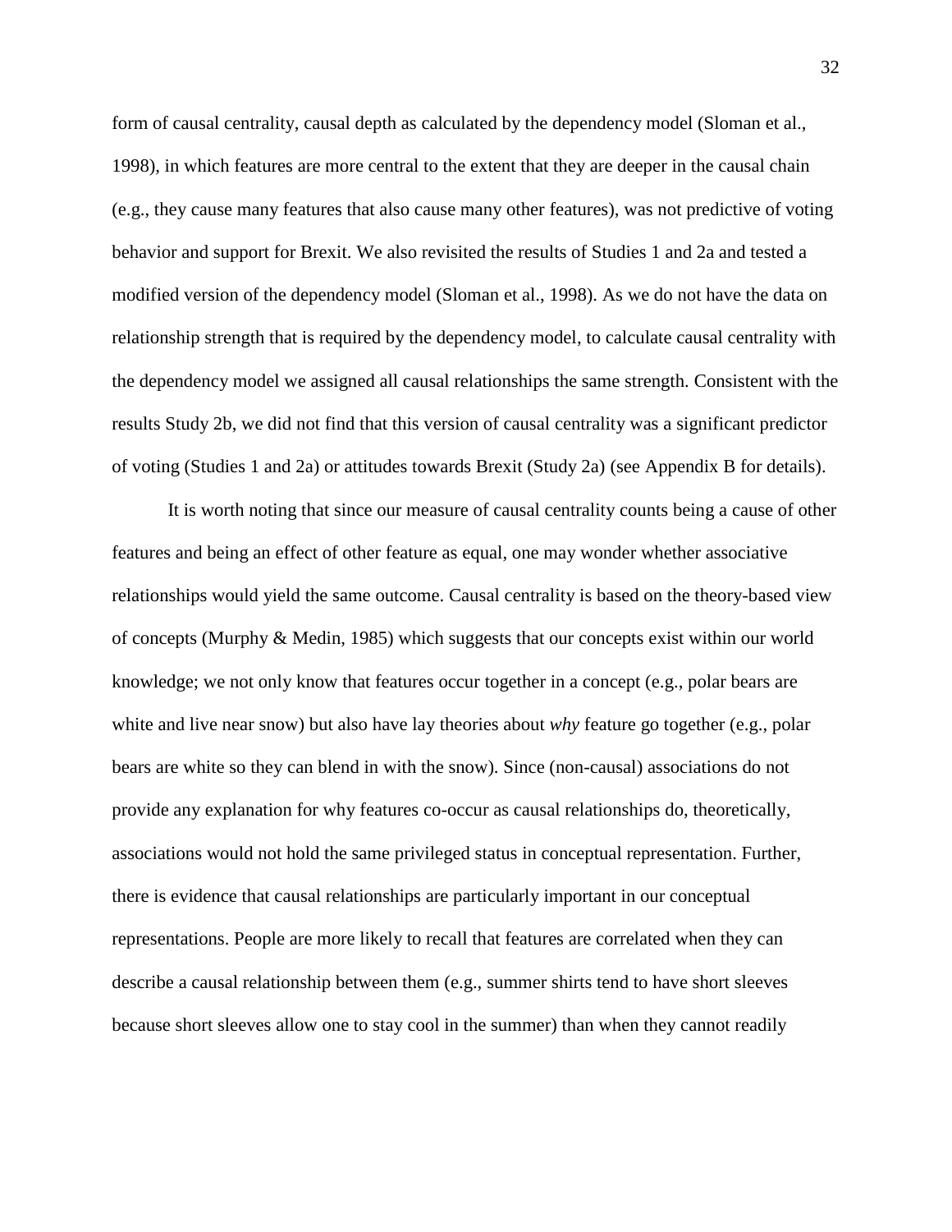form of causal centrality, causal depth as calculated by the dependency model (Sloman et al., 1998), in which features are more central to the extent that they are deeper in the causal chain (e.g., they cause many features that also cause many other features), was not predictive of voting behavior and support for Brexit. We also revisited the results of Studies 1 and 2a and tested a modified version of the dependency model (Sloman et al., 1998). As we do not have the data on relationship strength that is required by the dependency model, to calculate causal centrality with the dependency model we assigned all causal relationships the same strength. Consistent with the results Study 2b, we did not find that this version of causal centrality was a significant predictor of voting (Studies 1 and 2a) or attitudes towards Brexit (Study 2a) (see Appendix B for details).

It is worth noting that since our measure of causal centrality counts being a cause of other features and being an effect of other feature as equal, one may wonder whether associative relationships would yield the same outcome. Causal centrality is based on the theory-based view of concepts (Murphy & Medin, 1985) which suggests that our concepts exist within our world knowledge; we not only know that features occur together in a concept (e.g., polar bears are white and live near snow) but also have lay theories about *why* feature go together (e.g., polar bears are white so they can blend in with the snow). Since (non-causal) associations do not provide any explanation for why features co-occur as causal relationships do, theoretically, associations would not hold the same privileged status in conceptual representation. Further, there is evidence that causal relationships are particularly important in our conceptual representations. People are more likely to recall that features are correlated when they can describe a causal relationship between them (e.g., summer shirts tend to have short sleeves because short sleeves allow one to stay cool in the summer) than when they cannot readily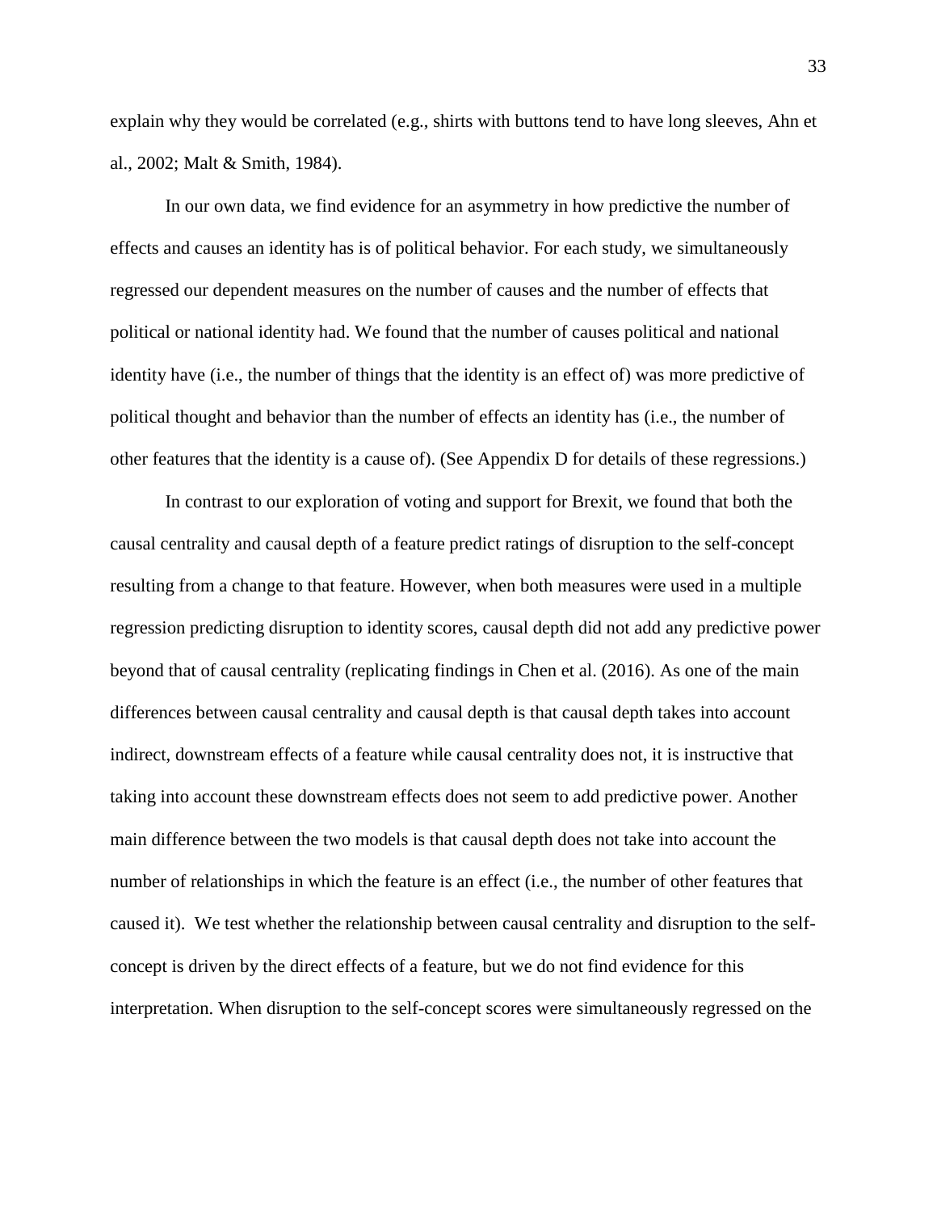explain why they would be correlated (e.g., shirts with buttons tend to have long sleeves, Ahn et al., 2002; Malt & Smith, 1984).

In our own data, we find evidence for an asymmetry in how predictive the number of effects and causes an identity has is of political behavior. For each study, we simultaneously regressed our dependent measures on the number of causes and the number of effects that political or national identity had. We found that the number of causes political and national identity have (i.e., the number of things that the identity is an effect of) was more predictive of political thought and behavior than the number of effects an identity has (i.e., the number of other features that the identity is a cause of). (See Appendix D for details of these regressions.)

In contrast to our exploration of voting and support for Brexit, we found that both the causal centrality and causal depth of a feature predict ratings of disruption to the self-concept resulting from a change to that feature. However, when both measures were used in a multiple regression predicting disruption to identity scores, causal depth did not add any predictive power beyond that of causal centrality (replicating findings in Chen et al. (2016). As one of the main differences between causal centrality and causal depth is that causal depth takes into account indirect, downstream effects of a feature while causal centrality does not, it is instructive that taking into account these downstream effects does not seem to add predictive power. Another main difference between the two models is that causal depth does not take into account the number of relationships in which the feature is an effect (i.e., the number of other features that caused it). We test whether the relationship between causal centrality and disruption to the self-concept is driven by the direct effects of a feature, but we do not find evidence for this interpretation. When disruption to the self-concept scores were simultaneously regressed on the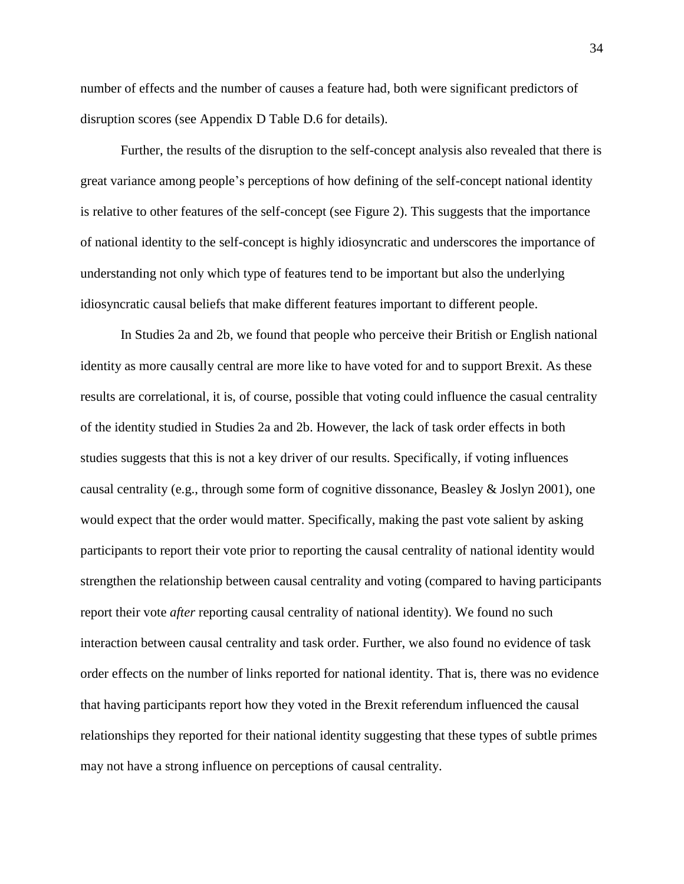number of effects and the number of causes a feature had, both were significant predictors of disruption scores (see Appendix D Table D.6 for details).

Further, the results of the disruption to the self-concept analysis also revealed that there is great variance among people's perceptions of how defining of the self-concept national identity is relative to other features of the self-concept (see Figure 2). This suggests that the importance of national identity to the self-concept is highly idiosyncratic and underscores the importance of understanding not only which type of features tend to be important but also the underlying idiosyncratic causal beliefs that make different features important to different people.

In Studies 2a and 2b, we found that people who perceive their British or English national identity as more causally central are more like to have voted for and to support Brexit. As these results are correlational, it is, of course, possible that voting could influence the casual centrality of the identity studied in Studies 2a and 2b. However, the lack of task order effects in both studies suggests that this is not a key driver of our results. Specifically, if voting influences causal centrality (e.g., through some form of cognitive dissonance, Beasley & Joslyn 2001), one would expect that the order would matter. Specifically, making the past vote salient by asking participants to report their vote prior to reporting the causal centrality of national identity would strengthen the relationship between causal centrality and voting (compared to having participants report their vote *after* reporting causal centrality of national identity). We found no such interaction between causal centrality and task order. Further, we also found no evidence of task order effects on the number of links reported for national identity. That is, there was no evidence that having participants report how they voted in the Brexit referendum influenced the causal relationships they reported for their national identity suggesting that these types of subtle primes may not have a strong influence on perceptions of causal centrality.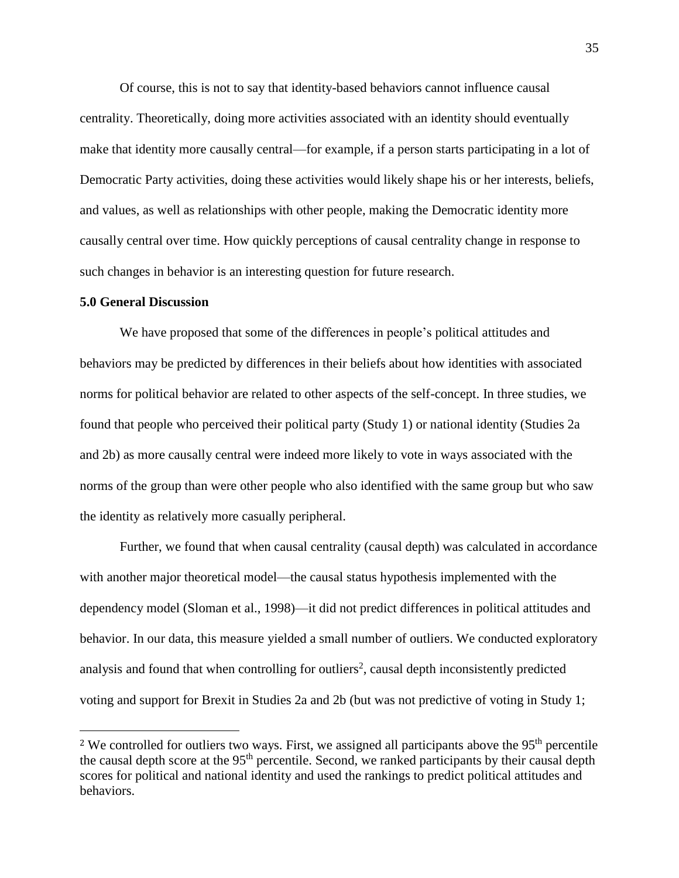Of course, this is not to say that identity-based behaviors cannot influence causal centrality. Theoretically, doing more activities associated with an identity should eventually make that identity more causally central—for example, if a person starts participating in a lot of Democratic Party activities, doing these activities would likely shape his or her interests, beliefs, and values, as well as relationships with other people, making the Democratic identity more causally central over time. How quickly perceptions of causal centrality change in response to such changes in behavior is an interesting question for future research.

**5.0 General Discussion**

We have proposed that some of the differences in people's political attitudes and behaviors may be predicted by differences in their beliefs about how identities with associated norms for political behavior are related to other aspects of the self-concept. In three studies, we found that people who perceived their political party (Study 1) or national identity (Studies 2a and 2b) as more causally central were indeed more likely to vote in ways associated with the norms of the group than were other people who also identified with the same group but who saw the identity as relatively more casually peripheral.

Further, we found that when causal centrality (causal depth) was calculated in accordance with another major theoretical model—the causal status hypothesis implemented with the dependency model (Sloman et al., 1998)—it did not predict differences in political attitudes and behavior. In our data, this measure yielded a small number of outliers. We conducted exploratory analysis and found that when controlling for outliers[2], causal depth inconsistently predicted voting and support for Brexit in Studies 2a and 2b (but was not predictive of voting in Study 1;

---

[2] We controlled for outliers two ways. First, we assigned all participants above the 95th percentile the causal depth score at the 95th percentile. Second, we ranked participants by their causal depth scores for political and national identity and used the rankings to predict political attitudes and behaviors.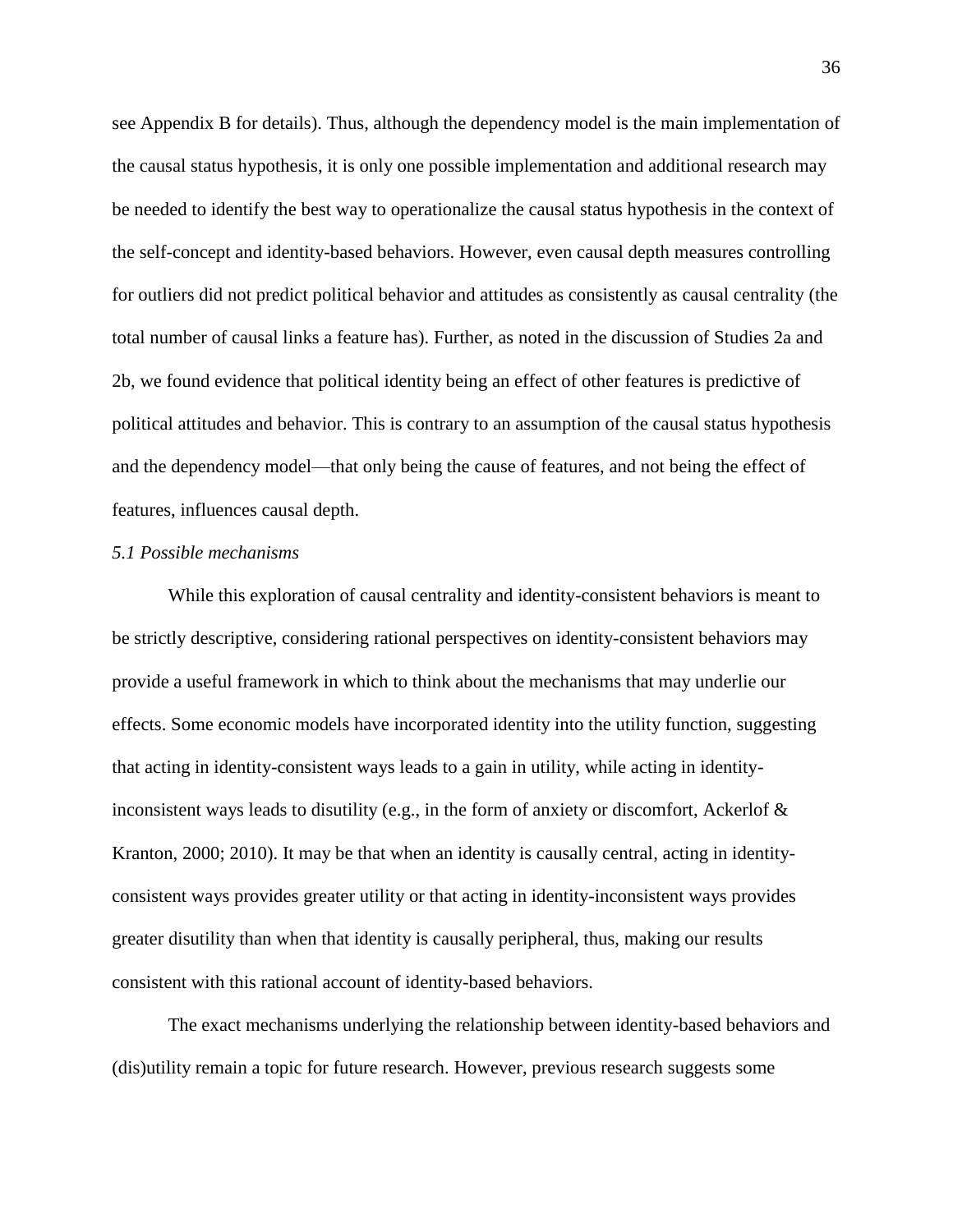see Appendix B for details). Thus, although the dependency model is the main implementation of the causal status hypothesis, it is only one possible implementation and additional research may be needed to identify the best way to operationalize the causal status hypothesis in the context of the self-concept and identity-based behaviors. However, even causal depth measures controlling for outliers did not predict political behavior and attitudes as consistently as causal centrality (the total number of causal links a feature has). Further, as noted in the discussion of Studies 2a and 2b, we found evidence that political identity being an effect of other features is predictive of political attitudes and behavior. This is contrary to an assumption of the causal status hypothesis and the dependency model—that only being the cause of features, and not being the effect of features, influences causal depth.

### *5.1 Possible mechanisms*

While this exploration of causal centrality and identity-consistent behaviors is meant to be strictly descriptive, considering rational perspectives on identity-consistent behaviors may provide a useful framework in which to think about the mechanisms that may underlie our effects. Some economic models have incorporated identity into the utility function, suggesting that acting in identity-consistent ways leads to a gain in utility, while acting in identity-inconsistent ways leads to disutility (e.g., in the form of anxiety or discomfort, Ackerlof & Kranton, 2000; 2010). It may be that when an identity is causally central, acting in identity-consistent ways provides greater utility or that acting in identity-inconsistent ways provides greater disutility than when that identity is causally peripheral, thus, making our results consistent with this rational account of identity-based behaviors.

The exact mechanisms underlying the relationship between identity-based behaviors and (dis)utility remain a topic for future research. However, previous research suggests some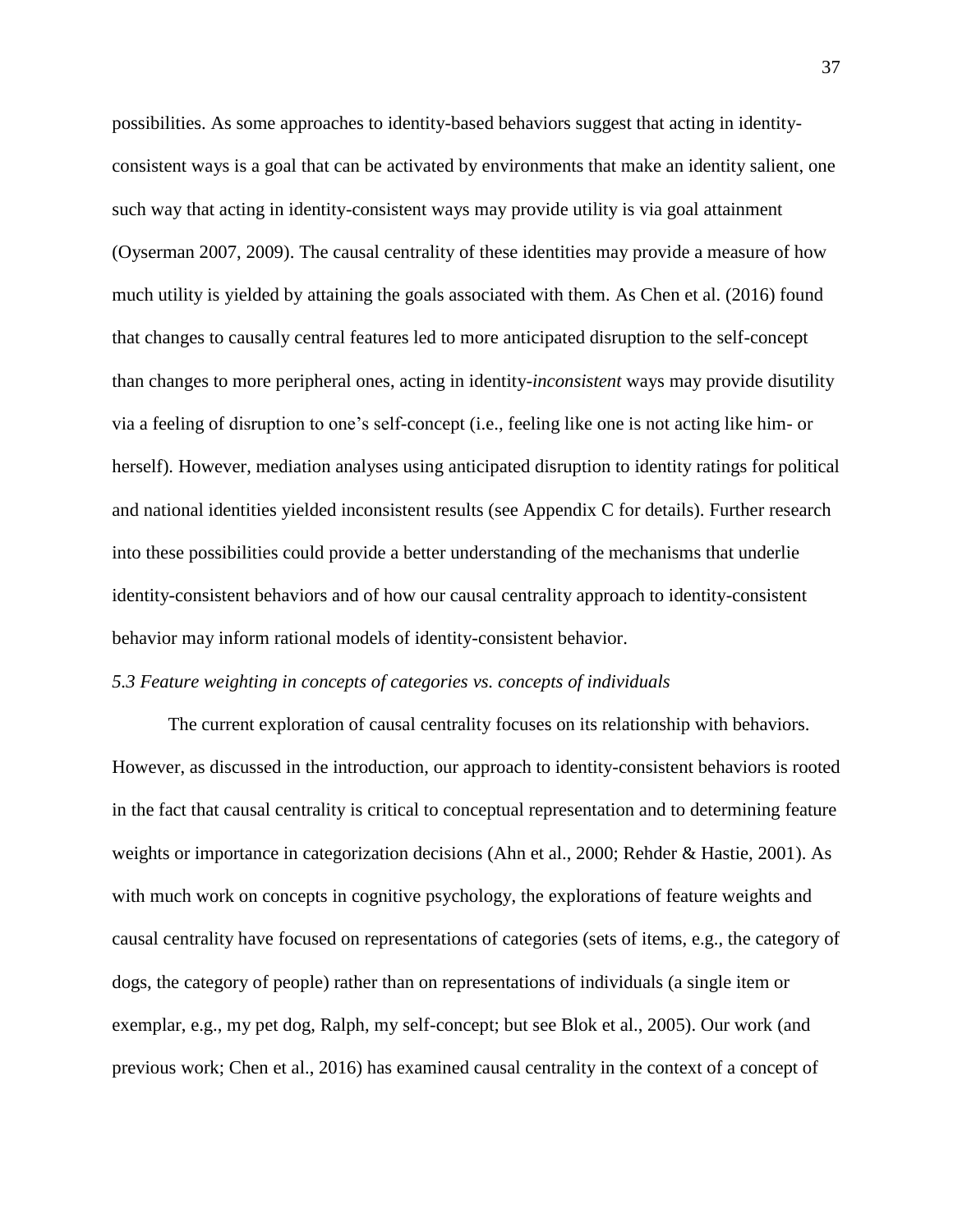possibilities. As some approaches to identity-based behaviors suggest that acting in identity-consistent ways is a goal that can be activated by environments that make an identity salient, one such way that acting in identity-consistent ways may provide utility is via goal attainment (Oyserman 2007, 2009). The causal centrality of these identities may provide a measure of how much utility is yielded by attaining the goals associated with them. As Chen et al. (2016) found that changes to causally central features led to more anticipated disruption to the self-concept than changes to more peripheral ones, acting in identity-*inconsistent* ways may provide disutility via a feeling of disruption to one's self-concept (i.e., feeling like one is not acting like him- or herself). However, mediation analyses using anticipated disruption to identity ratings for political and national identities yielded inconsistent results (see Appendix C for details). Further research into these possibilities could provide a better understanding of the mechanisms that underlie identity-consistent behaviors and of how our causal centrality approach to identity-consistent behavior may inform rational models of identity-consistent behavior.

### *5.3 Feature weighting in concepts of categories vs. concepts of individuals*

The current exploration of causal centrality focuses on its relationship with behaviors. However, as discussed in the introduction, our approach to identity-consistent behaviors is rooted in the fact that causal centrality is critical to conceptual representation and to determining feature weights or importance in categorization decisions (Ahn et al., 2000; Rehder & Hastie, 2001). As with much work on concepts in cognitive psychology, the explorations of feature weights and causal centrality have focused on representations of categories (sets of items, e.g., the category of dogs, the category of people) rather than on representations of individuals (a single item or exemplar, e.g., my pet dog, Ralph, my self-concept; but see Blok et al., 2005). Our work (and previous work; Chen et al., 2016) has examined causal centrality in the context of a concept of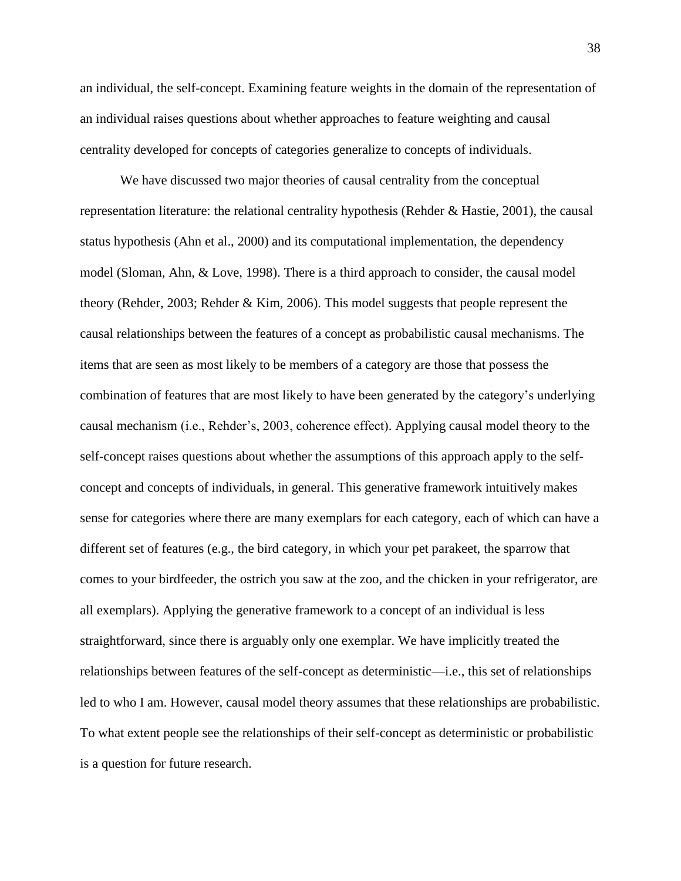an individual, the self-concept. Examining feature weights in the domain of the representation of an individual raises questions about whether approaches to feature weighting and causal centrality developed for concepts of categories generalize to concepts of individuals.

We have discussed two major theories of causal centrality from the conceptual representation literature: the relational centrality hypothesis (Rehder & Hastie, 2001), the causal status hypothesis (Ahn et al., 2000) and its computational implementation, the dependency model (Sloman, Ahn, & Love, 1998). There is a third approach to consider, the causal model theory (Rehder, 2003; Rehder & Kim, 2006). This model suggests that people represent the causal relationships between the features of a concept as probabilistic causal mechanisms. The items that are seen as most likely to be members of a category are those that possess the combination of features that are most likely to have been generated by the category's underlying causal mechanism (i.e., Rehder's, 2003, coherence effect). Applying causal model theory to the self-concept raises questions about whether the assumptions of this approach apply to the self-concept and concepts of individuals, in general. This generative framework intuitively makes sense for categories where there are many exemplars for each category, each of which can have a different set of features (e.g., the bird category, in which your pet parakeet, the sparrow that comes to your birdfeeder, the ostrich you saw at the zoo, and the chicken in your refrigerator, are all exemplars). Applying the generative framework to a concept of an individual is less straightforward, since there is arguably only one exemplar. We have implicitly treated the relationships between features of the self-concept as deterministic—i.e., this set of relationships led to who I am. However, causal model theory assumes that these relationships are probabilistic. To what extent people see the relationships of their self-concept as deterministic or probabilistic is a question for future research.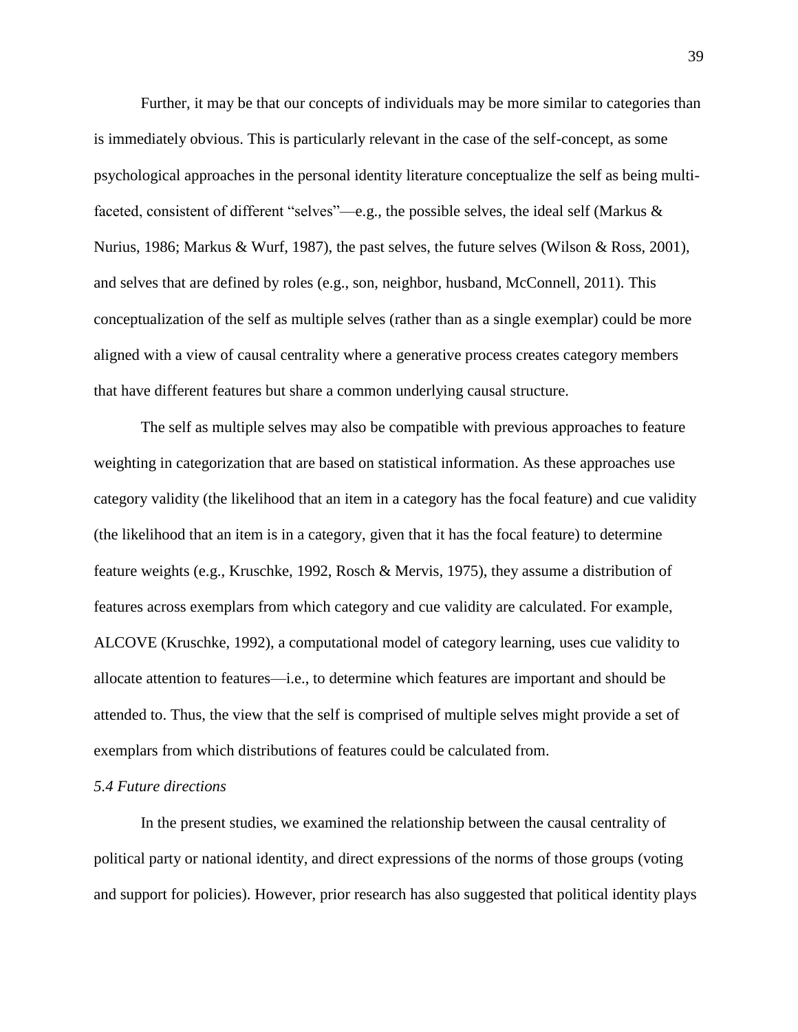Further, it may be that our concepts of individuals may be more similar to categories than is immediately obvious. This is particularly relevant in the case of the self-concept, as some psychological approaches in the personal identity literature conceptualize the self as being multi-faceted, consistent of different "selves"—e.g., the possible selves, the ideal self (Markus & Nurius, 1986; Markus & Wurf, 1987), the past selves, the future selves (Wilson & Ross, 2001), and selves that are defined by roles (e.g., son, neighbor, husband, McConnell, 2011). This conceptualization of the self as multiple selves (rather than as a single exemplar) could be more aligned with a view of causal centrality where a generative process creates category members that have different features but share a common underlying causal structure.

The self as multiple selves may also be compatible with previous approaches to feature weighting in categorization that are based on statistical information. As these approaches use category validity (the likelihood that an item in a category has the focal feature) and cue validity (the likelihood that an item is in a category, given that it has the focal feature) to determine feature weights (e.g., Kruschke, 1992, Rosch & Mervis, 1975), they assume a distribution of features across exemplars from which category and cue validity are calculated. For example, ALCOVE (Kruschke, 1992), a computational model of category learning, uses cue validity to allocate attention to features—i.e., to determine which features are important and should be attended to. Thus, the view that the self is comprised of multiple selves might provide a set of exemplars from which distributions of features could be calculated from.

### *5.4 Future directions*

In the present studies, we examined the relationship between the causal centrality of political party or national identity, and direct expressions of the norms of those groups (voting and support for policies). However, prior research has also suggested that political identity plays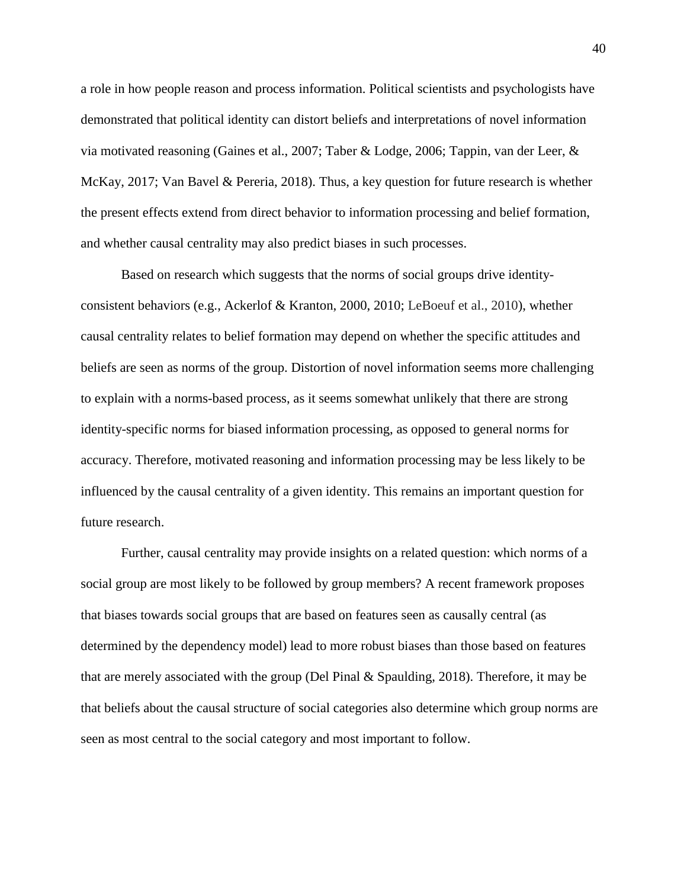a role in how people reason and process information. Political scientists and psychologists have demonstrated that political identity can distort beliefs and interpretations of novel information via motivated reasoning (Gaines et al., 2007; Taber & Lodge, 2006; Tappin, van der Leer, & McKay, 2017; Van Bavel & Pereria, 2018). Thus, a key question for future research is whether the present effects extend from direct behavior to information processing and belief formation, and whether causal centrality may also predict biases in such processes.

Based on research which suggests that the norms of social groups drive identity-consistent behaviors (e.g., Ackerlof & Kranton, 2000, 2010; LeBoeuf et al., 2010), whether causal centrality relates to belief formation may depend on whether the specific attitudes and beliefs are seen as norms of the group. Distortion of novel information seems more challenging to explain with a norms-based process, as it seems somewhat unlikely that there are strong identity-specific norms for biased information processing, as opposed to general norms for accuracy. Therefore, motivated reasoning and information processing may be less likely to be influenced by the causal centrality of a given identity. This remains an important question for future research.

Further, causal centrality may provide insights on a related question: which norms of a social group are most likely to be followed by group members? A recent framework proposes that biases towards social groups that are based on features seen as causally central (as determined by the dependency model) lead to more robust biases than those based on features that are merely associated with the group (Del Pinal & Spaulding, 2018). Therefore, it may be that beliefs about the causal structure of social categories also determine which group norms are seen as most central to the social category and most important to follow.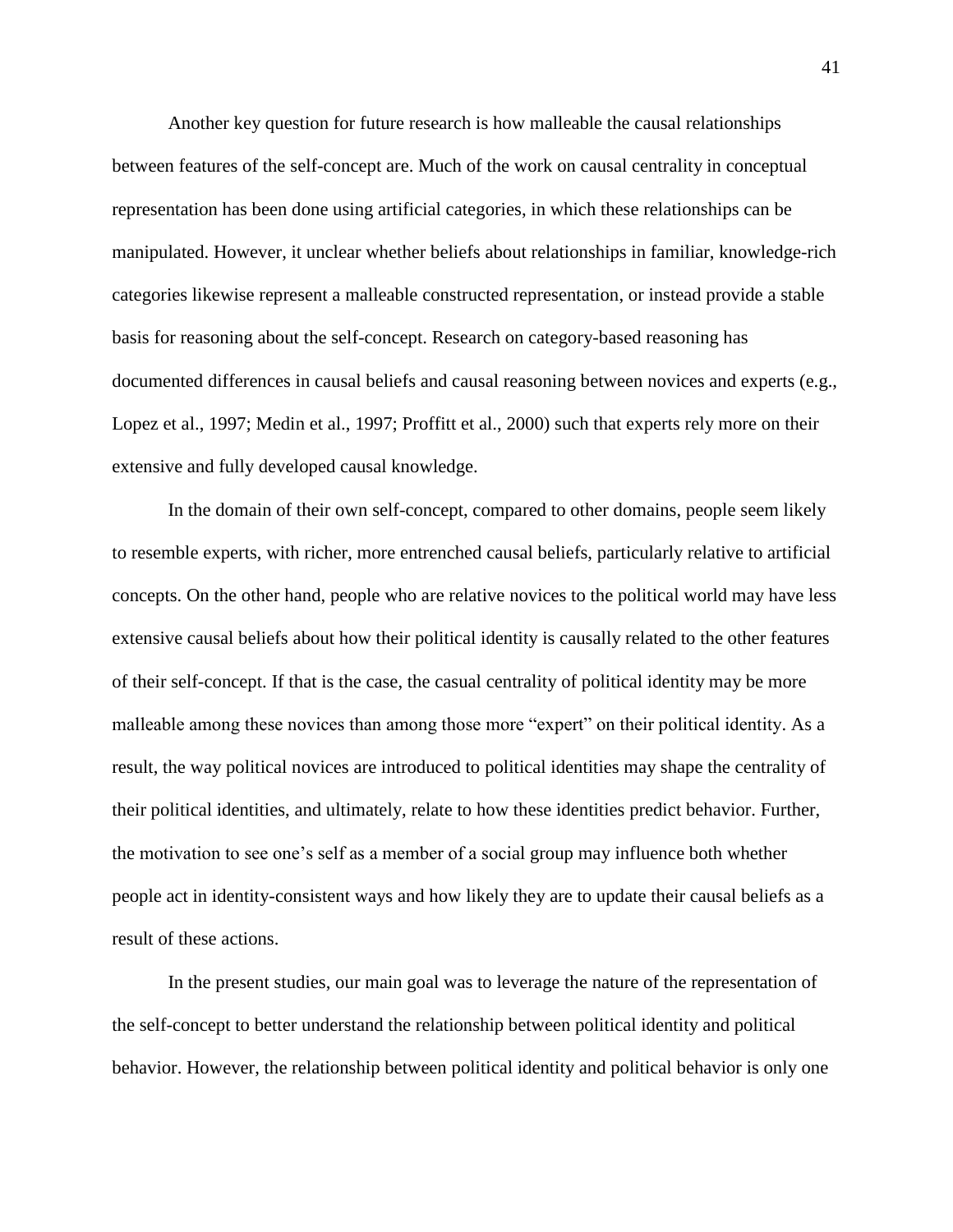Another key question for future research is how malleable the causal relationships between features of the self-concept are. Much of the work on causal centrality in conceptual representation has been done using artificial categories, in which these relationships can be manipulated. However, it unclear whether beliefs about relationships in familiar, knowledge-rich categories likewise represent a malleable constructed representation, or instead provide a stable basis for reasoning about the self-concept. Research on category-based reasoning has documented differences in causal beliefs and causal reasoning between novices and experts (e.g., Lopez et al., 1997; Medin et al., 1997; Proffitt et al., 2000) such that experts rely more on their extensive and fully developed causal knowledge.

In the domain of their own self-concept, compared to other domains, people seem likely to resemble experts, with richer, more entrenched causal beliefs, particularly relative to artificial concepts. On the other hand, people who are relative novices to the political world may have less extensive causal beliefs about how their political identity is causally related to the other features of their self-concept. If that is the case, the casual centrality of political identity may be more malleable among these novices than among those more "expert" on their political identity. As a result, the way political novices are introduced to political identities may shape the centrality of their political identities, and ultimately, relate to how these identities predict behavior. Further, the motivation to see one's self as a member of a social group may influence both whether people act in identity-consistent ways and how likely they are to update their causal beliefs as a result of these actions.

In the present studies, our main goal was to leverage the nature of the representation of the self-concept to better understand the relationship between political identity and political behavior. However, the relationship between political identity and political behavior is only one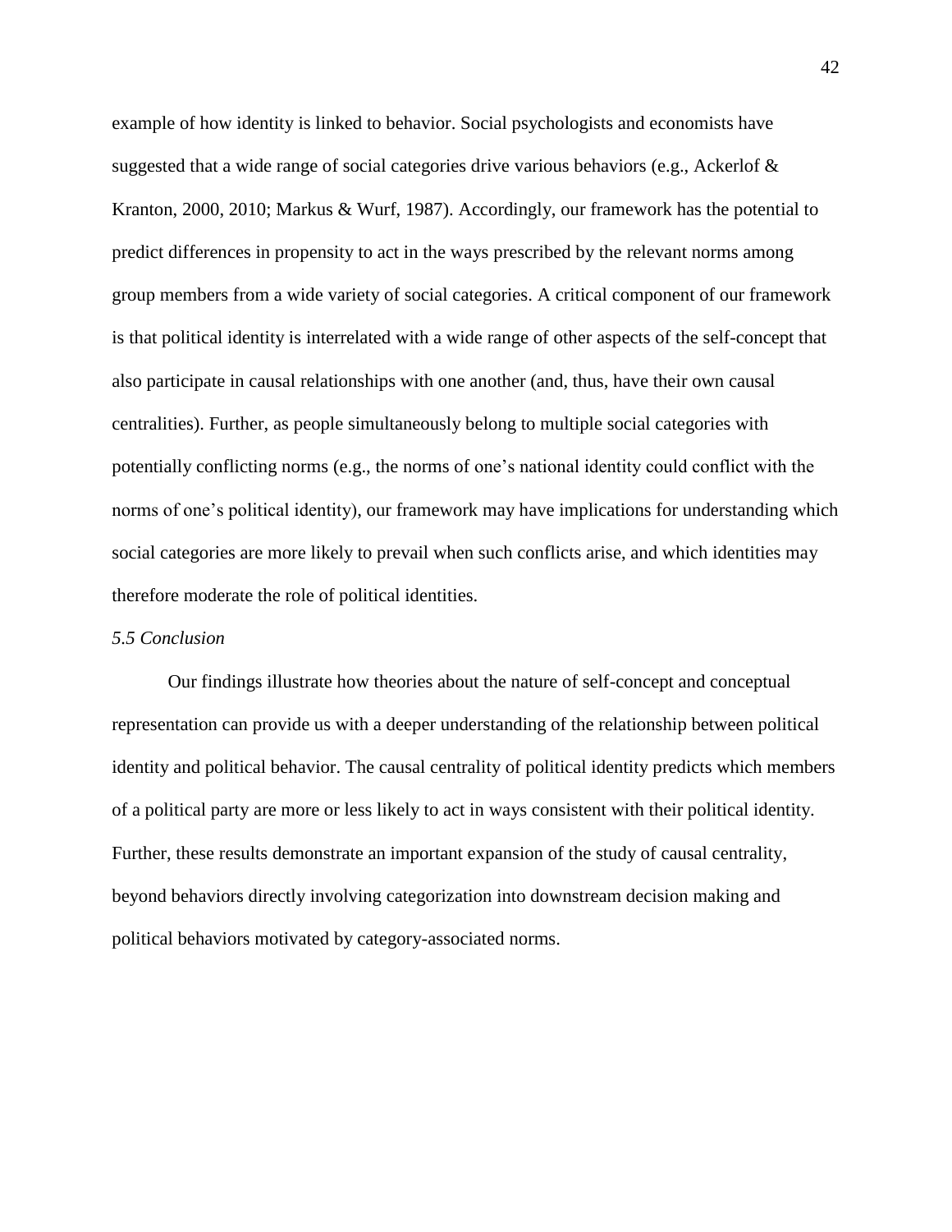example of how identity is linked to behavior. Social psychologists and economists have suggested that a wide range of social categories drive various behaviors (e.g., Ackerlof & Kranton, 2000, 2010; Markus & Wurf, 1987). Accordingly, our framework has the potential to predict differences in propensity to act in the ways prescribed by the relevant norms among group members from a wide variety of social categories. A critical component of our framework is that political identity is interrelated with a wide range of other aspects of the self-concept that also participate in causal relationships with one another (and, thus, have their own causal centralities). Further, as people simultaneously belong to multiple social categories with potentially conflicting norms (e.g., the norms of one's national identity could conflict with the norms of one's political identity), our framework may have implications for understanding which social categories are more likely to prevail when such conflicts arise, and which identities may therefore moderate the role of political identities.

### *5.5 Conclusion*

Our findings illustrate how theories about the nature of self-concept and conceptual representation can provide us with a deeper understanding of the relationship between political identity and political behavior. The causal centrality of political identity predicts which members of a political party are more or less likely to act in ways consistent with their political identity. Further, these results demonstrate an important expansion of the study of causal centrality, beyond behaviors directly involving categorization into downstream decision making and political behaviors motivated by category-associated norms.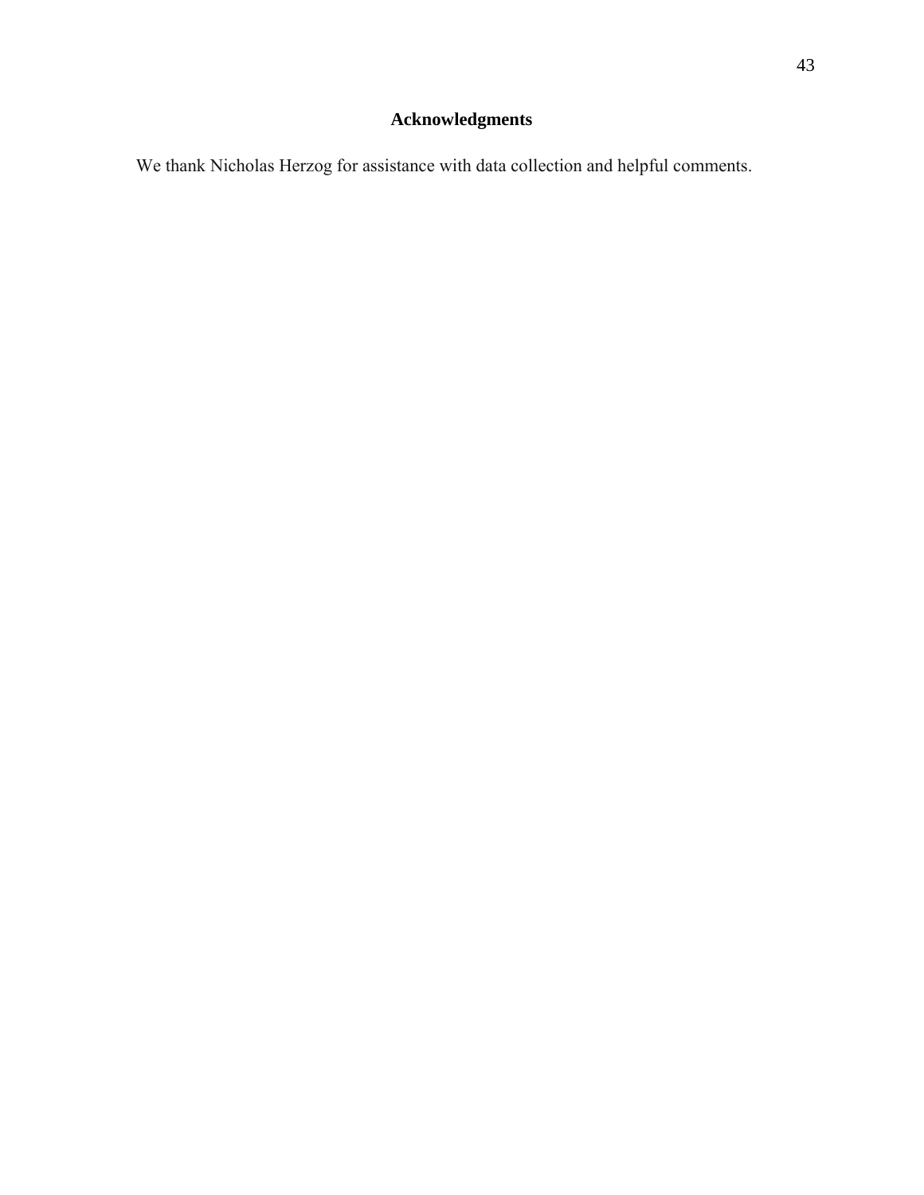## Acknowledgments

We thank Nicholas Herzog for assistance with data collection and helpful comments.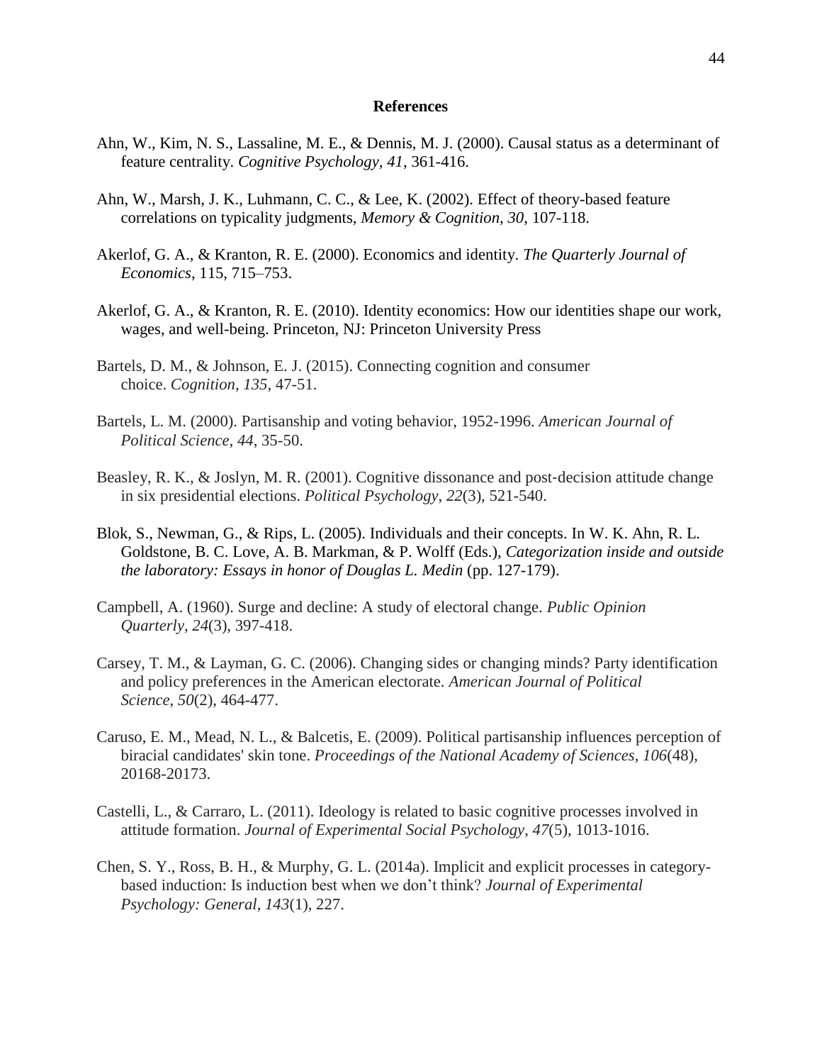# References

Ahn, W., Kim, N. S., Lassaline, M. E., & Dennis, M. J. (2000). Causal status as a determinant of feature centrality. *Cognitive Psychology, 41*, 361-416.

Ahn, W., Marsh, J. K., Luhmann, C. C., & Lee, K. (2002). Effect of theory-based feature correlations on typicality judgments, *Memory & Cognition, 30*, 107-118.

Akerlof, G. A., & Kranton, R. E. (2000). Economics and identity. *The Quarterly Journal of Economics*, 115, 715–753.

Akerlof, G. A., & Kranton, R. E. (2010). Identity economics: How our identities shape our work, wages, and well-being. Princeton, NJ: Princeton University Press

Bartels, D. M., & Johnson, E. J. (2015). Connecting cognition and consumer choice. *Cognition*, *135*, 47-51.

Bartels, L. M. (2000). Partisanship and voting behavior, 1952-1996. *American Journal of Political Science*, *44*, 35-50.

Beasley, R. K., & Joslyn, M. R. (2001). Cognitive dissonance and post‐decision attitude change in six presidential elections. *Political Psychology*, *22*(3), 521-540.

Blok, S., Newman, G., & Rips, L. (2005). Individuals and their concepts. In W. K. Ahn, R. L. Goldstone, B. C. Love, A. B. Markman, & P. Wolff (Eds.), *Categorization inside and outside the laboratory: Essays in honor of Douglas L. Medin* (pp. 127-179).

Campbell, A. (1960). Surge and decline: A study of electoral change. *Public Opinion Quarterly*, *24*(3), 397-418.

Carsey, T. M., & Layman, G. C. (2006). Changing sides or changing minds? Party identification and policy preferences in the American electorate. *American Journal of Political Science*, *50*(2), 464-477.

Caruso, E. M., Mead, N. L., & Balcetis, E. (2009). Political partisanship influences perception of biracial candidates' skin tone. *Proceedings of the National Academy of Sciences*, *106*(48), 20168-20173.

Castelli, L., & Carraro, L. (2011). Ideology is related to basic cognitive processes involved in attitude formation. *Journal of Experimental Social Psychology*, *47*(5), 1013-1016.

Chen, S. Y., Ross, B. H., & Murphy, G. L. (2014a). Implicit and explicit processes in category-based induction: Is induction best when we don't think? *Journal of Experimental Psychology: General*, *143*(1), 227.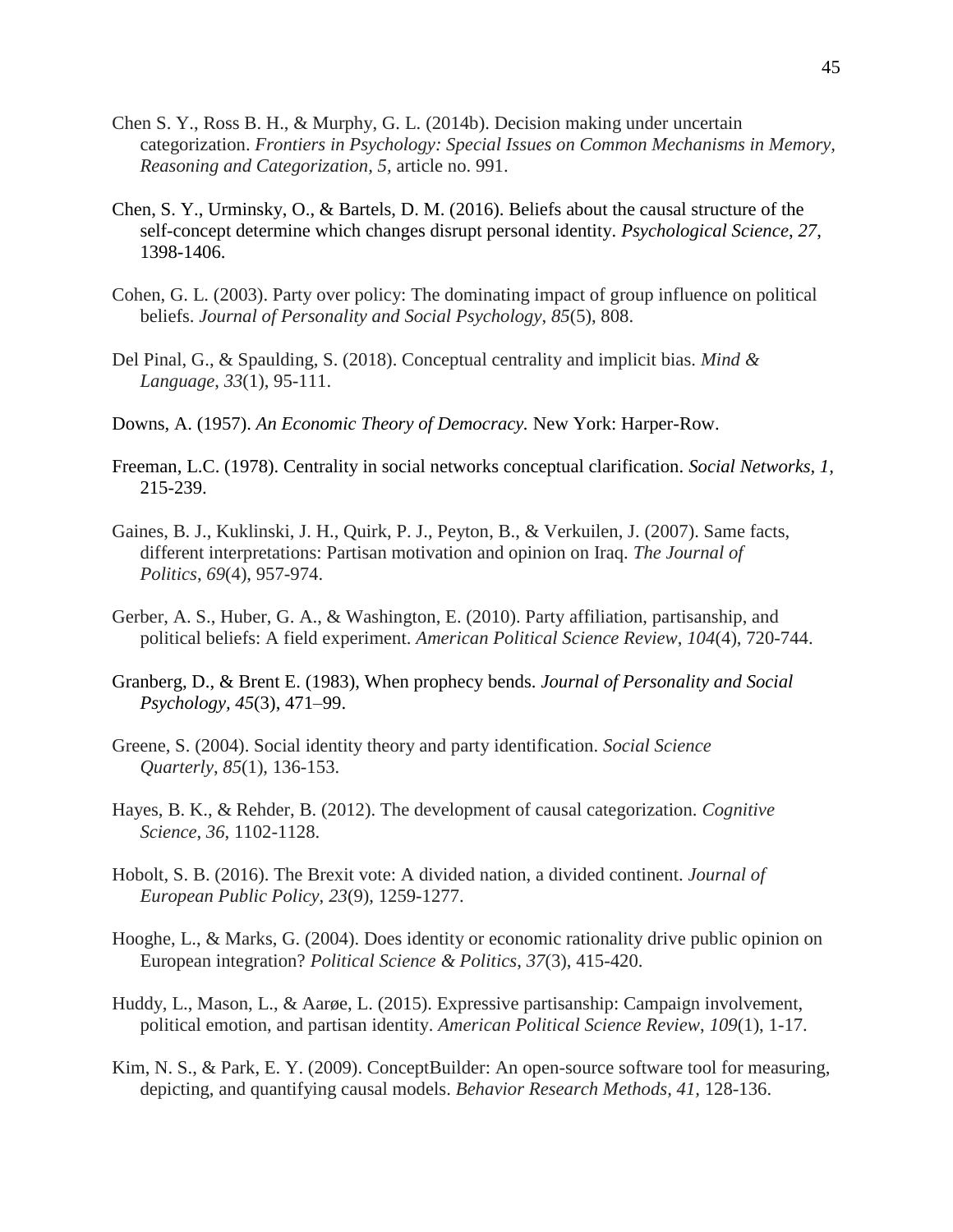Chen S. Y., Ross B. H., & Murphy, G. L. (2014b). Decision making under uncertain categorization. *Frontiers in Psychology: Special Issues on Common Mechanisms in Memory, Reasoning and Categorization*, *5*, article no. 991.

Chen, S. Y., Urminsky, O., & Bartels, D. M. (2016). Beliefs about the causal structure of the self-concept determine which changes disrupt personal identity. *Psychological Science*, *27*, 1398-1406.

Cohen, G. L. (2003). Party over policy: The dominating impact of group influence on political beliefs. *Journal of Personality and Social Psychology*, *85*(5), 808.

Del Pinal, G., & Spaulding, S. (2018). Conceptual centrality and implicit bias. *Mind & Language*, *33*(1), 95-111.

Downs, A. (1957). *An Economic Theory of Democracy.* New York: Harper-Row.

Freeman, L.C. (1978). Centrality in social networks conceptual clarification. *Social Networks, 1,* 215-239.

Gaines, B. J., Kuklinski, J. H., Quirk, P. J., Peyton, B., & Verkuilen, J. (2007). Same facts, different interpretations: Partisan motivation and opinion on Iraq. *The Journal of Politics*, *69*(4), 957-974.

Gerber, A. S., Huber, G. A., & Washington, E. (2010). Party affiliation, partisanship, and political beliefs: A field experiment. *American Political Science Review*, *104*(4), 720-744.

Granberg, D., & Brent E. (1983), When prophecy bends. *Journal of Personality and Social Psychology, 45*(3), 471–99.

Greene, S. (2004). Social identity theory and party identification. *Social Science Quarterly*, *85*(1), 136-153.

Hayes, B. K., & Rehder, B. (2012). The development of causal categorization. *Cognitive Science*, *36*, 1102-1128.

Hobolt, S. B. (2016). The Brexit vote: A divided nation, a divided continent. *Journal of European Public Policy*, *23*(9), 1259-1277.

Hooghe, L., & Marks, G. (2004). Does identity or economic rationality drive public opinion on European integration? *Political Science & Politics*, *37*(3), 415-420.

Huddy, L., Mason, L., & Aarøe, L. (2015). Expressive partisanship: Campaign involvement, political emotion, and partisan identity. *American Political Science Review*, *109*(1), 1-17.

Kim, N. S., & Park, E. Y. (2009). ConceptBuilder: An open-source software tool for measuring, depicting, and quantifying causal models. *Behavior Research Methods, 41,* 128-136.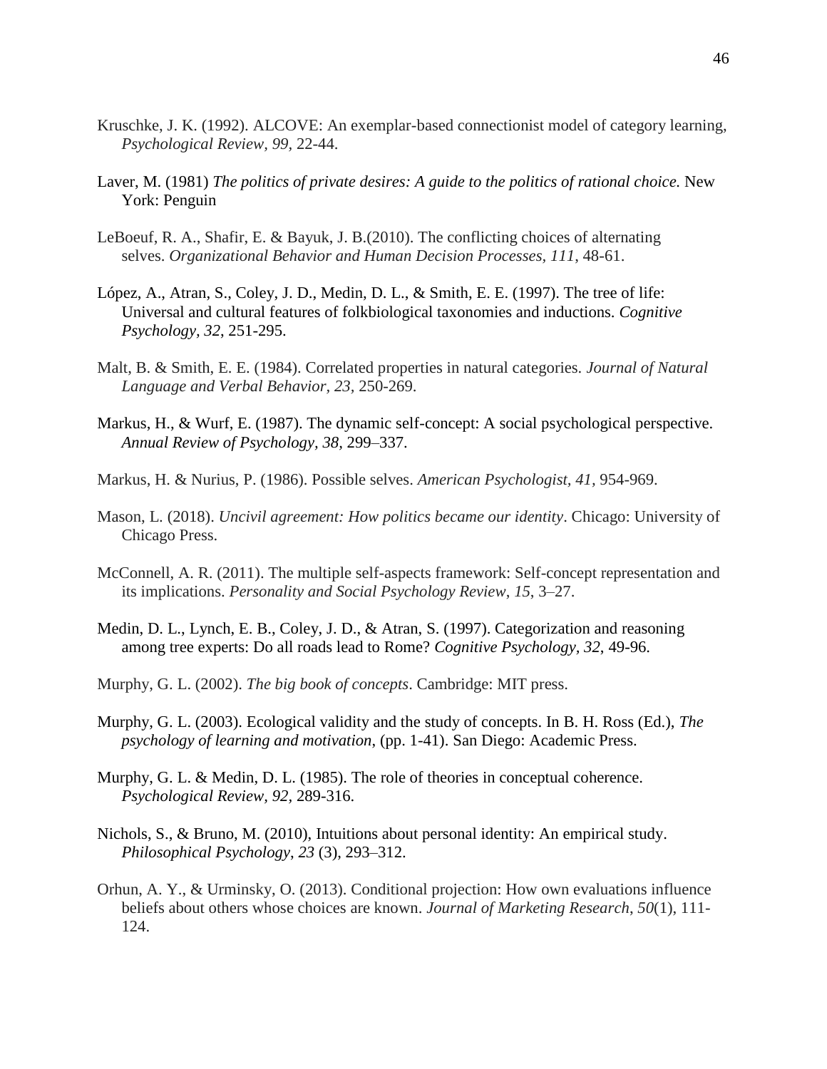Kruschke, J. K. (1992). ALCOVE: An exemplar-based connectionist model of category learning, *Psychological Review, 99,* 22-44.

Laver, M. (1981) *The politics of private desires: A guide to the politics of rational choice.* New York: Penguin

LeBoeuf, R. A., Shafir, E. & Bayuk, J. B.(2010). The conflicting choices of alternating selves. *Organizational Behavior and Human Decision Processes, 111*, 48-61.

López, A., Atran, S., Coley, J. D., Medin, D. L., & Smith, E. E. (1997). The tree of life: Universal and cultural features of folkbiological taxonomies and inductions. *Cognitive Psychology, 32*, 251-295.

Malt, B. & Smith, E. E. (1984). Correlated properties in natural categories. *Journal of Natural Language and Verbal Behavior, 23,* 250-269.

Markus, H., & Wurf, E. (1987). The dynamic self-concept: A social psychological perspective. *Annual Review of Psychology, 38*, 299–337.

Markus, H. & Nurius, P. (1986). Possible selves. *American Psychologist, 41,* 954-969.

Mason, L. (2018). *Uncivil agreement: How politics became our identity*. Chicago: University of Chicago Press.

McConnell, A. R. (2011). The multiple self-aspects framework: Self-concept representation and its implications. *Personality and Social Psychology Review, 15*, 3–27.

Medin, D. L., Lynch, E. B., Coley, J. D., & Atran, S. (1997). Categorization and reasoning among tree experts: Do all roads lead to Rome? *Cognitive Psychology, 32*, 49-96.

Murphy, G. L. (2002). *The big book of concepts*. Cambridge: MIT press.

Murphy, G. L. (2003). Ecological validity and the study of concepts. In B. H. Ross (Ed.), *The psychology of learning and motivation*, (pp. 1-41). San Diego: Academic Press.

Murphy, G. L. & Medin, D. L. (1985). The role of theories in conceptual coherence. *Psychological Review, 92,* 289-316.

Nichols, S., & Bruno, M. (2010), Intuitions about personal identity: An empirical study. *Philosophical Psychology, 23* (3), 293–312.

Orhun, A. Y., & Urminsky, O. (2013). Conditional projection: How own evaluations influence beliefs about others whose choices are known. *Journal of Marketing Research*, *50*(1), 111-124.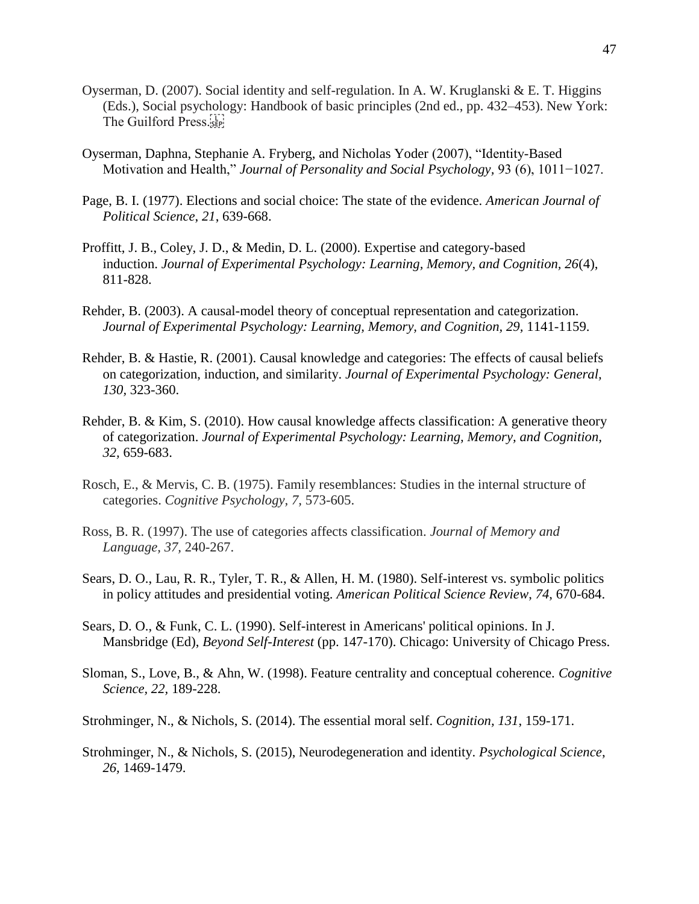Oyserman, D. (2007). Social identity and self-regulation. In A. W. Kruglanski & E. T. Higgins (Eds.), Social psychology: Handbook of basic principles (2nd ed., pp. 432–453). New York: The Guilford Press.

Oyserman, Daphna, Stephanie A. Fryberg, and Nicholas Yoder (2007), "Identity-Based Motivation and Health," *Journal of Personality and Social Psychology,* 93 (6), 1011−1027.

Page, B. I. (1977). Elections and social choice: The state of the evidence. *American Journal of Political Science*, *21*, 639-668.

Proffitt, J. B., Coley, J. D., & Medin, D. L. (2000). Expertise and category-based induction. *Journal of Experimental Psychology: Learning, Memory, and Cognition, 26*(4), 811-828.

Rehder, B. (2003). A causal-model theory of conceptual representation and categorization. *Journal of Experimental Psychology: Learning, Memory, and Cognition, 29,* 1141-1159.

Rehder, B. & Hastie, R. (2001). Causal knowledge and categories: The effects of causal beliefs on categorization, induction, and similarity. *Journal of Experimental Psychology: General, 130,* 323-360.

Rehder, B. & Kim, S. (2010). How causal knowledge affects classification: A generative theory of categorization. *Journal of Experimental Psychology: Learning, Memory, and Cognition, 32,* 659-683.

Rosch, E., & Mervis, C. B. (1975). Family resemblances: Studies in the internal structure of categories. *Cognitive Psychology, 7,* 573-605.

Ross, B. R. (1997). The use of categories affects classification. *Journal of Memory and Language, 37,* 240-267.

Sears, D. O., Lau, R. R., Tyler, T. R., & Allen, H. M. (1980). Self-interest vs. symbolic politics in policy attitudes and presidential voting. *American Political Science Review*, *74*, 670-684.

Sears, D. O., & Funk, C. L. (1990). Self-interest in Americans' political opinions. In J. Mansbridge (Ed), *Beyond Self-Interest* (pp. 147-170). Chicago: University of Chicago Press.

Sloman, S., Love, B., & Ahn, W. (1998). Feature centrality and conceptual coherence. *Cognitive Science, 22,* 189-228.

Strohminger, N., & Nichols, S. (2014). The essential moral self. *Cognition, 131*, 159-171.

Strohminger, N., & Nichols, S. (2015), Neurodegeneration and identity. *Psychological Science*, *26*, 1469-1479.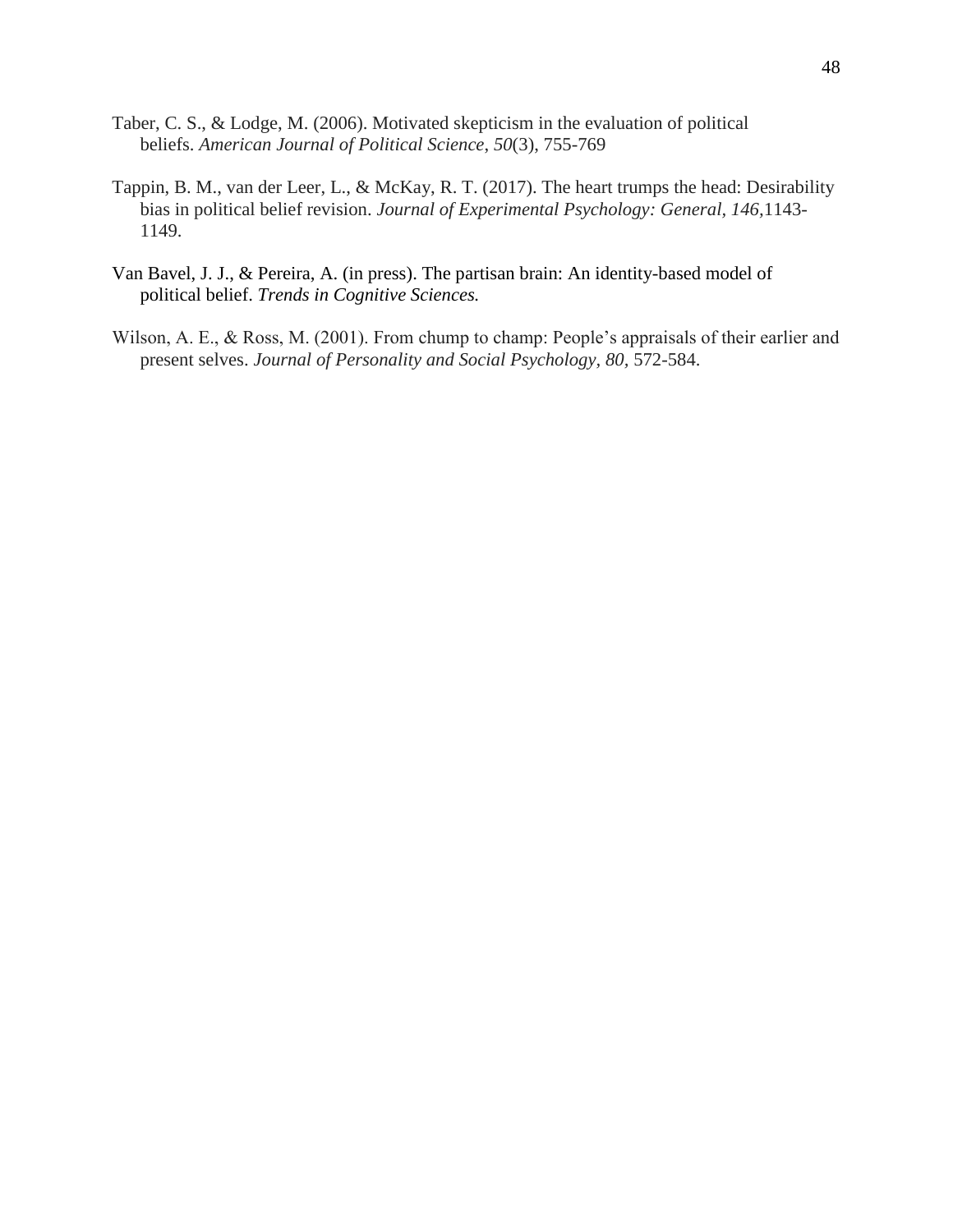Taber, C. S., & Lodge, M. (2006). Motivated skepticism in the evaluation of political beliefs. *American Journal of Political Science, 50*(3), 755-769

Tappin, B. M., van der Leer, L., & McKay, R. T. (2017). The heart trumps the head: Desirability bias in political belief revision. *Journal of Experimental Psychology: General, 146,*1143-1149.

Van Bavel, J. J., & Pereira, A. (in press). The partisan brain: An identity-based model of political belief. *Trends in Cognitive Sciences.*

Wilson, A. E., & Ross, M. (2001). From chump to champ: People's appraisals of their earlier and present selves. *Journal of Personality and Social Psychology, 80,* 572-584.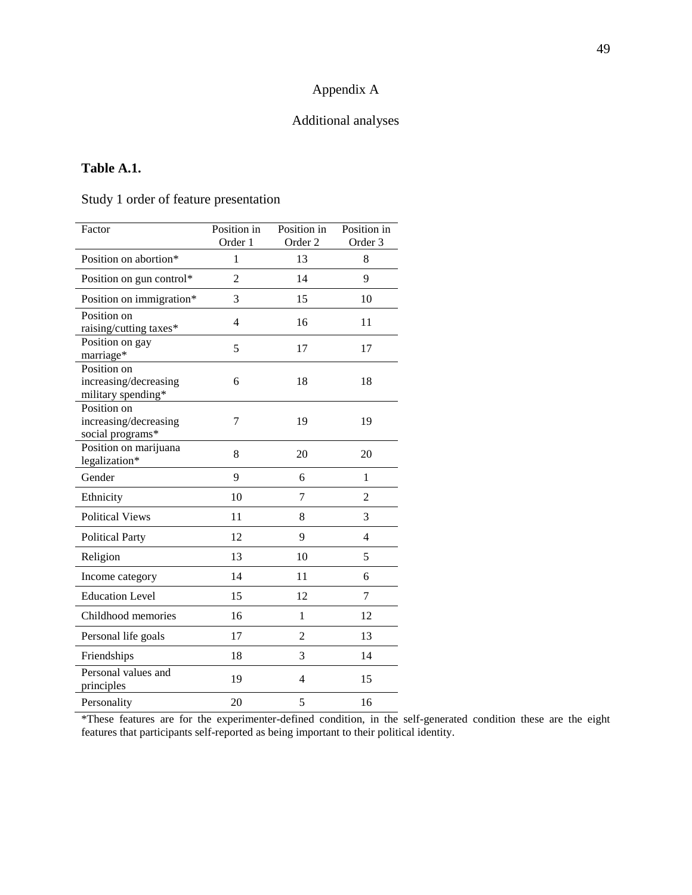# Appendix A

## Additional analyses

**Table A.1.**

Study 1 order of feature presentation

| Factor | Position in Order 1 | Position in Order 2 | Position in Order 3 |
|---|---|---|---|
| Position on abortion* | 1 | 13 | 8 |
| Position on gun control* | 2 | 14 | 9 |
| Position on immigration* | 3 | 15 | 10 |
| Position on raising/cutting taxes* | 4 | 16 | 11 |
| Position on gay marriage* | 5 | 17 | 17 |
| Position on increasing/decreasing military spending* | 6 | 18 | 18 |
| Position on increasing/decreasing social programs* | 7 | 19 | 19 |
| Position on marijuana legalization* | 8 | 20 | 20 |
| Gender | 9 | 6 | 1 |
| Ethnicity | 10 | 7 | 2 |
| Political Views | 11 | 8 | 3 |
| Political Party | 12 | 9 | 4 |
| Religion | 13 | 10 | 5 |
| Income category | 14 | 11 | 6 |
| Education Level | 15 | 12 | 7 |
| Childhood memories | 16 | 1 | 12 |
| Personal life goals | 17 | 2 | 13 |
| Friendships | 18 | 3 | 14 |
| Personal values and principles | 19 | 4 | 15 |
| Personality | 20 | 5 | 16 |

*These features are for the experimenter-defined condition, in the self-generated condition these are the eight features that participants self-reported as being important to their political identity.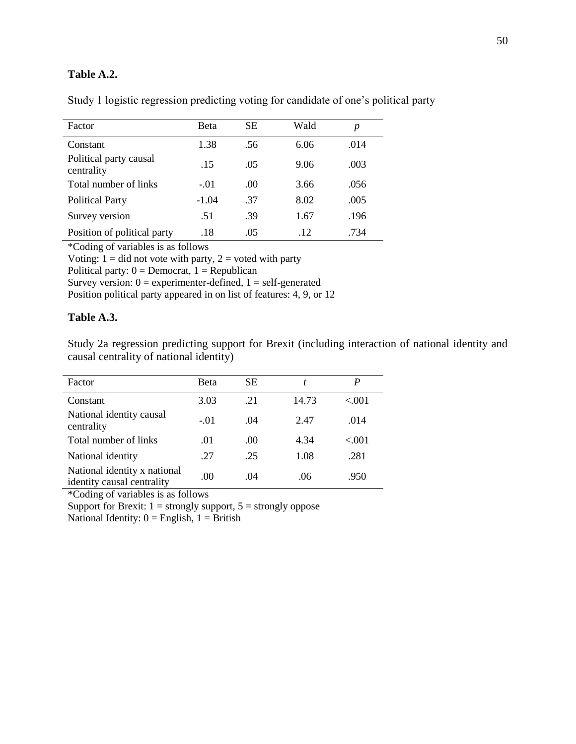**Table A.2.**

Study 1 logistic regression predicting voting for candidate of one's political party

| Factor | Beta | SE | Wald | *p* |
|---|---|---|---|---|
| Constant | 1.38 | .56 | 6.06 | .014 |
| Political party causal centrality | .15 | .05 | 9.06 | .003 |
| Total number of links | -.01 | .00 | 3.66 | .056 |
| Political Party | -1.04 | .37 | 8.02 | .005 |
| Survey version | .51 | .39 | 1.67 | .196 |
| Position of political party | .18 | .05 | .12 | .734 |

*Coding of variables is as follows  
Voting: 1 = did not vote with party, 2 = voted with party  
Political party: 0 = Democrat, 1 = Republican  
Survey version: 0 = experimenter-defined, 1 = self-generated  
Position political party appeared in on list of features: 4, 9, or 12

**Table A.3.**

Study 2a regression predicting support for Brexit (including interaction of national identity and causal centrality of national identity)

| Factor | Beta | SE | *t* | *P* |
|---|---|---|---|---|
| Constant | 3.03 | .21 | 14.73 | <.001 |
| National identity causal centrality | -.01 | .04 | 2.47 | .014 |
| Total number of links | .01 | .00 | 4.34 | <.001 |
| National identity | .27 | .25 | 1.08 | .281 |
| National identity x national identity causal centrality | .00 | .04 | .06 | .950 |

*Coding of variables is as follows  
Support for Brexit: 1 = strongly support, 5 = strongly oppose  
National Identity: 0 = English, 1 = British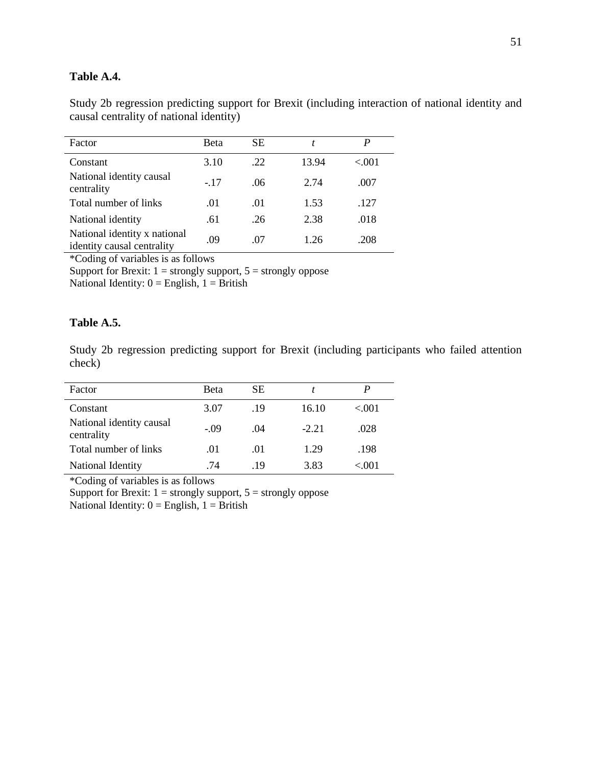**Table A.4.**

Study 2b regression predicting support for Brexit (including interaction of national identity and causal centrality of national identity)

| Factor | Beta | SE | *t* | *P* |
|---|---|---|---|---|
| Constant | 3.10 | .22 | 13.94 | <.001 |
| National identity causal centrality | -.17 | .06 | 2.74 | .007 |
| Total number of links | .01 | .01 | 1.53 | .127 |
| National identity | .61 | .26 | 2.38 | .018 |
| National identity x national identity causal centrality | .09 | .07 | 1.26 | .208 |

*Coding of variables is as follows
Support for Brexit: 1 = strongly support, 5 = strongly oppose
National Identity: 0 = English, 1 = British

**Table A.5.**

Study 2b regression predicting support for Brexit (including participants who failed attention check)

| Factor | Beta | SE | *t* | *P* |
|---|---|---|---|---|
| Constant | 3.07 | .19 | 16.10 | <.001 |
| National identity causal centrality | -.09 | .04 | -2.21 | .028 |
| Total number of links | .01 | .01 | 1.29 | .198 |
| National Identity | .74 | .19 | 3.83 | <.001 |

*Coding of variables is as follows
Support for Brexit: 1 = strongly support, 5 = strongly oppose
National Identity: 0 = English, 1 = British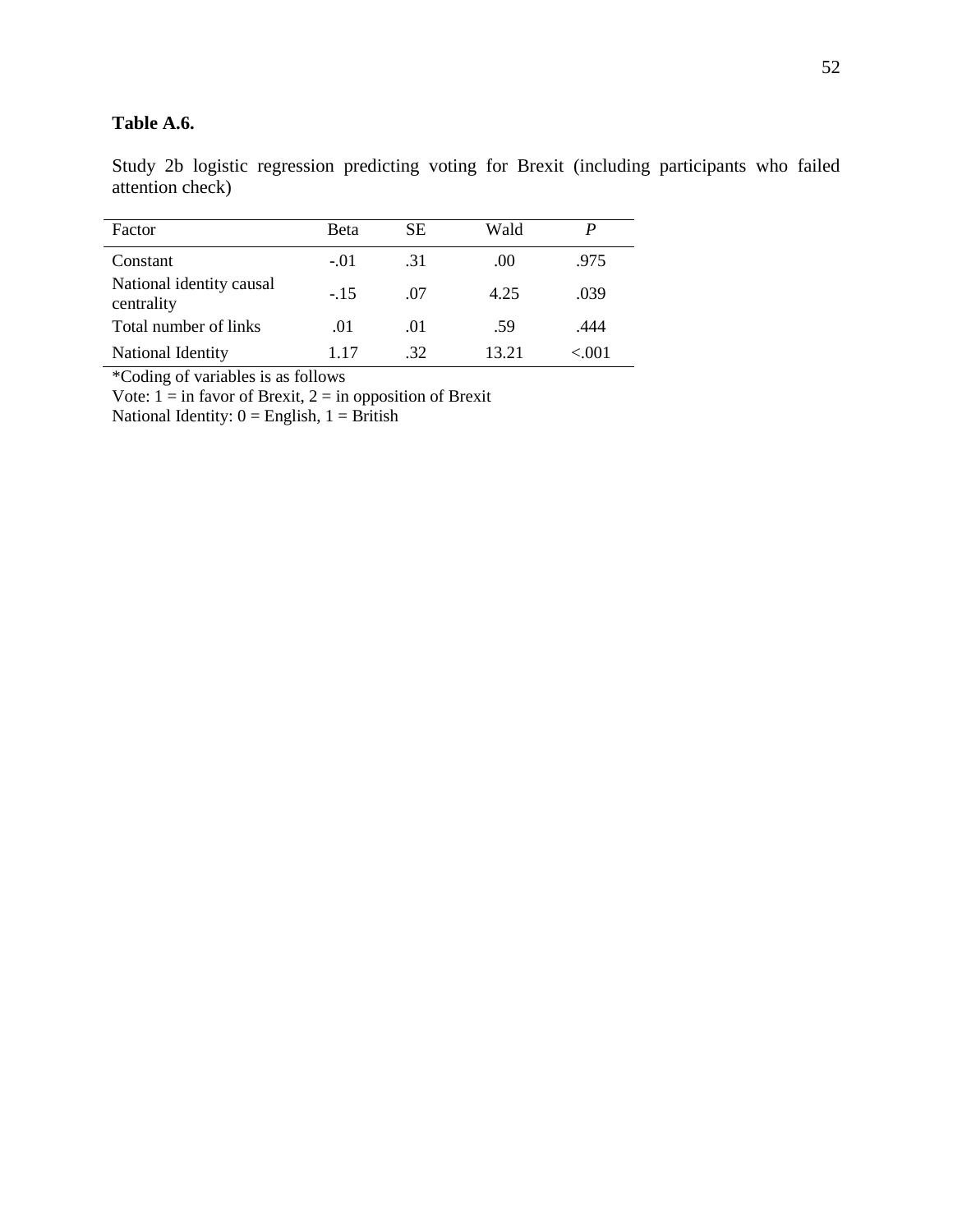**Table A.6.**

Study 2b logistic regression predicting voting for Brexit (including participants who failed attention check)

| Factor | Beta | SE | Wald | *P* |
|---|---|---|---|---|
| Constant | -.01 | .31 | .00 | .975 |
| National identity causal centrality | -.15 | .07 | 4.25 | .039 |
| Total number of links | .01 | .01 | .59 | .444 |
| National Identity | 1.17 | .32 | 13.21 | <.001 |

*Coding of variables is as follows

Vote: 1 = in favor of Brexit, 2 = in opposition of Brexit

National Identity: 0 = English, 1 = British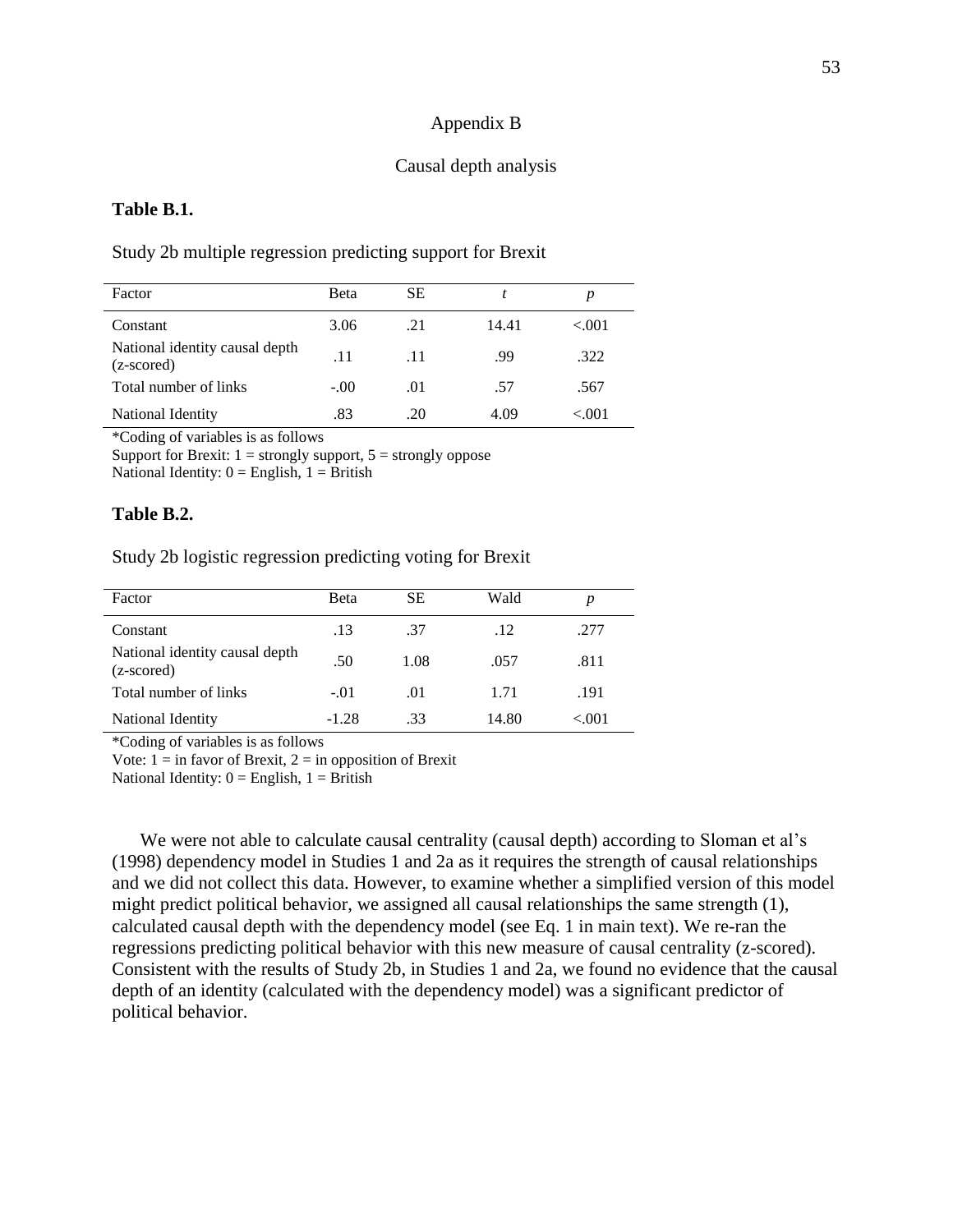# Appendix B

## Causal depth analysis

**Table B.1.**

Study 2b multiple regression predicting support for Brexit

| Factor | Beta | SE | *t* | *p* |
|---|---|---|---|---|
| Constant | 3.06 | .21 | 14.41 | <.001 |
| National identity causal depth (z-scored) | .11 | .11 | .99 | .322 |
| Total number of links | -.00 | .01 | .57 | .567 |
| National Identity | .83 | .20 | 4.09 | <.001 |

*Coding of variables is as follows

Support for Brexit: 1 = strongly support, 5 = strongly oppose

National Identity: 0 = English, 1 = British

**Table B.2.**

Study 2b logistic regression predicting voting for Brexit

| Factor | Beta | SE | Wald | *p* |
|---|---|---|---|---|
| Constant | .13 | .37 | .12 | .277 |
| National identity causal depth (z-scored) | .50 | 1.08 | .057 | .811 |
| Total number of links | -.01 | .01 | 1.71 | .191 |
| National Identity | -1.28 | .33 | 14.80 | <.001 |

*Coding of variables is as follows

Vote: 1 = in favor of Brexit, 2 = in opposition of Brexit

National Identity: 0 = English, 1 = British

We were not able to calculate causal centrality (causal depth) according to Sloman et al's (1998) dependency model in Studies 1 and 2a as it requires the strength of causal relationships and we did not collect this data. However, to examine whether a simplified version of this model might predict political behavior, we assigned all causal relationships the same strength (1), calculated causal depth with the dependency model (see Eq. 1 in main text). We re-ran the regressions predicting political behavior with this new measure of causal centrality (z-scored). Consistent with the results of Study 2b, in Studies 1 and 2a, we found no evidence that the causal depth of an identity (calculated with the dependency model) was a significant predictor of political behavior.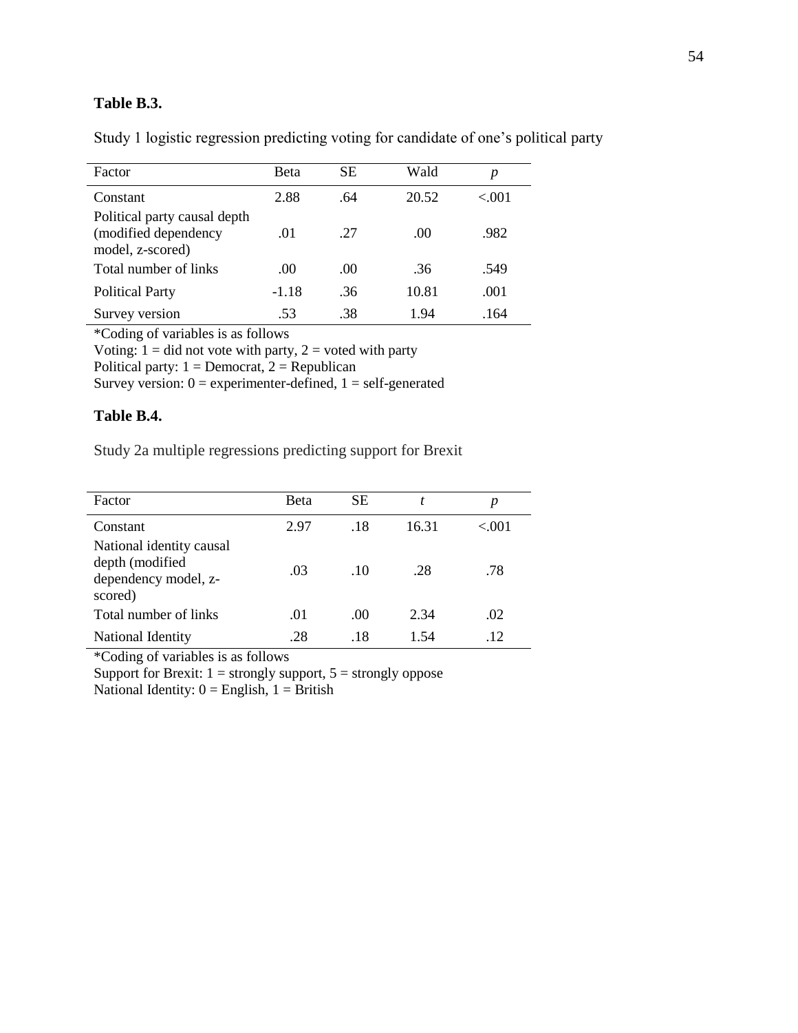**Table B.3.**

Study 1 logistic regression predicting voting for candidate of one's political party

| Factor | Beta | SE | Wald | *p* |
|---|---|---|---|---|
| Constant | 2.88 | .64 | 20.52 | <.001 |
| Political party causal depth (modified dependency model, z-scored) | .01 | .27 | .00 | .982 |
| Total number of links | .00 | .00 | .36 | .549 |
| Political Party | -1.18 | .36 | 10.81 | .001 |
| Survey version | .53 | .38 | 1.94 | .164 |

*Coding of variables is as follows
Voting: 1 = did not vote with party, 2 = voted with party
Political party: 1 = Democrat, 2 = Republican
Survey version: 0 = experimenter-defined, 1 = self-generated

**Table B.4.**

Study 2a multiple regressions predicting support for Brexit

| Factor | Beta | SE | *t* | *p* |
|---|---|---|---|---|
| Constant | 2.97 | .18 | 16.31 | <.001 |
| National identity causal depth (modified dependency model, z-scored) | .03 | .10 | .28 | .78 |
| Total number of links | .01 | .00 | 2.34 | .02 |
| National Identity | .28 | .18 | 1.54 | .12 |

*Coding of variables is as follows
Support for Brexit: 1 = strongly support, 5 = strongly oppose
National Identity: 0 = English, 1 = British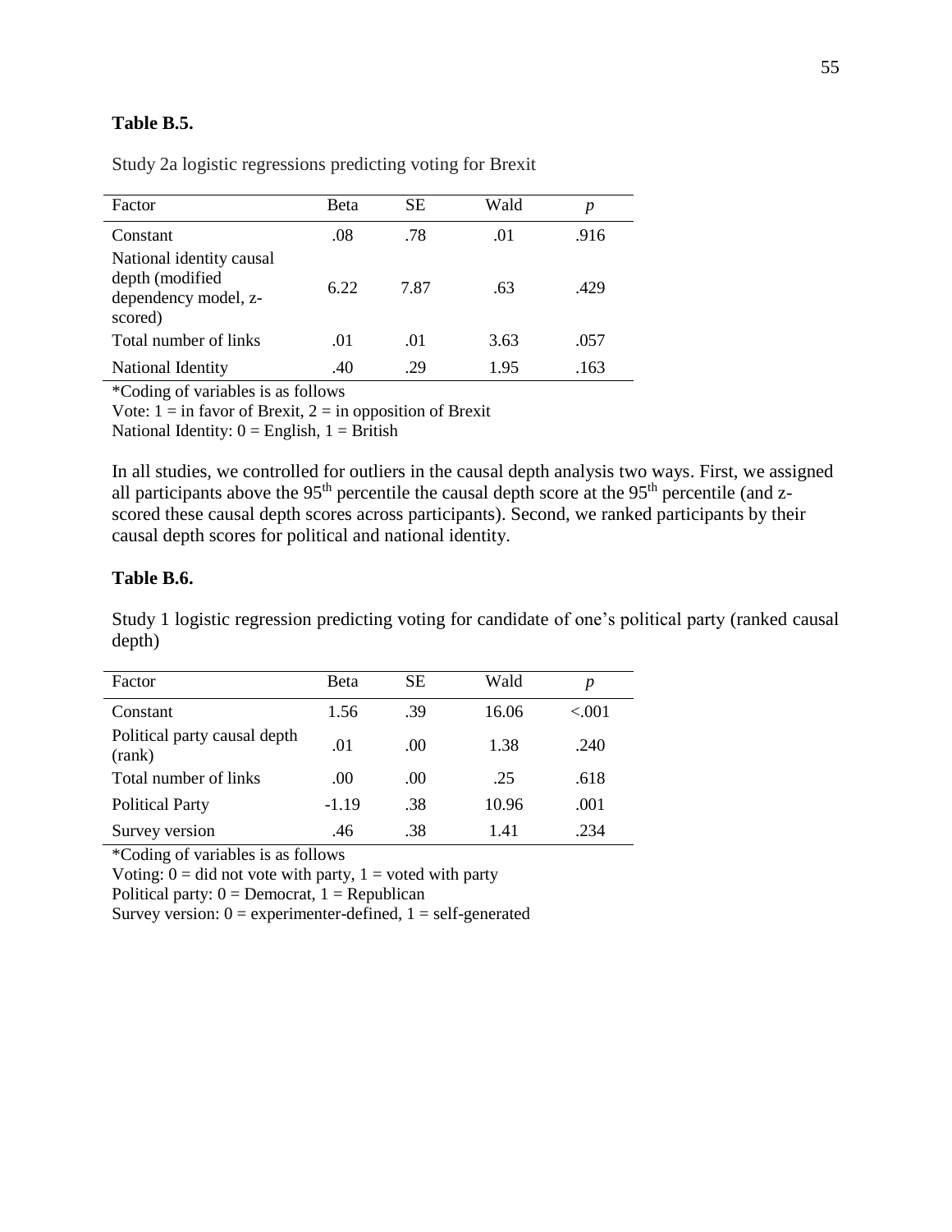**Table B.5.**

Study 2a logistic regressions predicting voting for Brexit

| Factor | Beta | SE | Wald | *p* |
|---|---|---|---|---|
| Constant | .08 | .78 | .01 | .916 |
| National identity causal depth (modified dependency model, z-scored) | 6.22 | 7.87 | .63 | .429 |
| Total number of links | .01 | .01 | 3.63 | .057 |
| National Identity | .40 | .29 | 1.95 | .163 |

*Coding of variables is as follows
Vote: 1 = in favor of Brexit, 2 = in opposition of Brexit
National Identity: 0 = English, 1 = British

In all studies, we controlled for outliers in the causal depth analysis two ways. First, we assigned all participants above the 95th percentile the causal depth score at the 95th percentile (and z-scored these causal depth scores across participants). Second, we ranked participants by their causal depth scores for political and national identity.

**Table B.6.**

Study 1 logistic regression predicting voting for candidate of one's political party (ranked causal depth)

| Factor | Beta | SE | Wald | *p* |
|---|---|---|---|---|
| Constant | 1.56 | .39 | 16.06 | <.001 |
| Political party causal depth (rank) | .01 | .00 | 1.38 | .240 |
| Total number of links | .00 | .00 | .25 | .618 |
| Political Party | -1.19 | .38 | 10.96 | .001 |
| Survey version | .46 | .38 | 1.41 | .234 |

*Coding of variables is as follows
Voting: 0 = did not vote with party, 1 = voted with party
Political party: 0 = Democrat, 1 = Republican
Survey version: 0 = experimenter-defined, 1 = self-generated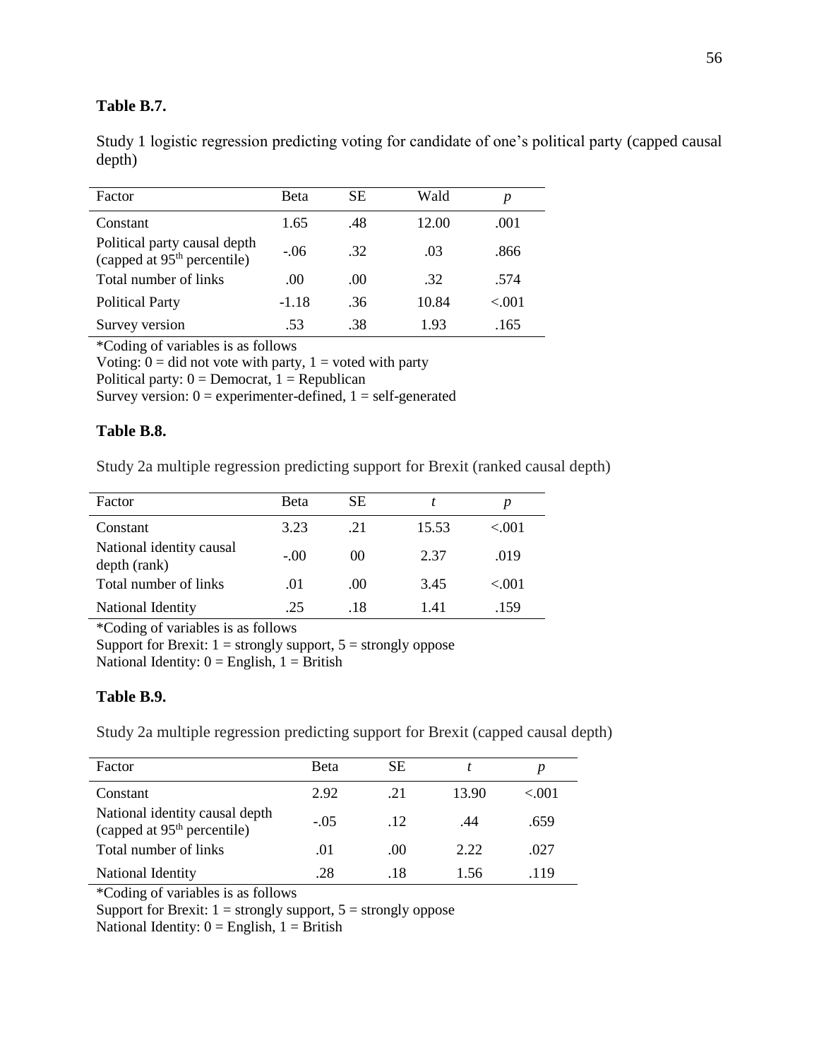**Table B.7.**

Study 1 logistic regression predicting voting for candidate of one's political party (capped causal depth)

| Factor | Beta | SE | Wald | *p* |
|---|---|---|---|---|
| Constant | 1.65 | .48 | 12.00 | .001 |
| Political party causal depth (capped at 95$^{th}$ percentile) | -.06 | .32 | .03 | .866 |
| Total number of links | .00 | .00 | .32 | .574 |
| Political Party | -1.18 | .36 | 10.84 | <.001 |
| Survey version | .53 | .38 | 1.93 | .165 |

*Coding of variables is as follows
Voting: 0 = did not vote with party, 1 = voted with party
Political party: 0 = Democrat, 1 = Republican
Survey version: 0 = experimenter-defined, 1 = self-generated

**Table B.8.**

Study 2a multiple regression predicting support for Brexit (ranked causal depth)

| Factor | Beta | SE | *t* | *p* |
|---|---|---|---|---|
| Constant | 3.23 | .21 | 15.53 | <.001 |
| National identity causal depth (rank) | -.00 | 00 | 2.37 | .019 |
| Total number of links | .01 | .00 | 3.45 | <.001 |
| National Identity | .25 | .18 | 1.41 | .159 |

*Coding of variables is as follows
Support for Brexit: 1 = strongly support, 5 = strongly oppose
National Identity: 0 = English, 1 = British

**Table B.9.**

Study 2a multiple regression predicting support for Brexit (capped causal depth)

| Factor | Beta | SE | *t* | *p* |
|---|---|---|---|---|
| Constant | 2.92 | .21 | 13.90 | <.001 |
| National identity causal depth (capped at 95$^{th}$ percentile) | -.05 | .12 | .44 | .659 |
| Total number of links | .01 | .00 | 2.22 | .027 |
| National Identity | .28 | .18 | 1.56 | .119 |

*Coding of variables is as follows
Support for Brexit: 1 = strongly support, 5 = strongly oppose
National Identity: 0 = English, 1 = British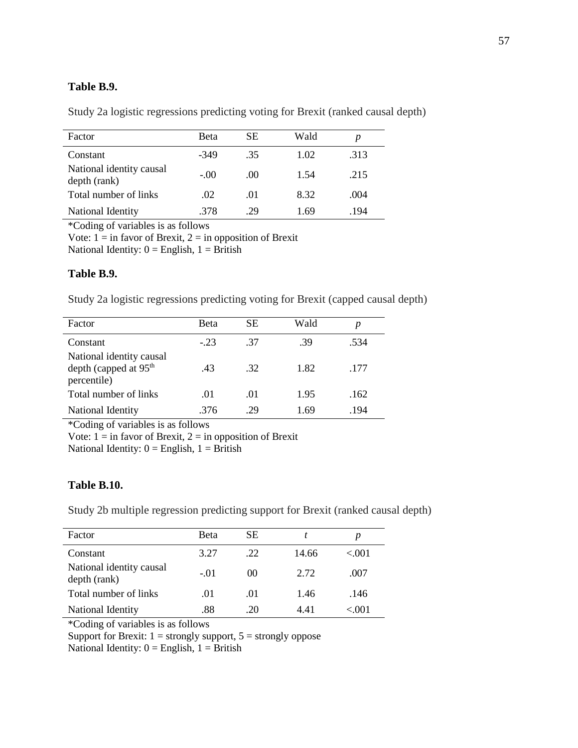**Table B.9.**

Study 2a logistic regressions predicting voting for Brexit (ranked causal depth)

| Factor | Beta | SE | Wald | *p* |
|---|---|---|---|---|
| Constant | -349 | .35 | 1.02 | .313 |
| National identity causal depth (rank) | -.00 | .00 | 1.54 | .215 |
| Total number of links | .02 | .01 | 8.32 | .004 |
| National Identity | .378 | .29 | 1.69 | .194 |

*Coding of variables is as follows
Vote: 1 = in favor of Brexit, 2 = in opposition of Brexit
National Identity: 0 = English, 1 = British

**Table B.9.**

Study 2a logistic regressions predicting voting for Brexit (capped causal depth)

| Factor | Beta | SE | Wald | *p* |
|---|---|---|---|---|
| Constant | -.23 | .37 | .39 | .534 |
| National identity causal depth (capped at $95^{th}$ percentile) | .43 | .32 | 1.82 | .177 |
| Total number of links | .01 | .01 | 1.95 | .162 |
| National Identity | .376 | .29 | 1.69 | .194 |

*Coding of variables is as follows
Vote: 1 = in favor of Brexit, 2 = in opposition of Brexit
National Identity: 0 = English, 1 = British

**Table B.10.**

Study 2b multiple regression predicting support for Brexit (ranked causal depth)

| Factor | Beta | SE | *t* | *p* |
|---|---|---|---|---|
| Constant | 3.27 | .22 | 14.66 | <.001 |
| National identity causal depth (rank) | -.01 | 00 | 2.72 | .007 |
| Total number of links | .01 | .01 | 1.46 | .146 |
| National Identity | .88 | .20 | 4.41 | <.001 |

*Coding of variables is as follows
Support for Brexit: 1 = strongly support, 5 = strongly oppose
National Identity: 0 = English, 1 = British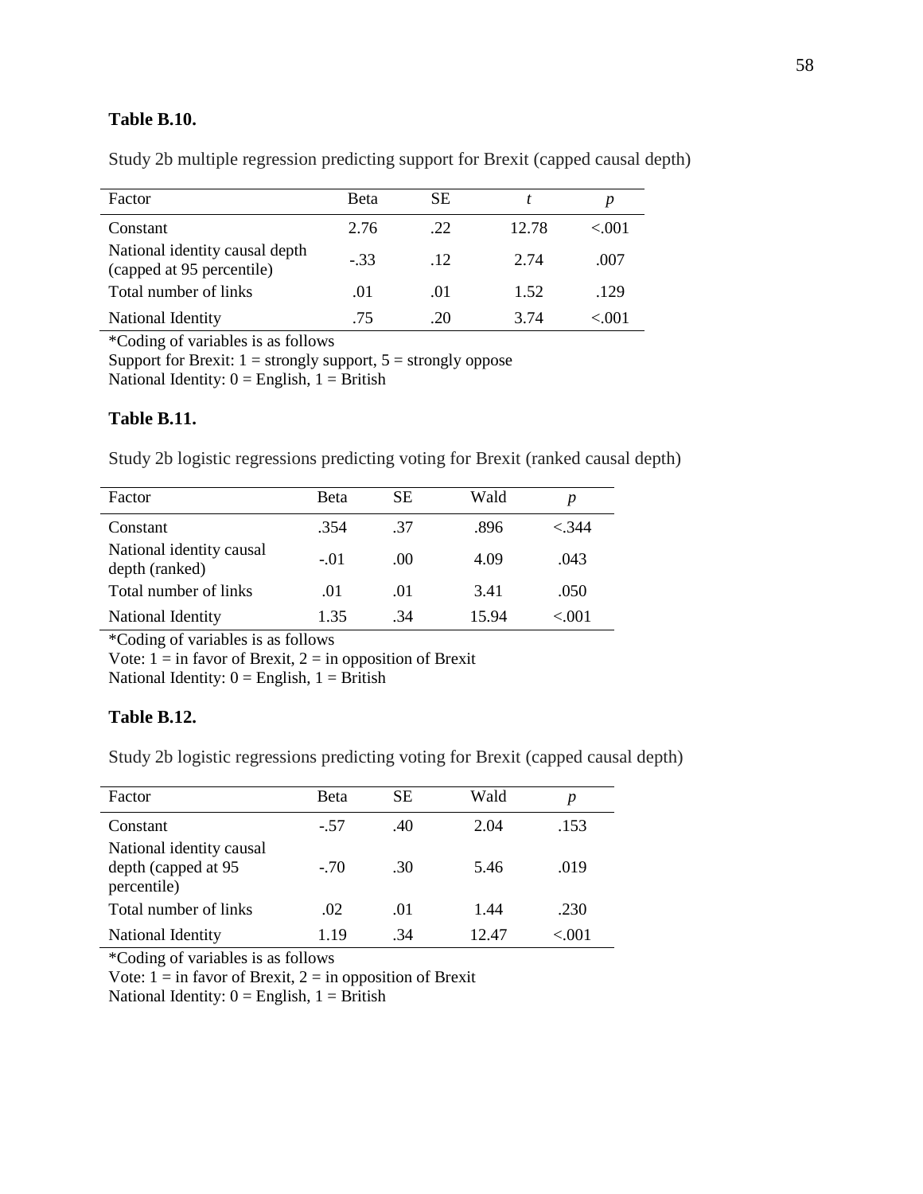**Table B.10.**

Study 2b multiple regression predicting support for Brexit (capped causal depth)

| Factor | Beta | SE | *t* | *p* |
|---|---|---|---|---|
| Constant | 2.76 | .22 | 12.78 | <.001 |
| National identity causal depth (capped at 95 percentile) | -.33 | .12 | 2.74 | .007 |
| Total number of links | .01 | .01 | 1.52 | .129 |
| National Identity | .75 | .20 | 3.74 | <.001 |

*Coding of variables is as follows
Support for Brexit: 1 = strongly support, 5 = strongly oppose
National Identity: 0 = English, 1 = British

**Table B.11.**

Study 2b logistic regressions predicting voting for Brexit (ranked causal depth)

| Factor | Beta | SE | Wald | *p* |
|---|---|---|---|---|
| Constant | .354 | .37 | .896 | <.344 |
| National identity causal depth (ranked) | -.01 | .00 | 4.09 | .043 |
| Total number of links | .01 | .01 | 3.41 | .050 |
| National Identity | 1.35 | .34 | 15.94 | <.001 |

*Coding of variables is as follows
Vote: 1 = in favor of Brexit, 2 = in opposition of Brexit
National Identity: 0 = English, 1 = British

**Table B.12.**

Study 2b logistic regressions predicting voting for Brexit (capped causal depth)

| Factor | Beta | SE | Wald | *p* |
|---|---|---|---|---|
| Constant | -.57 | .40 | 2.04 | .153 |
| National identity causal depth (capped at 95 percentile) | -.70 | .30 | 5.46 | .019 |
| Total number of links | .02 | .01 | 1.44 | .230 |
| National Identity | 1.19 | .34 | 12.47 | <.001 |

*Coding of variables is as follows
Vote: 1 = in favor of Brexit, 2 = in opposition of Brexit
National Identity: 0 = English, 1 = British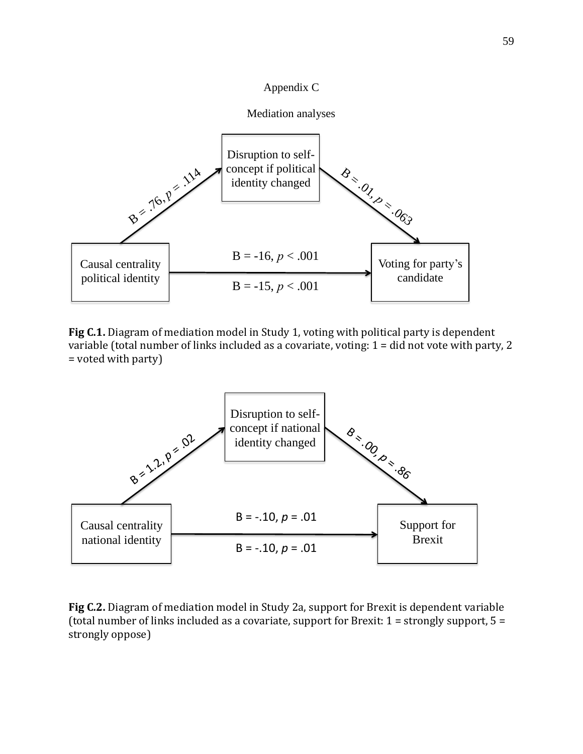# Appendix C

## Mediation analyses

Disruption to self-concept if political identity changed

B = .76, $p$ = .114

B = .01, $p$ = .063

Causal centrality political identity

B = -16, $p$ < .001

B = -15, $p$ < .001

Voting for party's candidate

**Fig C.1.** Diagram of mediation model in Study 1, voting with political party is dependent variable (total number of links included as a covariate, voting: 1 = did not vote with party, 2 = voted with party)

Disruption to self-concept if national identity changed

B = 1.2, $p$ = .02

B = .00, $p$ = .86

Causal centrality national identity

B = -.10, $p$ = .01

B = -.10, $p$ = .01

Support for Brexit

**Fig C.2.** Diagram of mediation model in Study 2a, support for Brexit is dependent variable (total number of links included as a covariate, support for Brexit: 1 = strongly support, 5 = strongly oppose)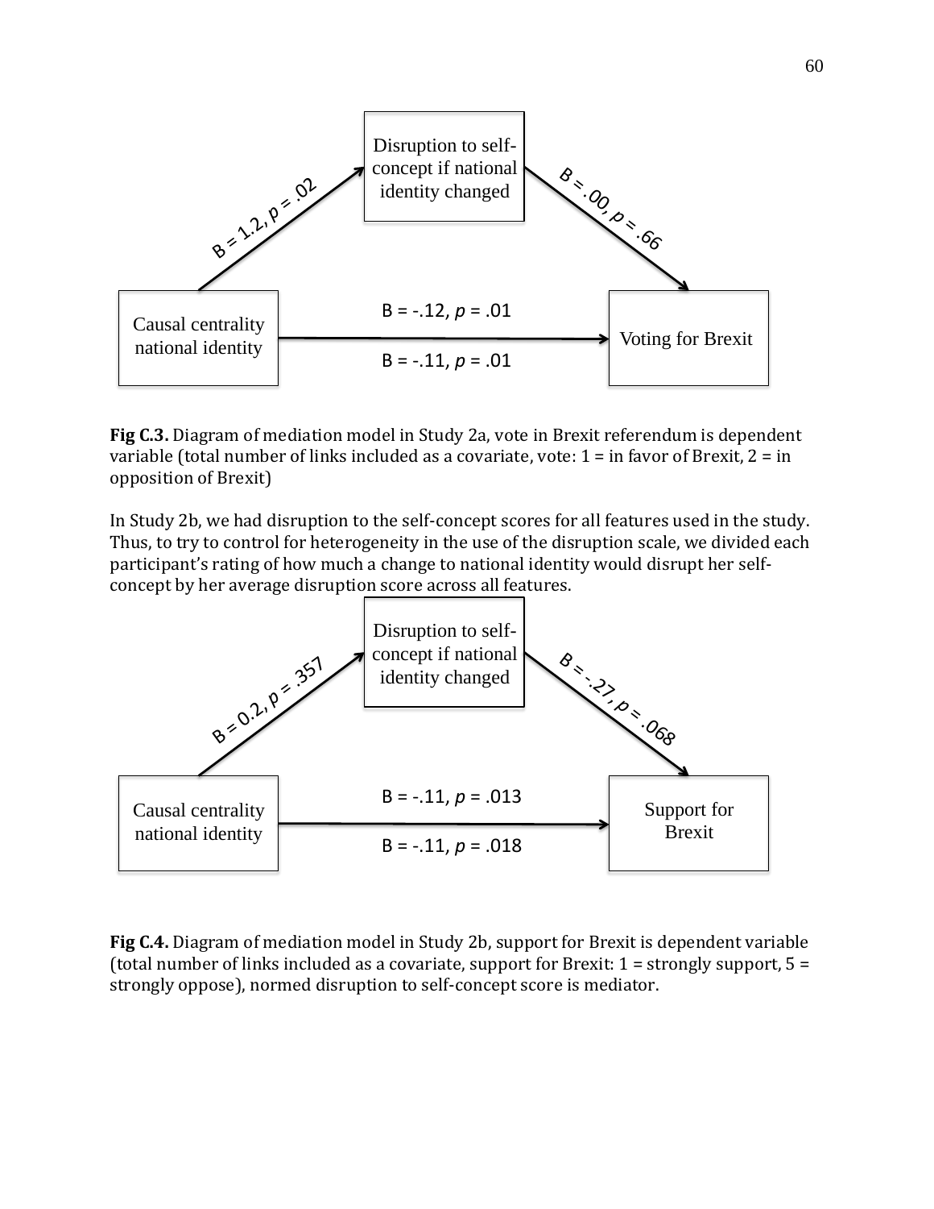Disruption to self-concept if national identity changed

B = 1.2, $p$ = .02

B = .00, $p$ = .66

Causal centrality national identity

B = -.12, $p$ = .01

B = -.11, $p$ = .01

Voting for Brexit

**Fig C.3.** Diagram of mediation model in Study 2a, vote in Brexit referendum is dependent variable (total number of links included as a covariate, vote: 1 = in favor of Brexit, 2 = in opposition of Brexit)

In Study 2b, we had disruption to the self-concept scores for all features used in the study. Thus, to try to control for heterogeneity in the use of the disruption scale, we divided each participant's rating of how much a change to national identity would disrupt her self-concept by her average disruption score across all features.

Disruption to self-concept if national identity changed

B = 0.2, $p$ = .357

B = -.27, $p$ = .068

Causal centrality national identity

B = -.11, $p$ = .013

B = -.11, $p$ = .018

Support for Brexit

**Fig C.4.** Diagram of mediation model in Study 2b, support for Brexit is dependent variable (total number of links included as a covariate, support for Brexit: 1 = strongly support, 5 = strongly oppose), normed disruption to self-concept score is mediator.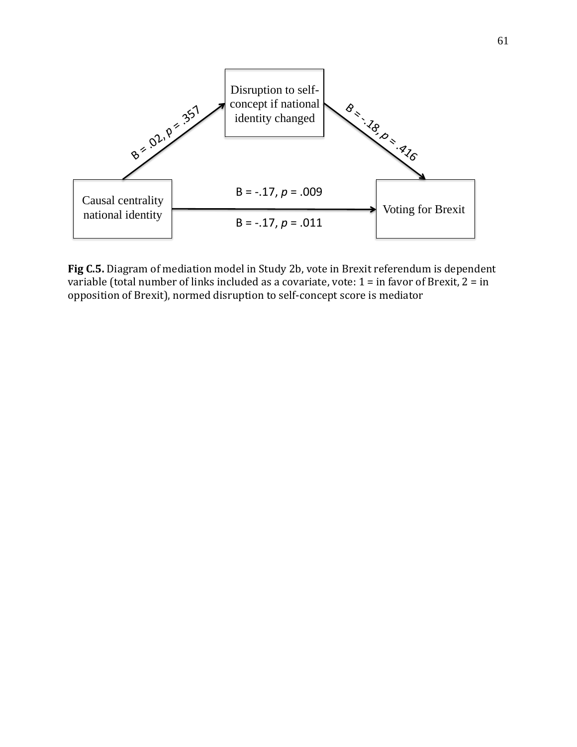Disruption to self-concept if national identity changed

B = .02, $p$ = .357

B = -.18, $p$ = .416

Causal centrality national identity

B = -.17, $p$ = .009

B = -.17, $p$ = .011

Voting for Brexit

**Fig C.5.** Diagram of mediation model in Study 2b, vote in Brexit referendum is dependent variable (total number of links included as a covariate, vote: 1 = in favor of Brexit, 2 = in opposition of Brexit), normed disruption to self-concept score is mediator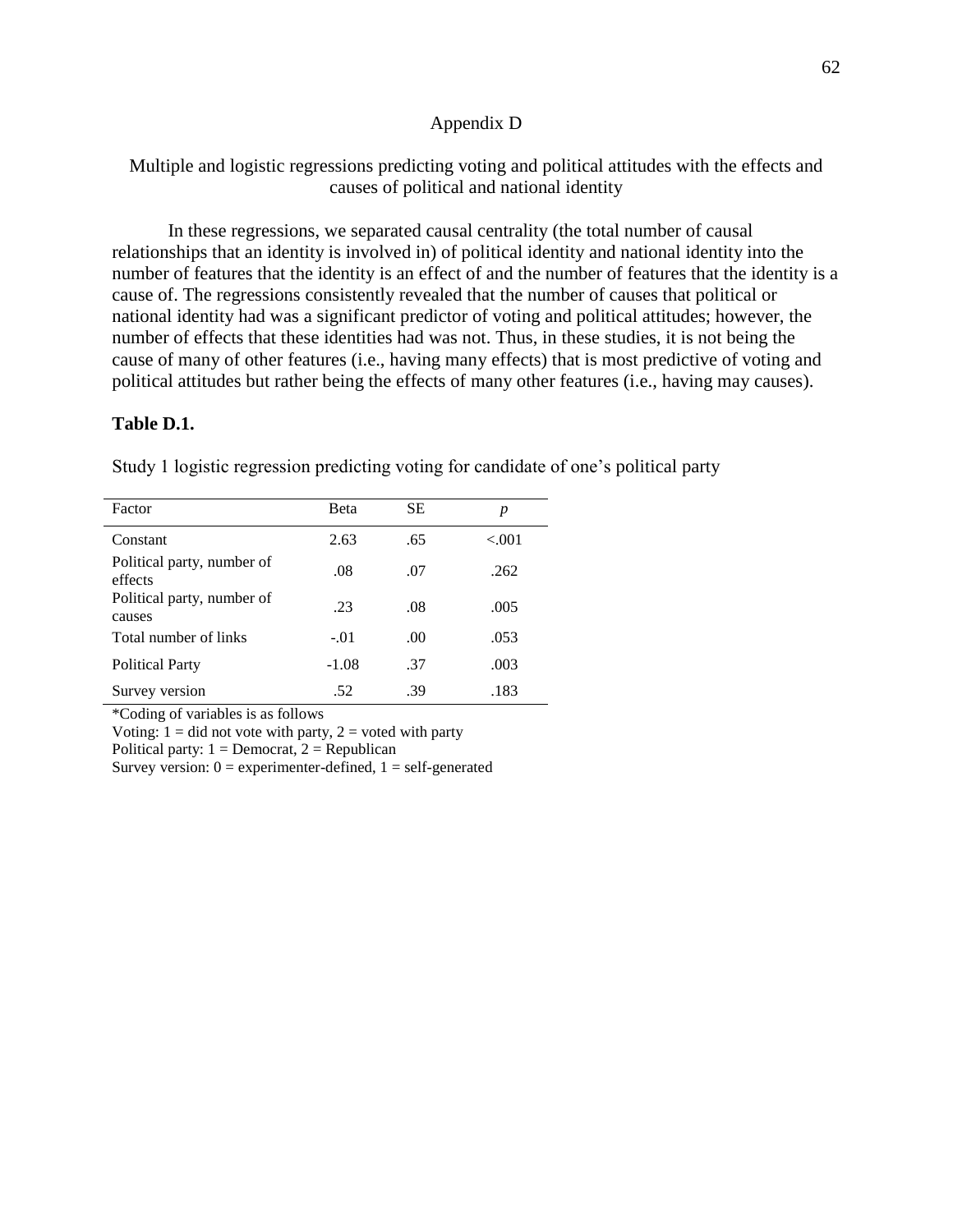# Appendix D

## Multiple and logistic regressions predicting voting and political attitudes with the effects and causes of political and national identity

In these regressions, we separated causal centrality (the total number of causal relationships that an identity is involved in) of political identity and national identity into the number of features that the identity is an effect of and the number of features that the identity is a cause of. The regressions consistently revealed that the number of causes that political or national identity had was a significant predictor of voting and political attitudes; however, the number of effects that these identities had was not. Thus, in these studies, it is not being the cause of many of other features (i.e., having many effects) that is most predictive of voting and political attitudes but rather being the effects of many other features (i.e., having may causes).

**Table D.1.**

Study 1 logistic regression predicting voting for candidate of one's political party

| Factor | Beta | SE | *p* |
|---|---|---|---|
| Constant | 2.63 | .65 | <.001 |
| Political party, number of effects | .08 | .07 | .262 |
| Political party, number of causes | .23 | .08 | .005 |
| Total number of links | -.01 | .00 | .053 |
| Political Party | -1.08 | .37 | .003 |
| Survey version | .52 | .39 | .183 |

*Coding of variables is as follows

Voting: 1 = did not vote with party, 2 = voted with party

Political party: 1 = Democrat, 2 = Republican

Survey version: 0 = experimenter-defined, 1 = self-generated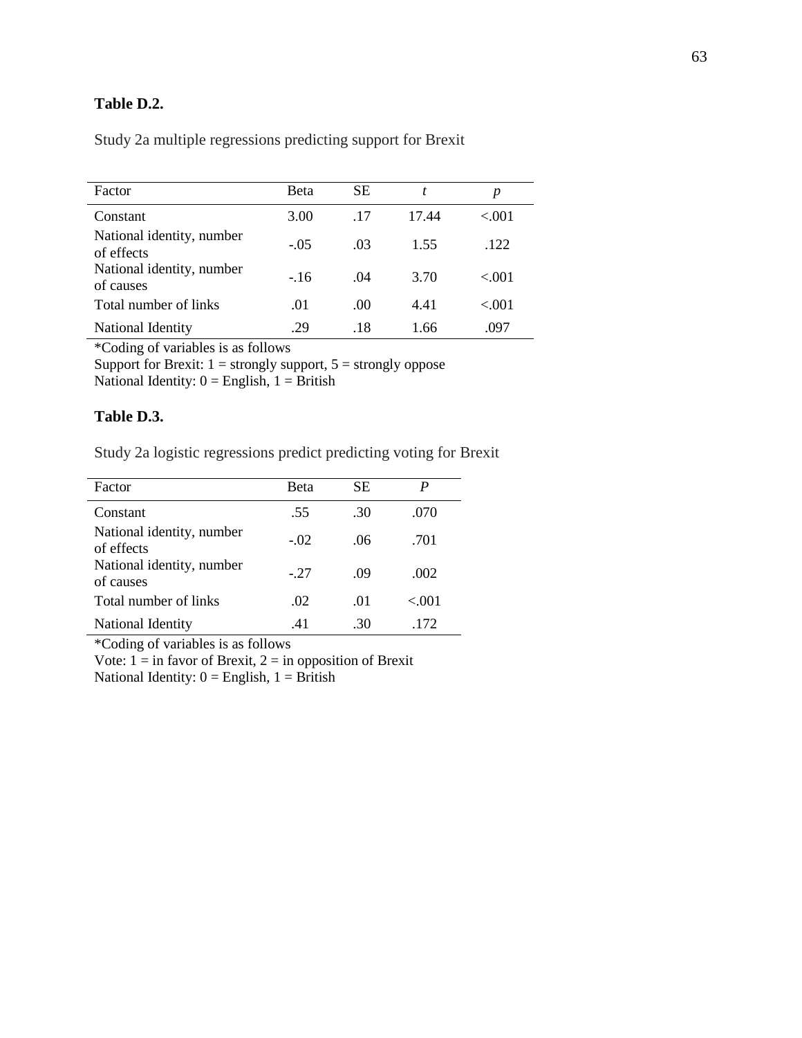**Table D.2.**

Study 2a multiple regressions predicting support for Brexit

| Factor | Beta | SE | *t* | *p* |
|---|---|---|---|---|
| Constant | 3.00 | .17 | 17.44 | <.001 |
| National identity, number of effects | -.05 | .03 | 1.55 | .122 |
| National identity, number of causes | -.16 | .04 | 3.70 | <.001 |
| Total number of links | .01 | .00 | 4.41 | <.001 |
| National Identity | .29 | .18 | 1.66 | .097 |

*Coding of variables is as follows
Support for Brexit: 1 = strongly support, 5 = strongly oppose
National Identity: 0 = English, 1 = British

**Table D.3.**

Study 2a logistic regressions predict predicting voting for Brexit

| Factor | Beta | SE | *P* |
|---|---|---|---|
| Constant | .55 | .30 | .070 |
| National identity, number of effects | -.02 | .06 | .701 |
| National identity, number of causes | -.27 | .09 | .002 |
| Total number of links | .02 | .01 | <.001 |
| National Identity | .41 | .30 | .172 |

*Coding of variables is as follows
Vote: 1 = in favor of Brexit, 2 = in opposition of Brexit
National Identity: 0 = English, 1 = British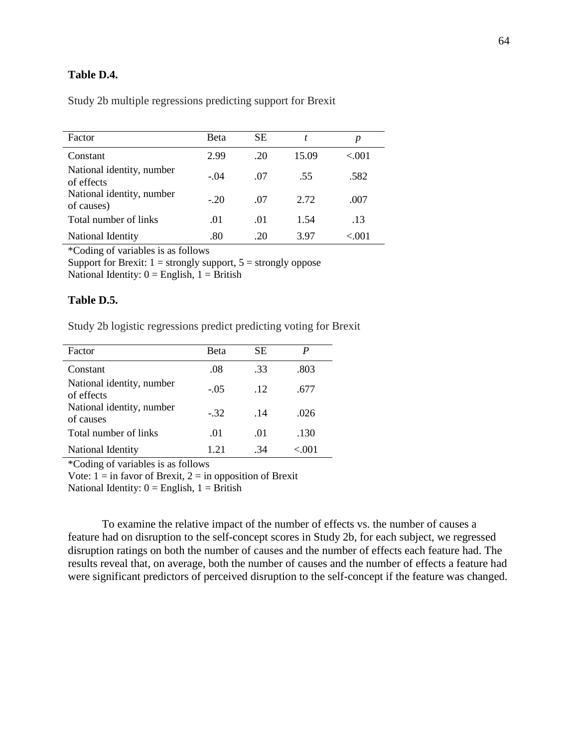**Table D.4.**

Study 2b multiple regressions predicting support for Brexit

| Factor | Beta | SE | *t* | *p* |
|---|---|---|---|---|
| Constant | 2.99 | .20 | 15.09 | <.001 |
| National identity, number of effects | -.04 | .07 | .55 | .582 |
| National identity, number of causes) | -.20 | .07 | 2.72 | .007 |
| Total number of links | .01 | .01 | 1.54 | .13 |
| National Identity | .80 | .20 | 3.97 | <.001 |

*Coding of variables is as follows
Support for Brexit: 1 = strongly support, 5 = strongly oppose
National Identity: 0 = English, 1 = British

**Table D.5.**

Study 2b logistic regressions predict predicting voting for Brexit

| Factor | Beta | SE | *P* |
|---|---|---|---|
| Constant | .08 | .33 | .803 |
| National identity, number of effects | -.05 | .12 | .677 |
| National identity, number of causes | -.32 | .14 | .026 |
| Total number of links | .01 | .01 | .130 |
| National Identity | 1.21 | .34 | <.001 |

*Coding of variables is as follows
Vote: 1 = in favor of Brexit, 2 = in opposition of Brexit
National Identity: 0 = English, 1 = British

To examine the relative impact of the number of effects vs. the number of causes a feature had on disruption to the self-concept scores in Study 2b, for each subject, we regressed disruption ratings on both the number of causes and the number of effects each feature had. The results reveal that, on average, both the number of causes and the number of effects a feature had were significant predictors of perceived disruption to the self-concept if the feature was changed.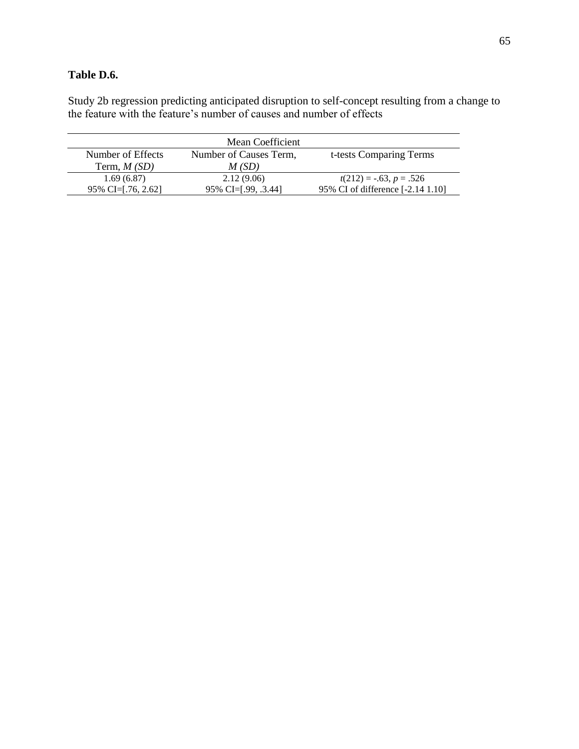**Table D.6.**

Study 2b regression predicting anticipated disruption to self-concept resulting from a change to the feature with the feature's number of causes and number of effects

| Mean Coefficient | | |
|---|---|---|
| Number of Effects Term, *M (SD)* | Number of Causes Term, *M (SD)* | t-tests Comparing Terms |
| 1.69 (6.87)<br>95% CI=[.76, 2.62] | 2.12 (9.06)<br>95% CI=[.99, .3.44] | $t(212) = -.63$, $p = .526$<br>95% CI of difference [-2.14 1.10] |